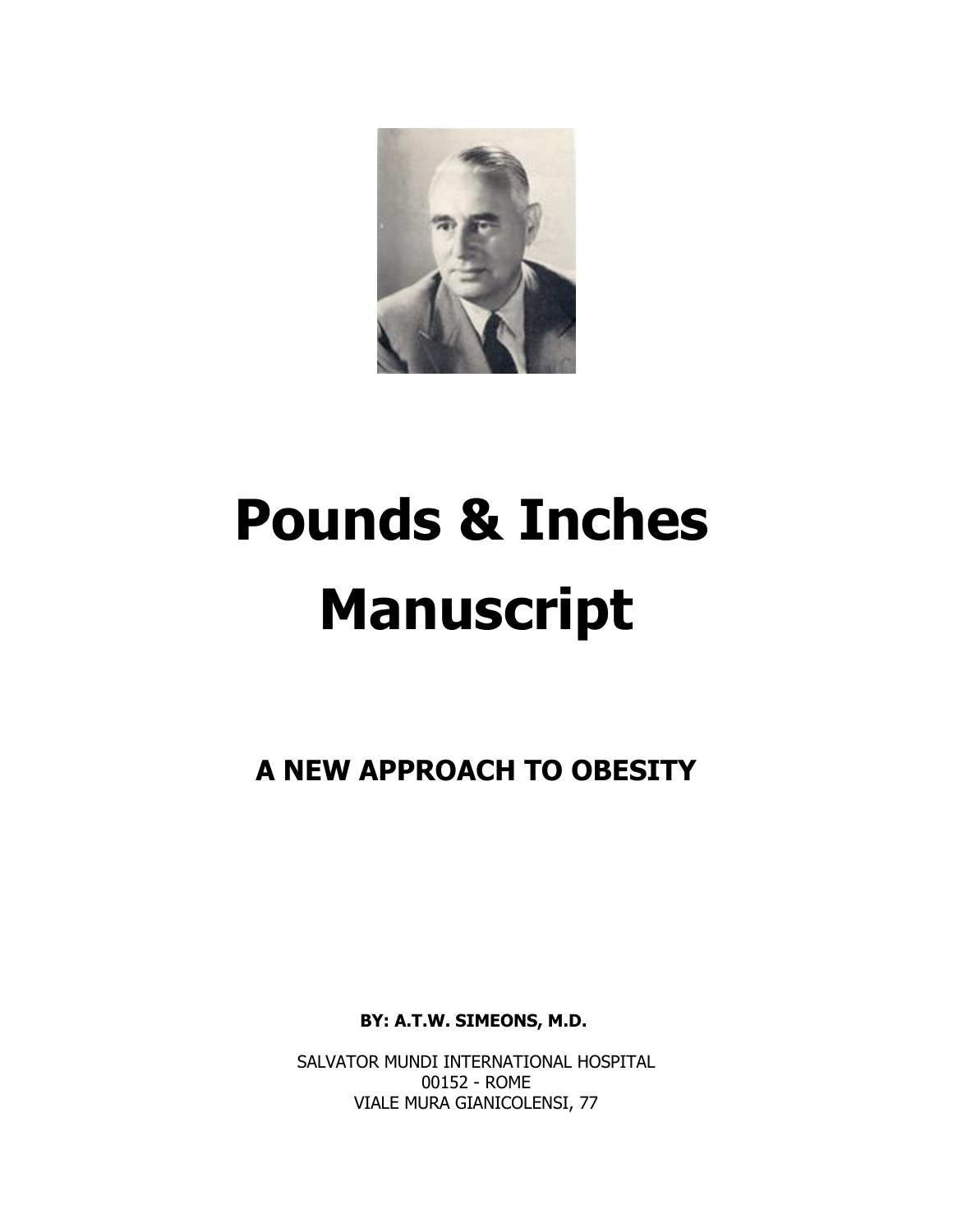# Pounds & Inches Manuscript

## A NEW APPROACH TO OBESITY

**BY: A.T.W. SIMEONS, M.D.**

SALVATOR MUNDI INTERNATIONAL HOSPITAL
00152 - ROME
VIALE MURA GIANICOLENSI, 77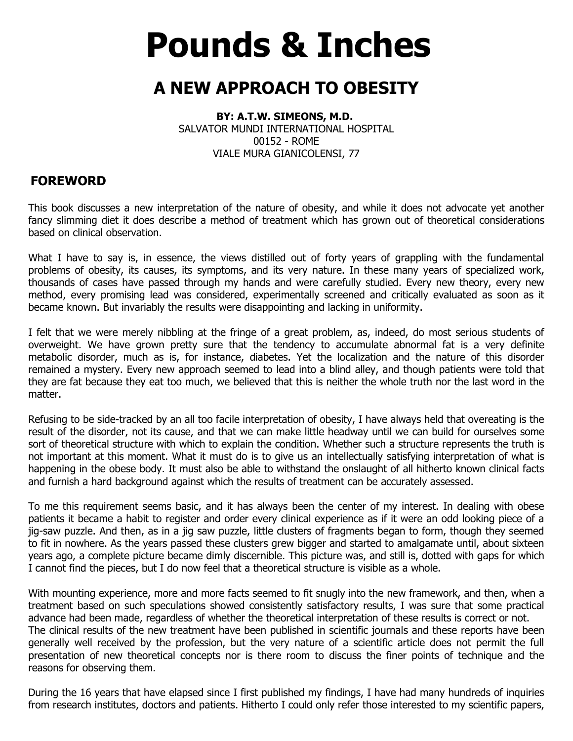# Pounds & Inches

## A NEW APPROACH TO OBESITY

**BY: A.T.W. SIMEONS, M.D.**
SALVATOR MUNDI INTERNATIONAL HOSPITAL
00152 - ROME
VIALE MURA GIANICOLENSI, 77

## FOREWORD

This book discusses a new interpretation of the nature of obesity, and while it does not advocate yet another fancy slimming diet it does describe a method of treatment which has grown out of theoretical considerations based on clinical observation.

What I have to say is, in essence, the views distilled out of forty years of grappling with the fundamental problems of obesity, its causes, its symptoms, and its very nature. In these many years of specialized work, thousands of cases have passed through my hands and were carefully studied. Every new theory, every new method, every promising lead was considered, experimentally screened and critically evaluated as soon as it became known. But invariably the results were disappointing and lacking in uniformity.

I felt that we were merely nibbling at the fringe of a great problem, as, indeed, do most serious students of overweight. We have grown pretty sure that the tendency to accumulate abnormal fat is a very definite metabolic disorder, much as is, for instance, diabetes. Yet the localization and the nature of this disorder remained a mystery. Every new approach seemed to lead into a blind alley, and though patients were told that they are fat because they eat too much, we believed that this is neither the whole truth nor the last word in the matter.

Refusing to be side-tracked by an all too facile interpretation of obesity, I have always held that overeating is the result of the disorder, not its cause, and that we can make little headway until we can build for ourselves some sort of theoretical structure with which to explain the condition. Whether such a structure represents the truth is not important at this moment. What it must do is to give us an intellectually satisfying interpretation of what is happening in the obese body. It must also be able to withstand the onslaught of all hitherto known clinical facts and furnish a hard background against which the results of treatment can be accurately assessed.

To me this requirement seems basic, and it has always been the center of my interest. In dealing with obese patients it became a habit to register and order every clinical experience as if it were an odd looking piece of a jig-saw puzzle. And then, as in a jig saw puzzle, little clusters of fragments began to form, though they seemed to fit in nowhere. As the years passed these clusters grew bigger and started to amalgamate until, about sixteen years ago, a complete picture became dimly discernible. This picture was, and still is, dotted with gaps for which I cannot find the pieces, but I do now feel that a theoretical structure is visible as a whole.

With mounting experience, more and more facts seemed to fit snugly into the new framework, and then, when a treatment based on such speculations showed consistently satisfactory results, I was sure that some practical advance had been made, regardless of whether the theoretical interpretation of these results is correct or not.
The clinical results of the new treatment have been published in scientific journals and these reports have been generally well received by the profession, but the very nature of a scientific article does not permit the full presentation of new theoretical concepts nor is there room to discuss the finer points of technique and the reasons for observing them.

During the 16 years that have elapsed since I first published my findings, I have had many hundreds of inquiries from research institutes, doctors and patients. Hitherto I could only refer those interested to my scientific papers,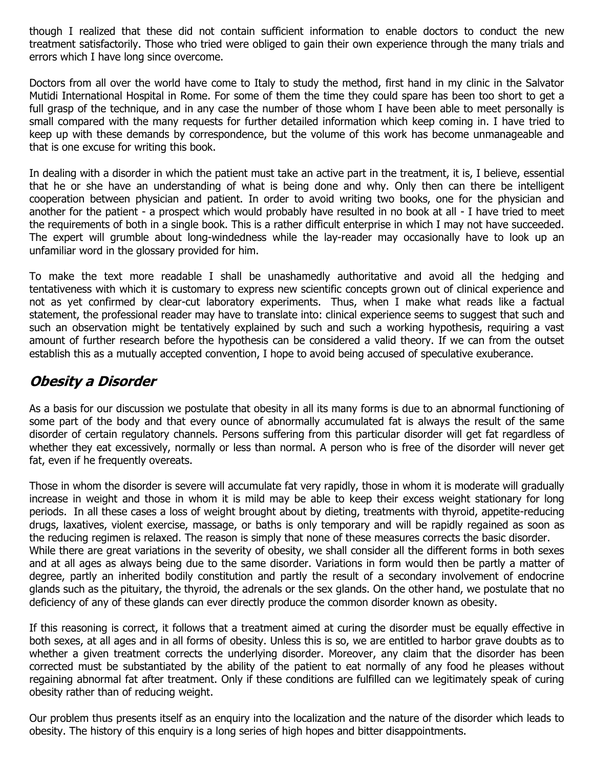though I realized that these did not contain sufficient information to enable doctors to conduct the new treatment satisfactorily. Those who tried were obliged to gain their own experience through the many trials and errors which I have long since overcome.

Doctors from all over the world have come to Italy to study the method, first hand in my clinic in the Salvator Mutidi International Hospital in Rome. For some of them the time they could spare has been too short to get a full grasp of the technique, and in any case the number of those whom I have been able to meet personally is small compared with the many requests for further detailed information which keep coming in. I have tried to keep up with these demands by correspondence, but the volume of this work has become unmanageable and that is one excuse for writing this book.

In dealing with a disorder in which the patient must take an active part in the treatment, it is, I believe, essential that he or she have an understanding of what is being done and why. Only then can there be intelligent cooperation between physician and patient. In order to avoid writing two books, one for the physician and another for the patient - a prospect which would probably have resulted in no book at all - I have tried to meet the requirements of both in a single book. This is a rather difficult enterprise in which I may not have succeeded. The expert will grumble about long-windedness while the lay-reader may occasionally have to look up an unfamiliar word in the glossary provided for him.

To make the text more readable I shall be unashamedly authoritative and avoid all the hedging and tentativeness with which it is customary to express new scientific concepts grown out of clinical experience and not as yet confirmed by clear-cut laboratory experiments. Thus, when I make what reads like a factual statement, the professional reader may have to translate into: clinical experience seems to suggest that such and such an observation might be tentatively explained by such and such a working hypothesis, requiring a vast amount of further research before the hypothesis can be considered a valid theory. If we can from the outset establish this as a mutually accepted convention, I hope to avoid being accused of speculative exuberance.

## *Obesity a Disorder*

As a basis for our discussion we postulate that obesity in all its many forms is due to an abnormal functioning of some part of the body and that every ounce of abnormally accumulated fat is always the result of the same disorder of certain regulatory channels. Persons suffering from this particular disorder will get fat regardless of whether they eat excessively, normally or less than normal. A person who is free of the disorder will never get fat, even if he frequently overeats.

Those in whom the disorder is severe will accumulate fat very rapidly, those in whom it is moderate will gradually increase in weight and those in whom it is mild may be able to keep their excess weight stationary for long periods. In all these cases a loss of weight brought about by dieting, treatments with thyroid, appetite-reducing drugs, laxatives, violent exercise, massage, or baths is only temporary and will be rapidly regained as soon as the reducing regimen is relaxed. The reason is simply that none of these measures corrects the basic disorder.
While there are great variations in the severity of obesity, we shall consider all the different forms in both sexes and at all ages as always being due to the same disorder. Variations in form would then be partly a matter of degree, partly an inherited bodily constitution and partly the result of a secondary involvement of endocrine glands such as the pituitary, the thyroid, the adrenals or the sex glands. On the other hand, we postulate that no deficiency of any of these glands can ever directly produce the common disorder known as obesity.

If this reasoning is correct, it follows that a treatment aimed at curing the disorder must be equally effective in both sexes, at all ages and in all forms of obesity. Unless this is so, we are entitled to harbor grave doubts as to whether a given treatment corrects the underlying disorder. Moreover, any claim that the disorder has been corrected must be substantiated by the ability of the patient to eat normally of any food he pleases without regaining abnormal fat after treatment. Only if these conditions are fulfilled can we legitimately speak of curing obesity rather than of reducing weight.

Our problem thus presents itself as an enquiry into the localization and the nature of the disorder which leads to obesity. The history of this enquiry is a long series of high hopes and bitter disappointments.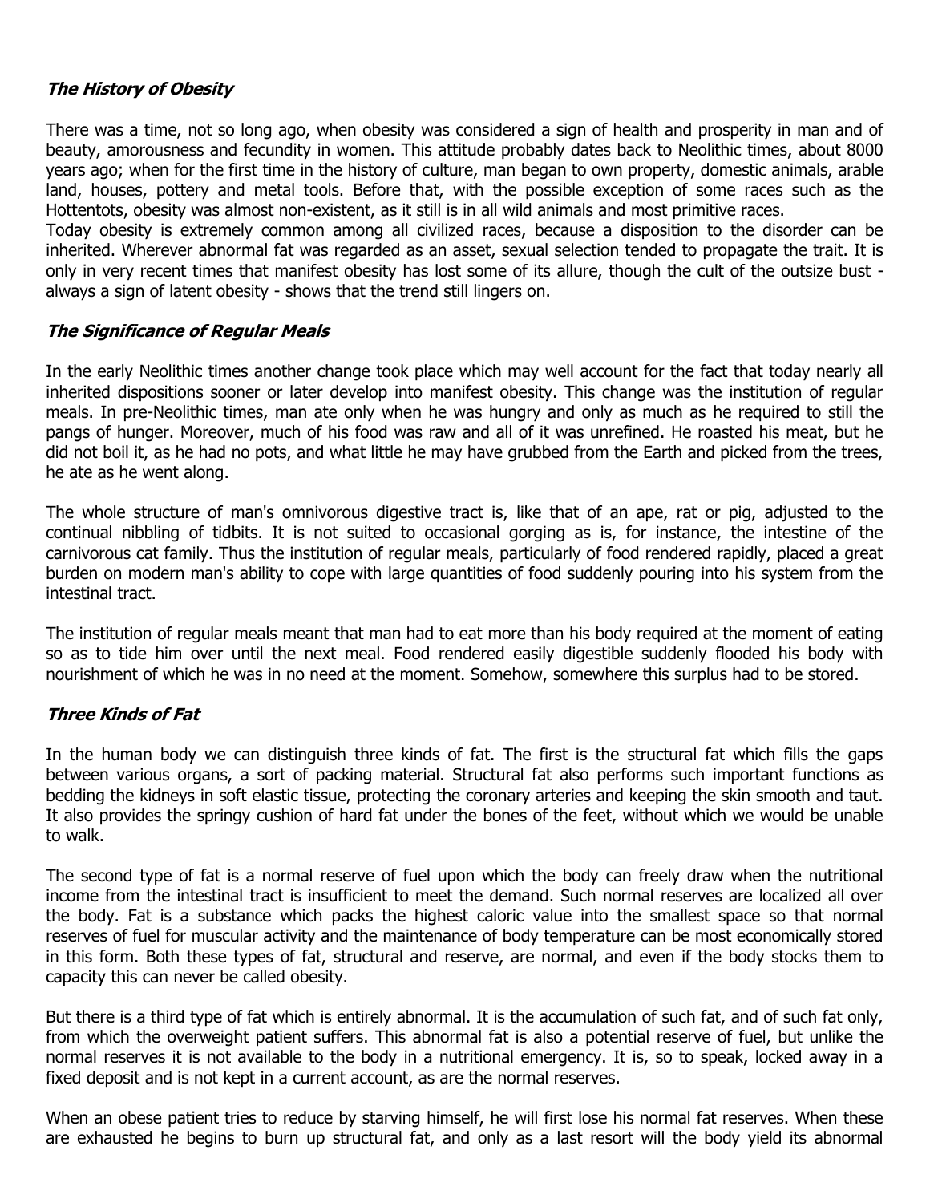### *The History of Obesity*

There was a time, not so long ago, when obesity was considered a sign of health and prosperity in man and of beauty, amorousness and fecundity in women. This attitude probably dates back to Neolithic times, about 8000 years ago; when for the first time in the history of culture, man began to own property, domestic animals, arable land, houses, pottery and metal tools. Before that, with the possible exception of some races such as the Hottentots, obesity was almost non-existent, as it still is in all wild animals and most primitive races.
Today obesity is extremely common among all civilized races, because a disposition to the disorder can be inherited. Wherever abnormal fat was regarded as an asset, sexual selection tended to propagate the trait. It is only in very recent times that manifest obesity has lost some of its allure, though the cult of the outsize bust - always a sign of latent obesity - shows that the trend still lingers on.

### *The Significance of Regular Meals*

In the early Neolithic times another change took place which may well account for the fact that today nearly all inherited dispositions sooner or later develop into manifest obesity. This change was the institution of regular meals. In pre-Neolithic times, man ate only when he was hungry and only as much as he required to still the pangs of hunger. Moreover, much of his food was raw and all of it was unrefined. He roasted his meat, but he did not boil it, as he had no pots, and what little he may have grubbed from the Earth and picked from the trees, he ate as he went along.

The whole structure of man's omnivorous digestive tract is, like that of an ape, rat or pig, adjusted to the continual nibbling of tidbits. It is not suited to occasional gorging as is, for instance, the intestine of the carnivorous cat family. Thus the institution of regular meals, particularly of food rendered rapidly, placed a great burden on modern man's ability to cope with large quantities of food suddenly pouring into his system from the intestinal tract.

The institution of regular meals meant that man had to eat more than his body required at the moment of eating so as to tide him over until the next meal. Food rendered easily digestible suddenly flooded his body with nourishment of which he was in no need at the moment. Somehow, somewhere this surplus had to be stored.

### *Three Kinds of Fat*

In the human body we can distinguish three kinds of fat. The first is the structural fat which fills the gaps between various organs, a sort of packing material. Structural fat also performs such important functions as bedding the kidneys in soft elastic tissue, protecting the coronary arteries and keeping the skin smooth and taut. It also provides the springy cushion of hard fat under the bones of the feet, without which we would be unable to walk.

The second type of fat is a normal reserve of fuel upon which the body can freely draw when the nutritional income from the intestinal tract is insufficient to meet the demand. Such normal reserves are localized all over the body. Fat is a substance which packs the highest caloric value into the smallest space so that normal reserves of fuel for muscular activity and the maintenance of body temperature can be most economically stored in this form. Both these types of fat, structural and reserve, are normal, and even if the body stocks them to capacity this can never be called obesity.

But there is a third type of fat which is entirely abnormal. It is the accumulation of such fat, and of such fat only, from which the overweight patient suffers. This abnormal fat is also a potential reserve of fuel, but unlike the normal reserves it is not available to the body in a nutritional emergency. It is, so to speak, locked away in a fixed deposit and is not kept in a current account, as are the normal reserves.

When an obese patient tries to reduce by starving himself, he will first lose his normal fat reserves. When these are exhausted he begins to burn up structural fat, and only as a last resort will the body yield its abnormal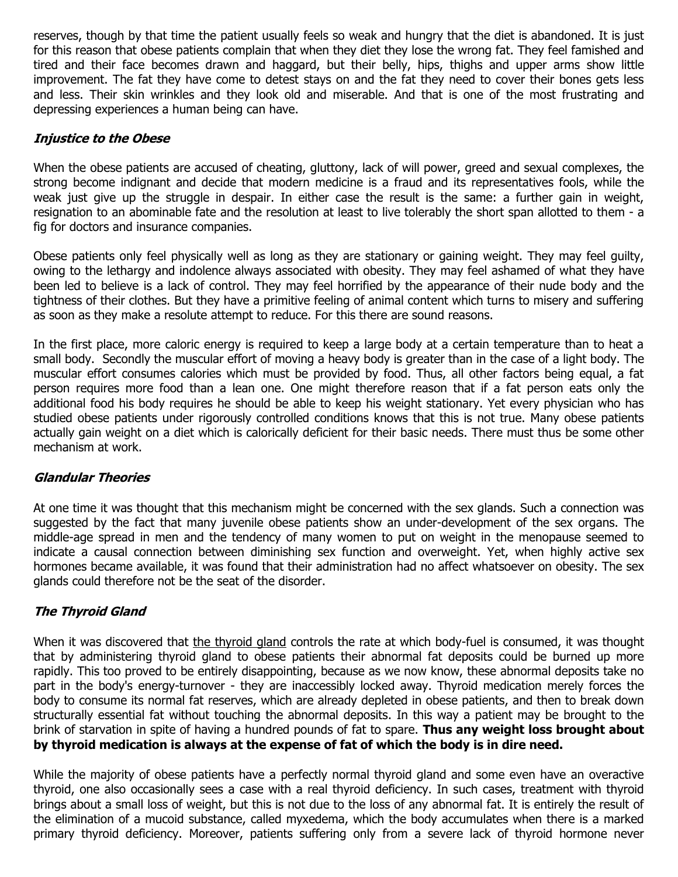reserves, though by that time the patient usually feels so weak and hungry that the diet is abandoned. It is just for this reason that obese patients complain that when they diet they lose the wrong fat. They feel famished and tired and their face becomes drawn and haggard, but their belly, hips, thighs and upper arms show little improvement. The fat they have come to detest stays on and the fat they need to cover their bones gets less and less. Their skin wrinkles and they look old and miserable. And that is one of the most frustrating and depressing experiences a human being can have.

### *Injustice to the Obese*

When the obese patients are accused of cheating, gluttony, lack of will power, greed and sexual complexes, the strong become indignant and decide that modern medicine is a fraud and its representatives fools, while the weak just give up the struggle in despair. In either case the result is the same: a further gain in weight, resignation to an abominable fate and the resolution at least to live tolerably the short span allotted to them - a fig for doctors and insurance companies.

Obese patients only feel physically well as long as they are stationary or gaining weight. They may feel guilty, owing to the lethargy and indolence always associated with obesity. They may feel ashamed of what they have been led to believe is a lack of control. They may feel horrified by the appearance of their nude body and the tightness of their clothes. But they have a primitive feeling of animal content which turns to misery and suffering as soon as they make a resolute attempt to reduce. For this there are sound reasons.

In the first place, more caloric energy is required to keep a large body at a certain temperature than to heat a small body. Secondly the muscular effort of moving a heavy body is greater than in the case of a light body. The muscular effort consumes calories which must be provided by food. Thus, all other factors being equal, a fat person requires more food than a lean one. One might therefore reason that if a fat person eats only the additional food his body requires he should be able to keep his weight stationary. Yet every physician who has studied obese patients under rigorously controlled conditions knows that this is not true. Many obese patients actually gain weight on a diet which is calorically deficient for their basic needs. There must thus be some other mechanism at work.

### *Glandular Theories*

At one time it was thought that this mechanism might be concerned with the sex glands. Such a connection was suggested by the fact that many juvenile obese patients show an under-development of the sex organs. The middle-age spread in men and the tendency of many women to put on weight in the menopause seemed to indicate a causal connection between diminishing sex function and overweight. Yet, when highly active sex hormones became available, it was found that their administration had no affect whatsoever on obesity. The sex glands could therefore not be the seat of the disorder.

### *The Thyroid Gland*

When it was discovered that the thyroid gland controls the rate at which body-fuel is consumed, it was thought that by administering thyroid gland to obese patients their abnormal fat deposits could be burned up more rapidly. This too proved to be entirely disappointing, because as we now know, these abnormal deposits take no part in the body's energy-turnover - they are inaccessibly locked away. Thyroid medication merely forces the body to consume its normal fat reserves, which are already depleted in obese patients, and then to break down structurally essential fat without touching the abnormal deposits. In this way a patient may be brought to the brink of starvation in spite of having a hundred pounds of fat to spare. **Thus any weight loss brought about by thyroid medication is always at the expense of fat of which the body is in dire need.**

While the majority of obese patients have a perfectly normal thyroid gland and some even have an overactive thyroid, one also occasionally sees a case with a real thyroid deficiency. In such cases, treatment with thyroid brings about a small loss of weight, but this is not due to the loss of any abnormal fat. It is entirely the result of the elimination of a mucoid substance, called myxedema, which the body accumulates when there is a marked primary thyroid deficiency. Moreover, patients suffering only from a severe lack of thyroid hormone never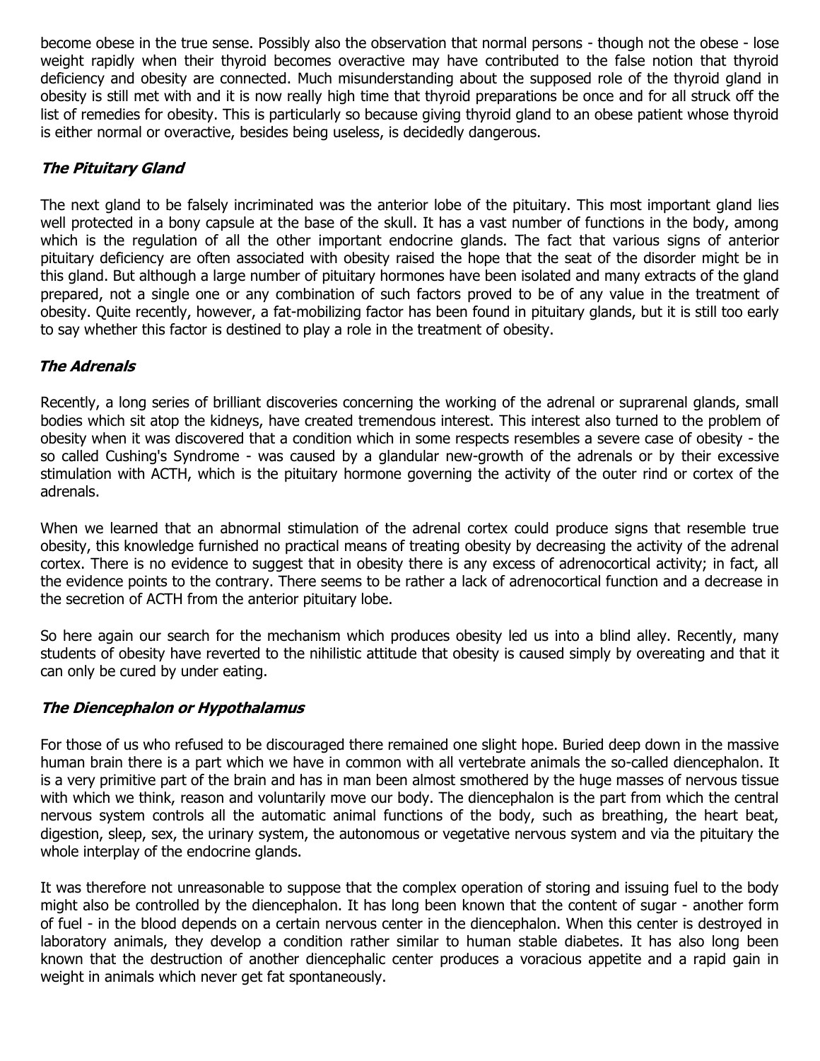become obese in the true sense. Possibly also the observation that normal persons - though not the obese - lose weight rapidly when their thyroid becomes overactive may have contributed to the false notion that thyroid deficiency and obesity are connected. Much misunderstanding about the supposed role of the thyroid gland in obesity is still met with and it is now really high time that thyroid preparations be once and for all struck off the list of remedies for obesity. This is particularly so because giving thyroid gland to an obese patient whose thyroid is either normal or overactive, besides being useless, is decidedly dangerous.

### *The Pituitary Gland*

The next gland to be falsely incriminated was the anterior lobe of the pituitary. This most important gland lies well protected in a bony capsule at the base of the skull. It has a vast number of functions in the body, among which is the regulation of all the other important endocrine glands. The fact that various signs of anterior pituitary deficiency are often associated with obesity raised the hope that the seat of the disorder might be in this gland. But although a large number of pituitary hormones have been isolated and many extracts of the gland prepared, not a single one or any combination of such factors proved to be of any value in the treatment of obesity. Quite recently, however, a fat-mobilizing factor has been found in pituitary glands, but it is still too early to say whether this factor is destined to play a role in the treatment of obesity.

### *The Adrenals*

Recently, a long series of brilliant discoveries concerning the working of the adrenal or suprarenal glands, small bodies which sit atop the kidneys, have created tremendous interest. This interest also turned to the problem of obesity when it was discovered that a condition which in some respects resembles a severe case of obesity - the so called Cushing's Syndrome - was caused by a glandular new-growth of the adrenals or by their excessive stimulation with ACTH, which is the pituitary hormone governing the activity of the outer rind or cortex of the adrenals.

When we learned that an abnormal stimulation of the adrenal cortex could produce signs that resemble true obesity, this knowledge furnished no practical means of treating obesity by decreasing the activity of the adrenal cortex. There is no evidence to suggest that in obesity there is any excess of adrenocortical activity; in fact, all the evidence points to the contrary. There seems to be rather a lack of adrenocortical function and a decrease in the secretion of ACTH from the anterior pituitary lobe.

So here again our search for the mechanism which produces obesity led us into a blind alley. Recently, many students of obesity have reverted to the nihilistic attitude that obesity is caused simply by overeating and that it can only be cured by under eating.

### *The Diencephalon or Hypothalamus*

For those of us who refused to be discouraged there remained one slight hope. Buried deep down in the massive human brain there is a part which we have in common with all vertebrate animals the so-called diencephalon. It is a very primitive part of the brain and has in man been almost smothered by the huge masses of nervous tissue with which we think, reason and voluntarily move our body. The diencephalon is the part from which the central nervous system controls all the automatic animal functions of the body, such as breathing, the heart beat, digestion, sleep, sex, the urinary system, the autonomous or vegetative nervous system and via the pituitary the whole interplay of the endocrine glands.

It was therefore not unreasonable to suppose that the complex operation of storing and issuing fuel to the body might also be controlled by the diencephalon. It has long been known that the content of sugar - another form of fuel - in the blood depends on a certain nervous center in the diencephalon. When this center is destroyed in laboratory animals, they develop a condition rather similar to human stable diabetes. It has also long been known that the destruction of another diencephalic center produces a voracious appetite and a rapid gain in weight in animals which never get fat spontaneously.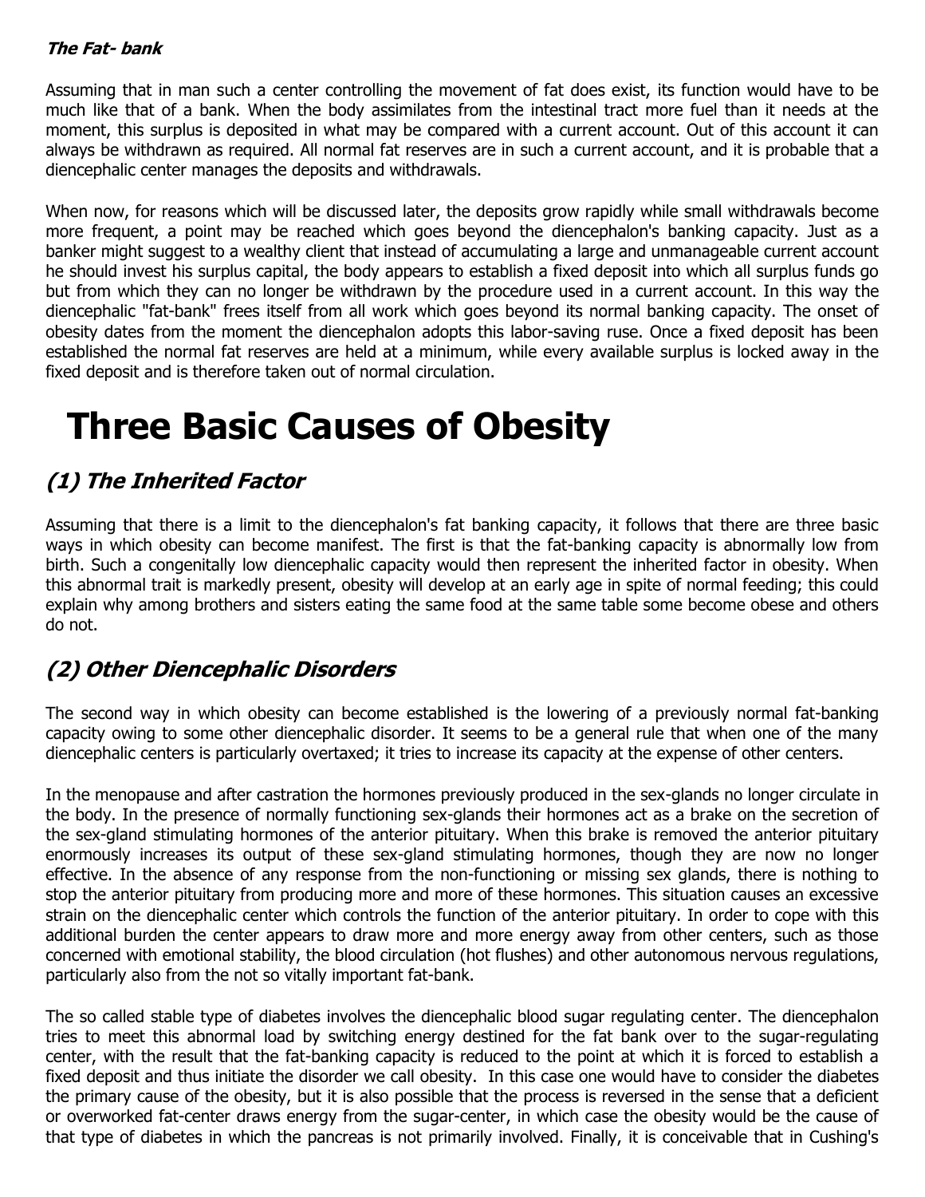***The Fat- bank***

Assuming that in man such a center controlling the movement of fat does exist, its function would have to be much like that of a bank. When the body assimilates from the intestinal tract more fuel than it needs at the moment, this surplus is deposited in what may be compared with a current account. Out of this account it can always be withdrawn as required. All normal fat reserves are in such a current account, and it is probable that a diencephalic center manages the deposits and withdrawals.

When now, for reasons which will be discussed later, the deposits grow rapidly while small withdrawals become more frequent, a point may be reached which goes beyond the diencephalon's banking capacity. Just as a banker might suggest to a wealthy client that instead of accumulating a large and unmanageable current account he should invest his surplus capital, the body appears to establish a fixed deposit into which all surplus funds go but from which they can no longer be withdrawn by the procedure used in a current account. In this way the diencephalic "fat-bank" frees itself from all work which goes beyond its normal banking capacity. The onset of obesity dates from the moment the diencephalon adopts this labor-saving ruse. Once a fixed deposit has been established the normal fat reserves are held at a minimum, while every available surplus is locked away in the fixed deposit and is therefore taken out of normal circulation.

# Three Basic Causes of Obesity

## *(1) The Inherited Factor*

Assuming that there is a limit to the diencephalon's fat banking capacity, it follows that there are three basic ways in which obesity can become manifest. The first is that the fat-banking capacity is abnormally low from birth. Such a congenitally low diencephalic capacity would then represent the inherited factor in obesity. When this abnormal trait is markedly present, obesity will develop at an early age in spite of normal feeding; this could explain why among brothers and sisters eating the same food at the same table some become obese and others do not.

## *(2) Other Diencephalic Disorders*

The second way in which obesity can become established is the lowering of a previously normal fat-banking capacity owing to some other diencephalic disorder. It seems to be a general rule that when one of the many diencephalic centers is particularly overtaxed; it tries to increase its capacity at the expense of other centers.

In the menopause and after castration the hormones previously produced in the sex-glands no longer circulate in the body. In the presence of normally functioning sex-glands their hormones act as a brake on the secretion of the sex-gland stimulating hormones of the anterior pituitary. When this brake is removed the anterior pituitary enormously increases its output of these sex-gland stimulating hormones, though they are now no longer effective. In the absence of any response from the non-functioning or missing sex glands, there is nothing to stop the anterior pituitary from producing more and more of these hormones. This situation causes an excessive strain on the diencephalic center which controls the function of the anterior pituitary. In order to cope with this additional burden the center appears to draw more and more energy away from other centers, such as those concerned with emotional stability, the blood circulation (hot flushes) and other autonomous nervous regulations, particularly also from the not so vitally important fat-bank.

The so called stable type of diabetes involves the diencephalic blood sugar regulating center. The diencephalon tries to meet this abnormal load by switching energy destined for the fat bank over to the sugar-regulating center, with the result that the fat-banking capacity is reduced to the point at which it is forced to establish a fixed deposit and thus initiate the disorder we call obesity. In this case one would have to consider the diabetes the primary cause of the obesity, but it is also possible that the process is reversed in the sense that a deficient or overworked fat-center draws energy from the sugar-center, in which case the obesity would be the cause of that type of diabetes in which the pancreas is not primarily involved. Finally, it is conceivable that in Cushing's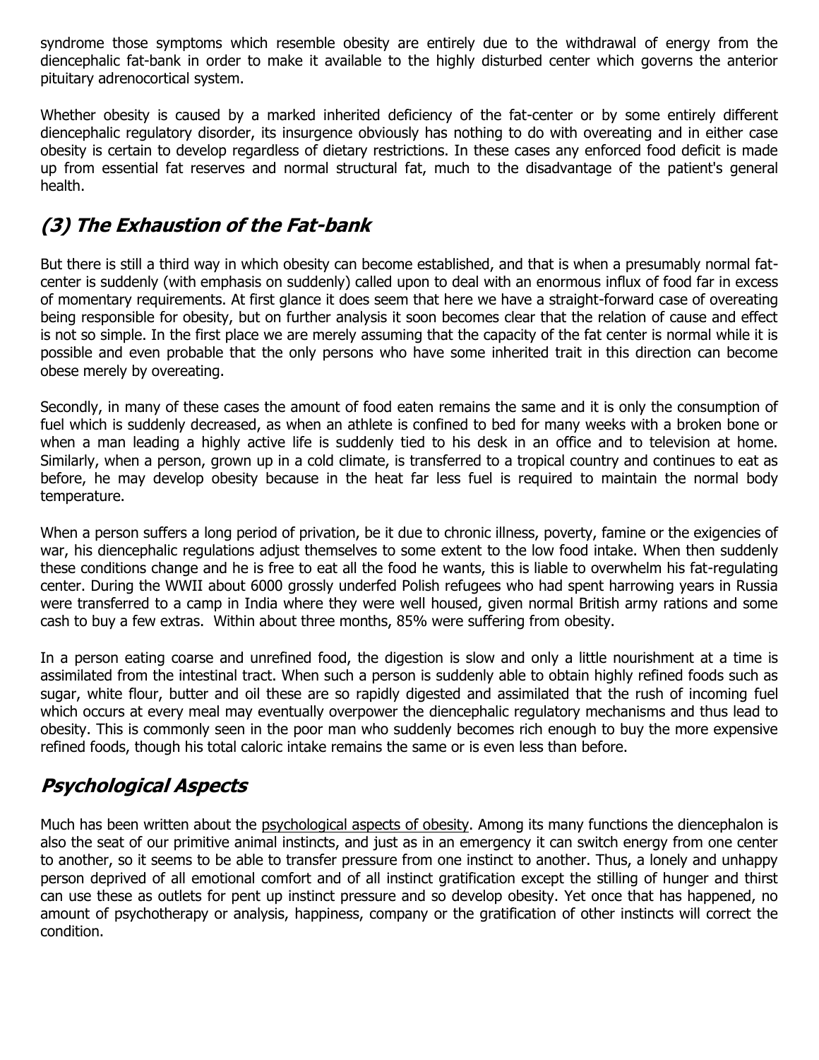syndrome those symptoms which resemble obesity are entirely due to the withdrawal of energy from the diencephalic fat-bank in order to make it available to the highly disturbed center which governs the anterior pituitary adrenocortical system.

Whether obesity is caused by a marked inherited deficiency of the fat-center or by some entirely different diencephalic regulatory disorder, its insurgence obviously has nothing to do with overeating and in either case obesity is certain to develop regardless of dietary restrictions. In these cases any enforced food deficit is made up from essential fat reserves and normal structural fat, much to the disadvantage of the patient's general health.

## *(3) The Exhaustion of the Fat-bank*

But there is still a third way in which obesity can become established, and that is when a presumably normal fat-center is suddenly (with emphasis on suddenly) called upon to deal with an enormous influx of food far in excess of momentary requirements. At first glance it does seem that here we have a straight-forward case of overeating being responsible for obesity, but on further analysis it soon becomes clear that the relation of cause and effect is not so simple. In the first place we are merely assuming that the capacity of the fat center is normal while it is possible and even probable that the only persons who have some inherited trait in this direction can become obese merely by overeating.

Secondly, in many of these cases the amount of food eaten remains the same and it is only the consumption of fuel which is suddenly decreased, as when an athlete is confined to bed for many weeks with a broken bone or when a man leading a highly active life is suddenly tied to his desk in an office and to television at home. Similarly, when a person, grown up in a cold climate, is transferred to a tropical country and continues to eat as before, he may develop obesity because in the heat far less fuel is required to maintain the normal body temperature.

When a person suffers a long period of privation, be it due to chronic illness, poverty, famine or the exigencies of war, his diencephalic regulations adjust themselves to some extent to the low food intake. When then suddenly these conditions change and he is free to eat all the food he wants, this is liable to overwhelm his fat-regulating center. During the WWII about 6000 grossly underfed Polish refugees who had spent harrowing years in Russia were transferred to a camp in India where they were well housed, given normal British army rations and some cash to buy a few extras. Within about three months, 85% were suffering from obesity.

In a person eating coarse and unrefined food, the digestion is slow and only a little nourishment at a time is assimilated from the intestinal tract. When such a person is suddenly able to obtain highly refined foods such as sugar, white flour, butter and oil these are so rapidly digested and assimilated that the rush of incoming fuel which occurs at every meal may eventually overpower the diencephalic regulatory mechanisms and thus lead to obesity. This is commonly seen in the poor man who suddenly becomes rich enough to buy the more expensive refined foods, though his total caloric intake remains the same or is even less than before.

## *Psychological Aspects*

Much has been written about the psychological aspects of obesity. Among its many functions the diencephalon is also the seat of our primitive animal instincts, and just as in an emergency it can switch energy from one center to another, so it seems to be able to transfer pressure from one instinct to another. Thus, a lonely and unhappy person deprived of all emotional comfort and of all instinct gratification except the stilling of hunger and thirst can use these as outlets for pent up instinct pressure and so develop obesity. Yet once that has happened, no amount of psychotherapy or analysis, happiness, company or the gratification of other instincts will correct the condition.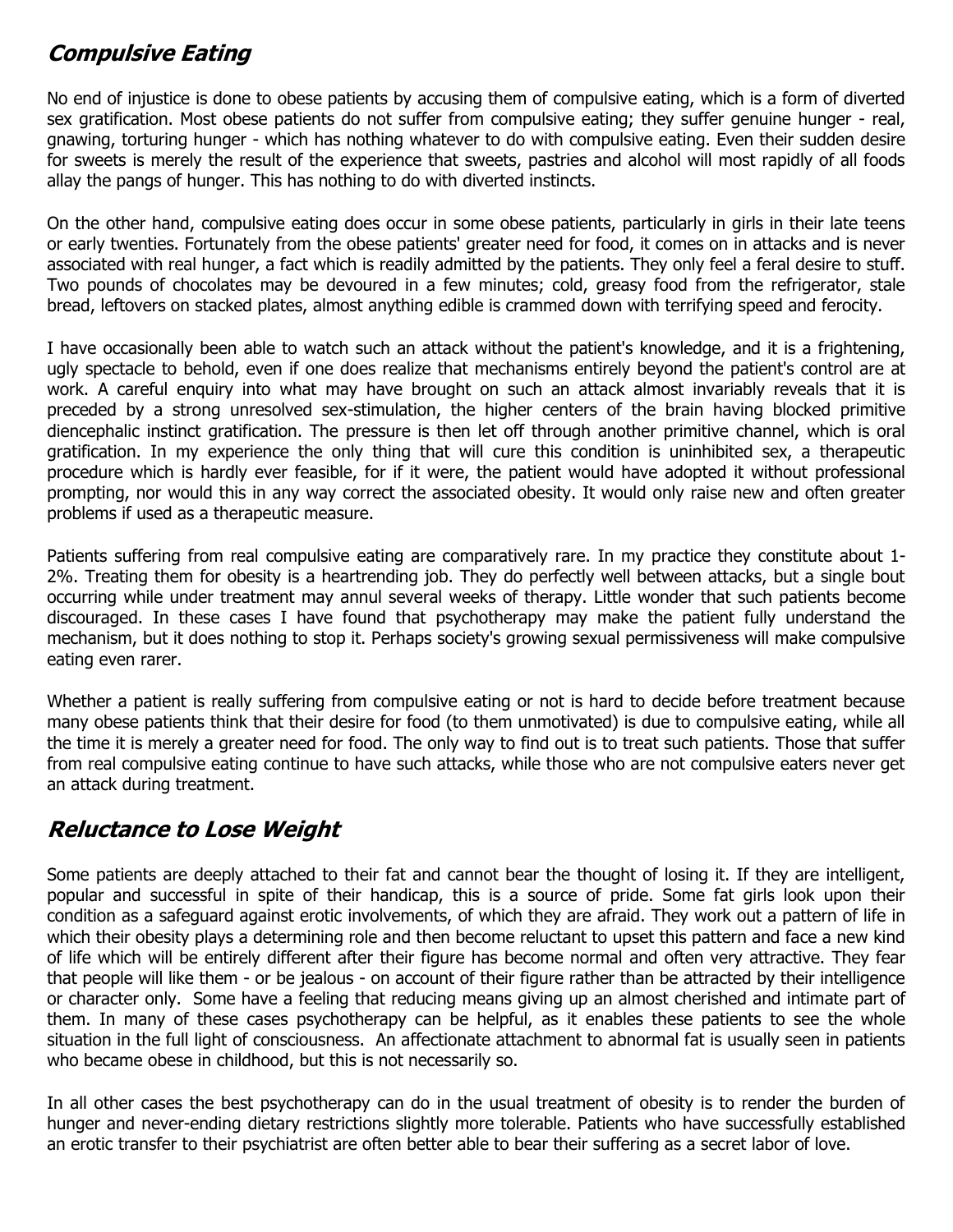## ***Compulsive Eating***

No end of injustice is done to obese patients by accusing them of compulsive eating, which is a form of diverted sex gratification. Most obese patients do not suffer from compulsive eating; they suffer genuine hunger - real, gnawing, torturing hunger - which has nothing whatever to do with compulsive eating. Even their sudden desire for sweets is merely the result of the experience that sweets, pastries and alcohol will most rapidly of all foods allay the pangs of hunger. This has nothing to do with diverted instincts.

On the other hand, compulsive eating does occur in some obese patients, particularly in girls in their late teens or early twenties. Fortunately from the obese patients' greater need for food, it comes on in attacks and is never associated with real hunger, a fact which is readily admitted by the patients. They only feel a feral desire to stuff. Two pounds of chocolates may be devoured in a few minutes; cold, greasy food from the refrigerator, stale bread, leftovers on stacked plates, almost anything edible is crammed down with terrifying speed and ferocity.

I have occasionally been able to watch such an attack without the patient's knowledge, and it is a frightening, ugly spectacle to behold, even if one does realize that mechanisms entirely beyond the patient's control are at work. A careful enquiry into what may have brought on such an attack almost invariably reveals that it is preceded by a strong unresolved sex-stimulation, the higher centers of the brain having blocked primitive diencephalic instinct gratification. The pressure is then let off through another primitive channel, which is oral gratification. In my experience the only thing that will cure this condition is uninhibited sex, a therapeutic procedure which is hardly ever feasible, for if it were, the patient would have adopted it without professional prompting, nor would this in any way correct the associated obesity. It would only raise new and often greater problems if used as a therapeutic measure.

Patients suffering from real compulsive eating are comparatively rare. In my practice they constitute about 1-2%. Treating them for obesity is a heartrending job. They do perfectly well between attacks, but a single bout occurring while under treatment may annul several weeks of therapy. Little wonder that such patients become discouraged. In these cases I have found that psychotherapy may make the patient fully understand the mechanism, but it does nothing to stop it. Perhaps society's growing sexual permissiveness will make compulsive eating even rarer.

Whether a patient is really suffering from compulsive eating or not is hard to decide before treatment because many obese patients think that their desire for food (to them unmotivated) is due to compulsive eating, while all the time it is merely a greater need for food. The only way to find out is to treat such patients. Those that suffer from real compulsive eating continue to have such attacks, while those who are not compulsive eaters never get an attack during treatment.

## ***Reluctance to Lose Weight***

Some patients are deeply attached to their fat and cannot bear the thought of losing it. If they are intelligent, popular and successful in spite of their handicap, this is a source of pride. Some fat girls look upon their condition as a safeguard against erotic involvements, of which they are afraid. They work out a pattern of life in which their obesity plays a determining role and then become reluctant to upset this pattern and face a new kind of life which will be entirely different after their figure has become normal and often very attractive. They fear that people will like them - or be jealous - on account of their figure rather than be attracted by their intelligence or character only. Some have a feeling that reducing means giving up an almost cherished and intimate part of them. In many of these cases psychotherapy can be helpful, as it enables these patients to see the whole situation in the full light of consciousness. An affectionate attachment to abnormal fat is usually seen in patients who became obese in childhood, but this is not necessarily so.

In all other cases the best psychotherapy can do in the usual treatment of obesity is to render the burden of hunger and never-ending dietary restrictions slightly more tolerable. Patients who have successfully established an erotic transfer to their psychiatrist are often better able to bear their suffering as a secret labor of love.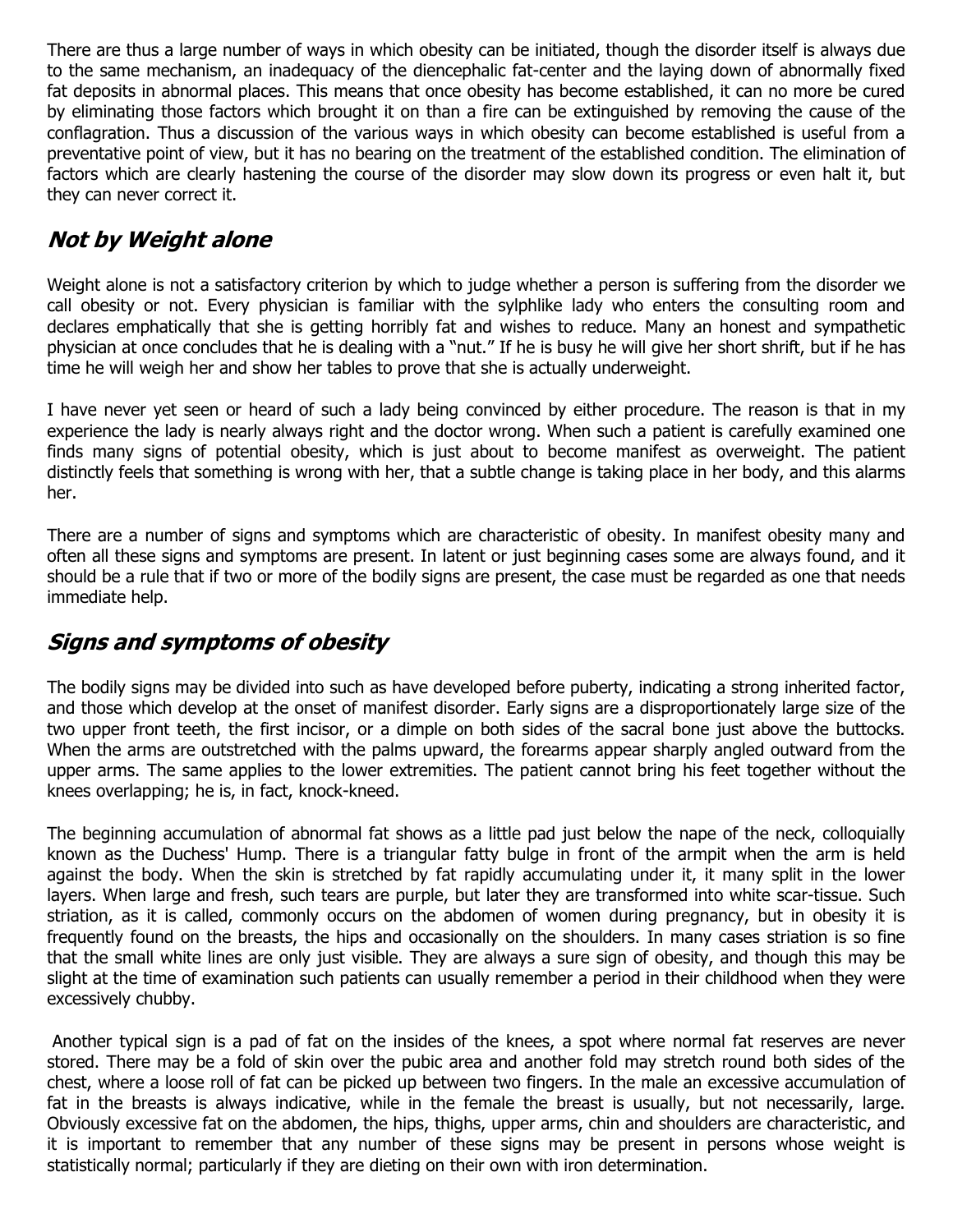There are thus a large number of ways in which obesity can be initiated, though the disorder itself is always due to the same mechanism, an inadequacy of the diencephalic fat-center and the laying down of abnormally fixed fat deposits in abnormal places. This means that once obesity has become established, it can no more be cured by eliminating those factors which brought it on than a fire can be extinguished by removing the cause of the conflagration. Thus a discussion of the various ways in which obesity can become established is useful from a preventative point of view, but it has no bearing on the treatment of the established condition. The elimination of factors which are clearly hastening the course of the disorder may slow down its progress or even halt it, but they can never correct it.

## *Not by Weight alone*

Weight alone is not a satisfactory criterion by which to judge whether a person is suffering from the disorder we call obesity or not. Every physician is familiar with the sylphlike lady who enters the consulting room and declares emphatically that she is getting horribly fat and wishes to reduce. Many an honest and sympathetic physician at once concludes that he is dealing with a "nut." If he is busy he will give her short shrift, but if he has time he will weigh her and show her tables to prove that she is actually underweight.

I have never yet seen or heard of such a lady being convinced by either procedure. The reason is that in my experience the lady is nearly always right and the doctor wrong. When such a patient is carefully examined one finds many signs of potential obesity, which is just about to become manifest as overweight. The patient distinctly feels that something is wrong with her, that a subtle change is taking place in her body, and this alarms her.

There are a number of signs and symptoms which are characteristic of obesity. In manifest obesity many and often all these signs and symptoms are present. In latent or just beginning cases some are always found, and it should be a rule that if two or more of the bodily signs are present, the case must be regarded as one that needs immediate help.

## *Signs and symptoms of obesity*

The bodily signs may be divided into such as have developed before puberty, indicating a strong inherited factor, and those which develop at the onset of manifest disorder. Early signs are a disproportionately large size of the two upper front teeth, the first incisor, or a dimple on both sides of the sacral bone just above the buttocks. When the arms are outstretched with the palms upward, the forearms appear sharply angled outward from the upper arms. The same applies to the lower extremities. The patient cannot bring his feet together without the knees overlapping; he is, in fact, knock-kneed.

The beginning accumulation of abnormal fat shows as a little pad just below the nape of the neck, colloquially known as the Duchess' Hump. There is a triangular fatty bulge in front of the armpit when the arm is held against the body. When the skin is stretched by fat rapidly accumulating under it, it many split in the lower layers. When large and fresh, such tears are purple, but later they are transformed into white scar-tissue. Such striation, as it is called, commonly occurs on the abdomen of women during pregnancy, but in obesity it is frequently found on the breasts, the hips and occasionally on the shoulders. In many cases striation is so fine that the small white lines are only just visible. They are always a sure sign of obesity, and though this may be slight at the time of examination such patients can usually remember a period in their childhood when they were excessively chubby.

Another typical sign is a pad of fat on the insides of the knees, a spot where normal fat reserves are never stored. There may be a fold of skin over the pubic area and another fold may stretch round both sides of the chest, where a loose roll of fat can be picked up between two fingers. In the male an excessive accumulation of fat in the breasts is always indicative, while in the female the breast is usually, but not necessarily, large. Obviously excessive fat on the abdomen, the hips, thighs, upper arms, chin and shoulders are characteristic, and it is important to remember that any number of these signs may be present in persons whose weight is statistically normal; particularly if they are dieting on their own with iron determination.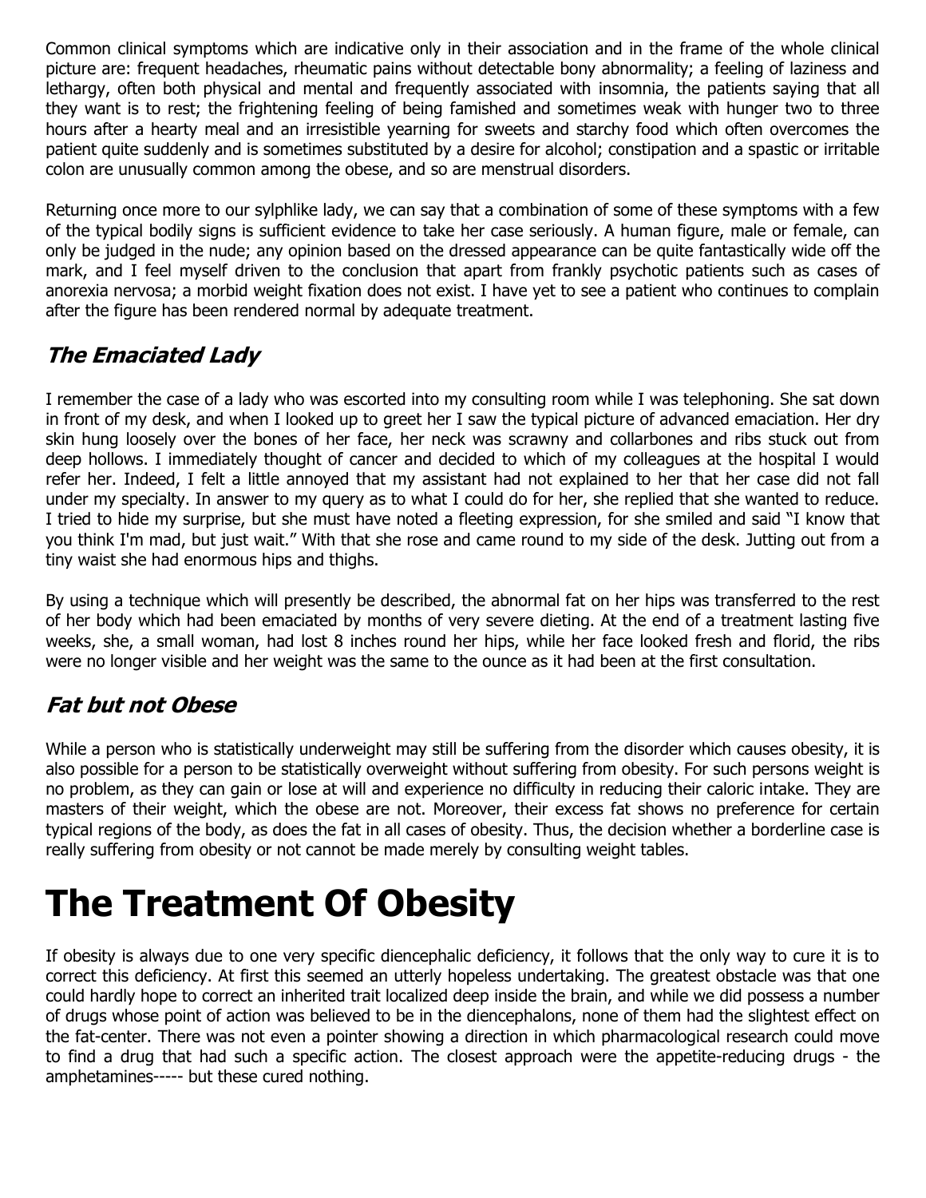Common clinical symptoms which are indicative only in their association and in the frame of the whole clinical picture are: frequent headaches, rheumatic pains without detectable bony abnormality; a feeling of laziness and lethargy, often both physical and mental and frequently associated with insomnia, the patients saying that all they want is to rest; the frightening feeling of being famished and sometimes weak with hunger two to three hours after a hearty meal and an irresistible yearning for sweets and starchy food which often overcomes the patient quite suddenly and is sometimes substituted by a desire for alcohol; constipation and a spastic or irritable colon are unusually common among the obese, and so are menstrual disorders.

Returning once more to our sylphlike lady, we can say that a combination of some of these symptoms with a few of the typical bodily signs is sufficient evidence to take her case seriously. A human figure, male or female, can only be judged in the nude; any opinion based on the dressed appearance can be quite fantastically wide off the mark, and I feel myself driven to the conclusion that apart from frankly psychotic patients such as cases of anorexia nervosa; a morbid weight fixation does not exist. I have yet to see a patient who continues to complain after the figure has been rendered normal by adequate treatment.

## *The Emaciated Lady*

I remember the case of a lady who was escorted into my consulting room while I was telephoning. She sat down in front of my desk, and when I looked up to greet her I saw the typical picture of advanced emaciation. Her dry skin hung loosely over the bones of her face, her neck was scrawny and collarbones and ribs stuck out from deep hollows. I immediately thought of cancer and decided to which of my colleagues at the hospital I would refer her. Indeed, I felt a little annoyed that my assistant had not explained to her that her case did not fall under my specialty. In answer to my query as to what I could do for her, she replied that she wanted to reduce. I tried to hide my surprise, but she must have noted a fleeting expression, for she smiled and said "I know that you think I'm mad, but just wait." With that she rose and came round to my side of the desk. Jutting out from a tiny waist she had enormous hips and thighs.

By using a technique which will presently be described, the abnormal fat on her hips was transferred to the rest of her body which had been emaciated by months of very severe dieting. At the end of a treatment lasting five weeks, she, a small woman, had lost 8 inches round her hips, while her face looked fresh and florid, the ribs were no longer visible and her weight was the same to the ounce as it had been at the first consultation.

## *Fat but not Obese*

While a person who is statistically underweight may still be suffering from the disorder which causes obesity, it is also possible for a person to be statistically overweight without suffering from obesity. For such persons weight is no problem, as they can gain or lose at will and experience no difficulty in reducing their caloric intake. They are masters of their weight, which the obese are not. Moreover, their excess fat shows no preference for certain typical regions of the body, as does the fat in all cases of obesity. Thus, the decision whether a borderline case is really suffering from obesity or not cannot be made merely by consulting weight tables.

# The Treatment Of Obesity

If obesity is always due to one very specific diencephalic deficiency, it follows that the only way to cure it is to correct this deficiency. At first this seemed an utterly hopeless undertaking. The greatest obstacle was that one could hardly hope to correct an inherited trait localized deep inside the brain, and while we did possess a number of drugs whose point of action was believed to be in the diencephalons, none of them had the slightest effect on the fat-center. There was not even a pointer showing a direction in which pharmacological research could move to find a drug that had such a specific action. The closest approach were the appetite-reducing drugs - the amphetamines----- but these cured nothing.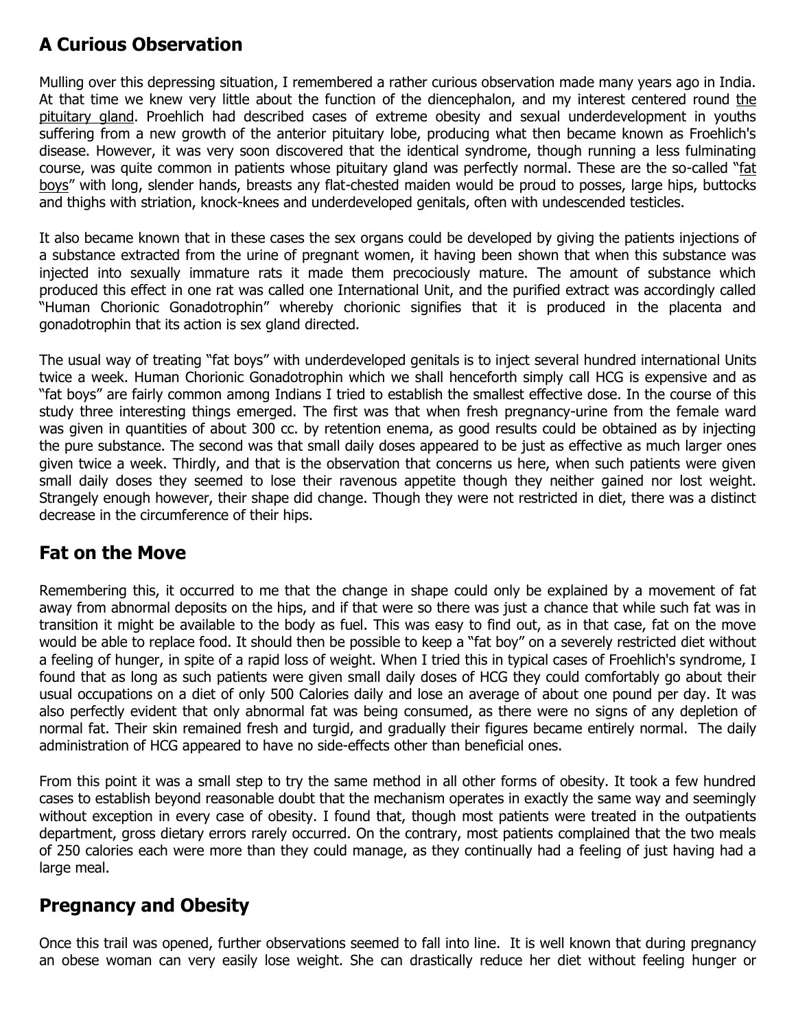## A Curious Observation

Mulling over this depressing situation, I remembered a rather curious observation made many years ago in India. At that time we knew very little about the function of the diencephalon, and my interest centered round the pituitary gland. Proehlich had described cases of extreme obesity and sexual underdevelopment in youths suffering from a new growth of the anterior pituitary lobe, producing what then became known as Froehlich's disease. However, it was very soon discovered that the identical syndrome, though running a less fulminating course, was quite common in patients whose pituitary gland was perfectly normal. These are the so-called "fat boys" with long, slender hands, breasts any flat-chested maiden would be proud to posses, large hips, buttocks and thighs with striation, knock-knees and underdeveloped genitals, often with undescended testicles.

It also became known that in these cases the sex organs could be developed by giving the patients injections of a substance extracted from the urine of pregnant women, it having been shown that when this substance was injected into sexually immature rats it made them precociously mature. The amount of substance which produced this effect in one rat was called one International Unit, and the purified extract was accordingly called "Human Chorionic Gonadotrophin" whereby chorionic signifies that it is produced in the placenta and gonadotrophin that its action is sex gland directed.

The usual way of treating "fat boys" with underdeveloped genitals is to inject several hundred international Units twice a week. Human Chorionic Gonadotrophin which we shall henceforth simply call HCG is expensive and as "fat boys" are fairly common among Indians I tried to establish the smallest effective dose. In the course of this study three interesting things emerged. The first was that when fresh pregnancy-urine from the female ward was given in quantities of about 300 cc. by retention enema, as good results could be obtained as by injecting the pure substance. The second was that small daily doses appeared to be just as effective as much larger ones given twice a week. Thirdly, and that is the observation that concerns us here, when such patients were given small daily doses they seemed to lose their ravenous appetite though they neither gained nor lost weight. Strangely enough however, their shape did change. Though they were not restricted in diet, there was a distinct decrease in the circumference of their hips.

## Fat on the Move

Remembering this, it occurred to me that the change in shape could only be explained by a movement of fat away from abnormal deposits on the hips, and if that were so there was just a chance that while such fat was in transition it might be available to the body as fuel. This was easy to find out, as in that case, fat on the move would be able to replace food. It should then be possible to keep a "fat boy" on a severely restricted diet without a feeling of hunger, in spite of a rapid loss of weight. When I tried this in typical cases of Froehlich's syndrome, I found that as long as such patients were given small daily doses of HCG they could comfortably go about their usual occupations on a diet of only 500 Calories daily and lose an average of about one pound per day. It was also perfectly evident that only abnormal fat was being consumed, as there were no signs of any depletion of normal fat. Their skin remained fresh and turgid, and gradually their figures became entirely normal. The daily administration of HCG appeared to have no side-effects other than beneficial ones.

From this point it was a small step to try the same method in all other forms of obesity. It took a few hundred cases to establish beyond reasonable doubt that the mechanism operates in exactly the same way and seemingly without exception in every case of obesity. I found that, though most patients were treated in the outpatients department, gross dietary errors rarely occurred. On the contrary, most patients complained that the two meals of 250 calories each were more than they could manage, as they continually had a feeling of just having had a large meal.

## Pregnancy and Obesity

Once this trail was opened, further observations seemed to fall into line. It is well known that during pregnancy an obese woman can very easily lose weight. She can drastically reduce her diet without feeling hunger or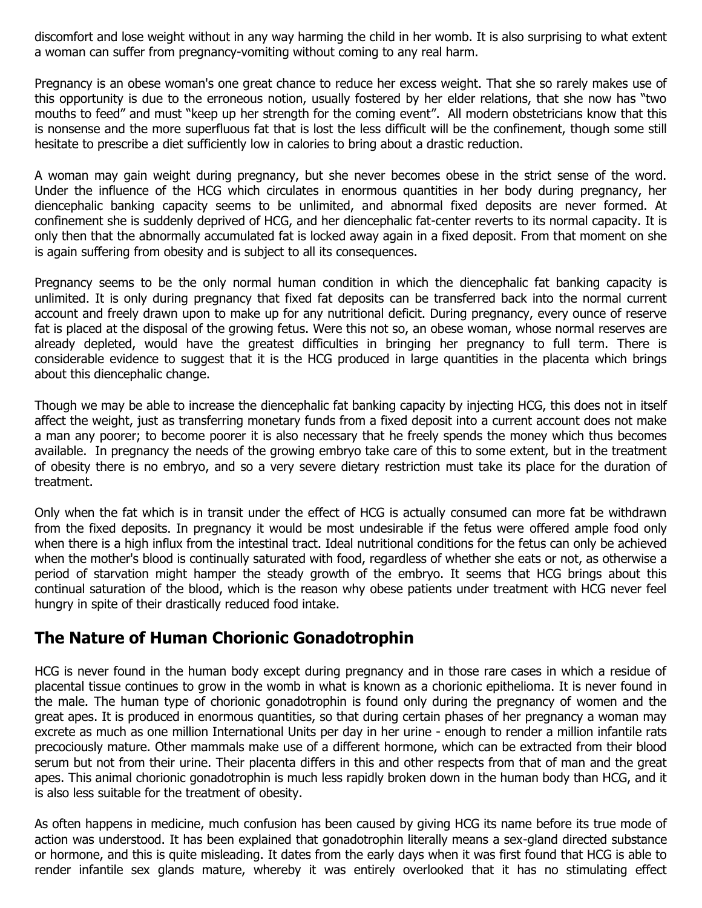discomfort and lose weight without in any way harming the child in her womb. It is also surprising to what extent a woman can suffer from pregnancy-vomiting without coming to any real harm.

Pregnancy is an obese woman's one great chance to reduce her excess weight. That she so rarely makes use of this opportunity is due to the erroneous notion, usually fostered by her elder relations, that she now has "two mouths to feed" and must "keep up her strength for the coming event". All modern obstetricians know that this is nonsense and the more superfluous fat that is lost the less difficult will be the confinement, though some still hesitate to prescribe a diet sufficiently low in calories to bring about a drastic reduction.

A woman may gain weight during pregnancy, but she never becomes obese in the strict sense of the word. Under the influence of the HCG which circulates in enormous quantities in her body during pregnancy, her diencephalic banking capacity seems to be unlimited, and abnormal fixed deposits are never formed. At confinement she is suddenly deprived of HCG, and her diencephalic fat-center reverts to its normal capacity. It is only then that the abnormally accumulated fat is locked away again in a fixed deposit. From that moment on she is again suffering from obesity and is subject to all its consequences.

Pregnancy seems to be the only normal human condition in which the diencephalic fat banking capacity is unlimited. It is only during pregnancy that fixed fat deposits can be transferred back into the normal current account and freely drawn upon to make up for any nutritional deficit. During pregnancy, every ounce of reserve fat is placed at the disposal of the growing fetus. Were this not so, an obese woman, whose normal reserves are already depleted, would have the greatest difficulties in bringing her pregnancy to full term. There is considerable evidence to suggest that it is the HCG produced in large quantities in the placenta which brings about this diencephalic change.

Though we may be able to increase the diencephalic fat banking capacity by injecting HCG, this does not in itself affect the weight, just as transferring monetary funds from a fixed deposit into a current account does not make a man any poorer; to become poorer it is also necessary that he freely spends the money which thus becomes available. In pregnancy the needs of the growing embryo take care of this to some extent, but in the treatment of obesity there is no embryo, and so a very severe dietary restriction must take its place for the duration of treatment.

Only when the fat which is in transit under the effect of HCG is actually consumed can more fat be withdrawn from the fixed deposits. In pregnancy it would be most undesirable if the fetus were offered ample food only when there is a high influx from the intestinal tract. Ideal nutritional conditions for the fetus can only be achieved when the mother's blood is continually saturated with food, regardless of whether she eats or not, as otherwise a period of starvation might hamper the steady growth of the embryo. It seems that HCG brings about this continual saturation of the blood, which is the reason why obese patients under treatment with HCG never feel hungry in spite of their drastically reduced food intake.

## The Nature of Human Chorionic Gonadotrophin

HCG is never found in the human body except during pregnancy and in those rare cases in which a residue of placental tissue continues to grow in the womb in what is known as a chorionic epithelioma. It is never found in the male. The human type of chorionic gonadotrophin is found only during the pregnancy of women and the great apes. It is produced in enormous quantities, so that during certain phases of her pregnancy a woman may excrete as much as one million International Units per day in her urine - enough to render a million infantile rats precociously mature. Other mammals make use of a different hormone, which can be extracted from their blood serum but not from their urine. Their placenta differs in this and other respects from that of man and the great apes. This animal chorionic gonadotrophin is much less rapidly broken down in the human body than HCG, and it is also less suitable for the treatment of obesity.

As often happens in medicine, much confusion has been caused by giving HCG its name before its true mode of action was understood. It has been explained that gonadotrophin literally means a sex-gland directed substance or hormone, and this is quite misleading. It dates from the early days when it was first found that HCG is able to render infantile sex glands mature, whereby it was entirely overlooked that it has no stimulating effect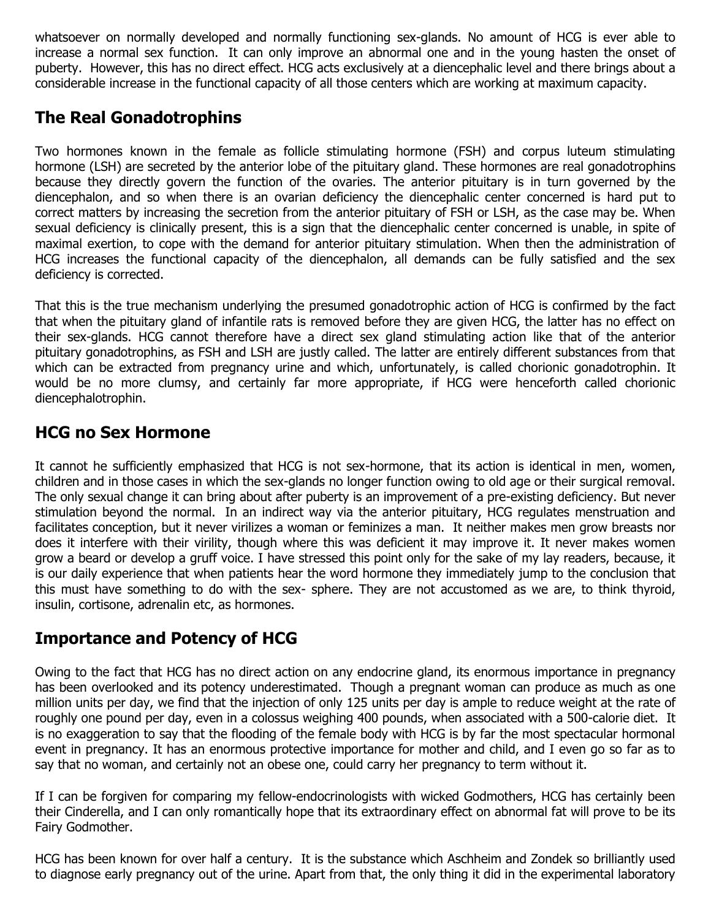whatsoever on normally developed and normally functioning sex-glands. No amount of HCG is ever able to increase a normal sex function. It can only improve an abnormal one and in the young hasten the onset of puberty. However, this has no direct effect. HCG acts exclusively at a diencephalic level and there brings about a considerable increase in the functional capacity of all those centers which are working at maximum capacity.

## The Real Gonadotrophins

Two hormones known in the female as follicle stimulating hormone (FSH) and corpus luteum stimulating hormone (LSH) are secreted by the anterior lobe of the pituitary gland. These hormones are real gonadotrophins because they directly govern the function of the ovaries. The anterior pituitary is in turn governed by the diencephalon, and so when there is an ovarian deficiency the diencephalic center concerned is hard put to correct matters by increasing the secretion from the anterior pituitary of FSH or LSH, as the case may be. When sexual deficiency is clinically present, this is a sign that the diencephalic center concerned is unable, in spite of maximal exertion, to cope with the demand for anterior pituitary stimulation. When then the administration of HCG increases the functional capacity of the diencephalon, all demands can be fully satisfied and the sex deficiency is corrected.

That this is the true mechanism underlying the presumed gonadotrophic action of HCG is confirmed by the fact that when the pituitary gland of infantile rats is removed before they are given HCG, the latter has no effect on their sex-glands. HCG cannot therefore have a direct sex gland stimulating action like that of the anterior pituitary gonadotrophins, as FSH and LSH are justly called. The latter are entirely different substances from that which can be extracted from pregnancy urine and which, unfortunately, is called chorionic gonadotrophin. It would be no more clumsy, and certainly far more appropriate, if HCG were henceforth called chorionic diencephalotrophin.

## HCG no Sex Hormone

It cannot he sufficiently emphasized that HCG is not sex-hormone, that its action is identical in men, women, children and in those cases in which the sex-glands no longer function owing to old age or their surgical removal. The only sexual change it can bring about after puberty is an improvement of a pre-existing deficiency. But never stimulation beyond the normal. In an indirect way via the anterior pituitary, HCG regulates menstruation and facilitates conception, but it never virilizes a woman or feminizes a man. It neither makes men grow breasts nor does it interfere with their virility, though where this was deficient it may improve it. It never makes women grow a beard or develop a gruff voice. I have stressed this point only for the sake of my lay readers, because, it is our daily experience that when patients hear the word hormone they immediately jump to the conclusion that this must have something to do with the sex- sphere. They are not accustomed as we are, to think thyroid, insulin, cortisone, adrenalin etc, as hormones.

## Importance and Potency of HCG

Owing to the fact that HCG has no direct action on any endocrine gland, its enormous importance in pregnancy has been overlooked and its potency underestimated. Though a pregnant woman can produce as much as one million units per day, we find that the injection of only 125 units per day is ample to reduce weight at the rate of roughly one pound per day, even in a colossus weighing 400 pounds, when associated with a 500-calorie diet. It is no exaggeration to say that the flooding of the female body with HCG is by far the most spectacular hormonal event in pregnancy. It has an enormous protective importance for mother and child, and I even go so far as to say that no woman, and certainly not an obese one, could carry her pregnancy to term without it.

If I can be forgiven for comparing my fellow-endocrinologists with wicked Godmothers, HCG has certainly been their Cinderella, and I can only romantically hope that its extraordinary effect on abnormal fat will prove to be its Fairy Godmother.

HCG has been known for over half a century. It is the substance which Aschheim and Zondek so brilliantly used to diagnose early pregnancy out of the urine. Apart from that, the only thing it did in the experimental laboratory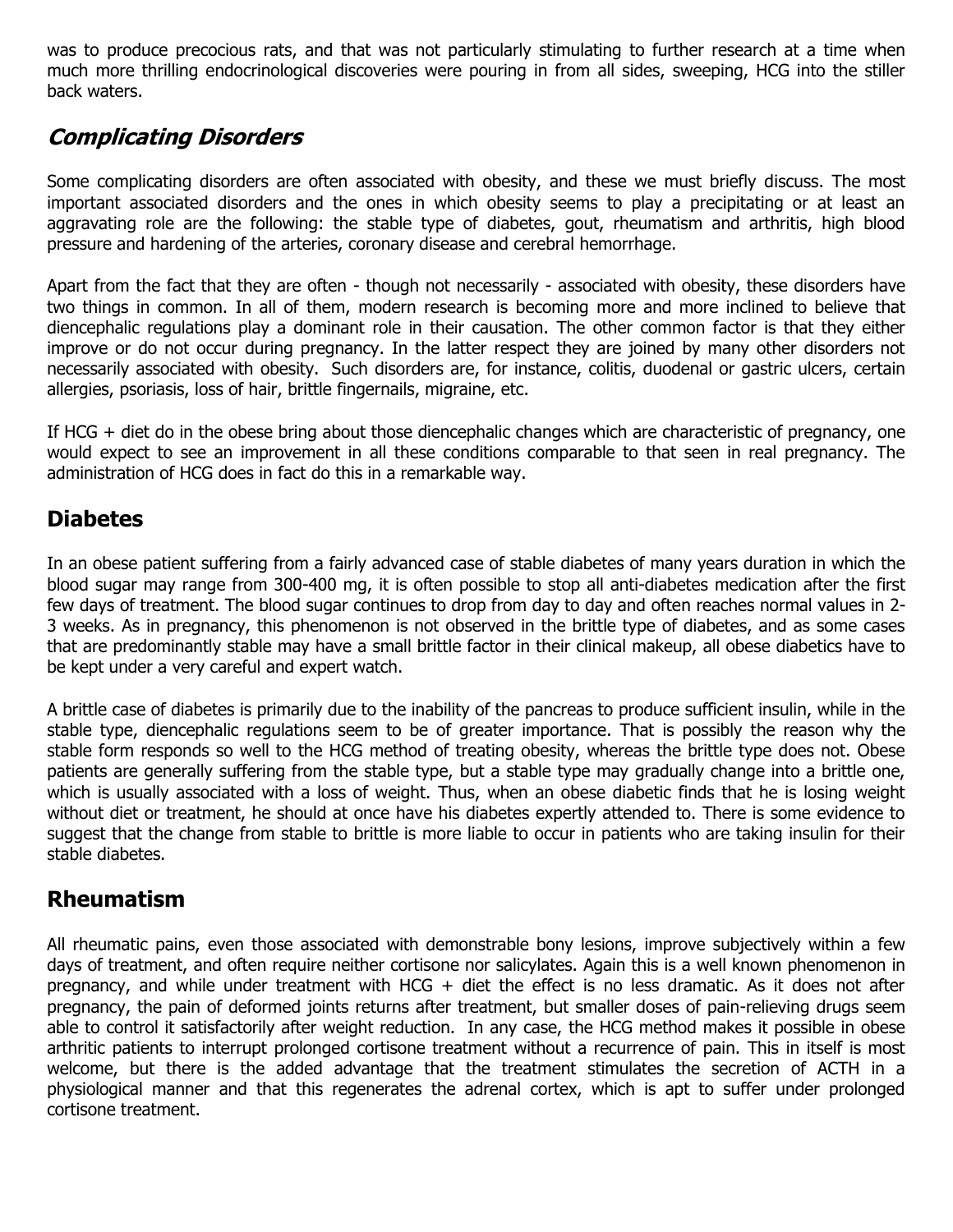was to produce precocious rats, and that was not particularly stimulating to further research at a time when much more thrilling endocrinological discoveries were pouring in from all sides, sweeping, HCG into the stiller back waters.

## *Complicating Disorders*

Some complicating disorders are often associated with obesity, and these we must briefly discuss. The most important associated disorders and the ones in which obesity seems to play a precipitating or at least an aggravating role are the following: the stable type of diabetes, gout, rheumatism and arthritis, high blood pressure and hardening of the arteries, coronary disease and cerebral hemorrhage.

Apart from the fact that they are often - though not necessarily - associated with obesity, these disorders have two things in common. In all of them, modern research is becoming more and more inclined to believe that diencephalic regulations play a dominant role in their causation. The other common factor is that they either improve or do not occur during pregnancy. In the latter respect they are joined by many other disorders not necessarily associated with obesity. Such disorders are, for instance, colitis, duodenal or gastric ulcers, certain allergies, psoriasis, loss of hair, brittle fingernails, migraine, etc.

If HCG + diet do in the obese bring about those diencephalic changes which are characteristic of pregnancy, one would expect to see an improvement in all these conditions comparable to that seen in real pregnancy. The administration of HCG does in fact do this in a remarkable way.

## Diabetes

In an obese patient suffering from a fairly advanced case of stable diabetes of many years duration in which the blood sugar may range from 300-400 mg, it is often possible to stop all anti-diabetes medication after the first few days of treatment. The blood sugar continues to drop from day to day and often reaches normal values in 2-3 weeks. As in pregnancy, this phenomenon is not observed in the brittle type of diabetes, and as some cases that are predominantly stable may have a small brittle factor in their clinical makeup, all obese diabetics have to be kept under a very careful and expert watch.

A brittle case of diabetes is primarily due to the inability of the pancreas to produce sufficient insulin, while in the stable type, diencephalic regulations seem to be of greater importance. That is possibly the reason why the stable form responds so well to the HCG method of treating obesity, whereas the brittle type does not. Obese patients are generally suffering from the stable type, but a stable type may gradually change into a brittle one, which is usually associated with a loss of weight. Thus, when an obese diabetic finds that he is losing weight without diet or treatment, he should at once have his diabetes expertly attended to. There is some evidence to suggest that the change from stable to brittle is more liable to occur in patients who are taking insulin for their stable diabetes.

## Rheumatism

All rheumatic pains, even those associated with demonstrable bony lesions, improve subjectively within a few days of treatment, and often require neither cortisone nor salicylates. Again this is a well known phenomenon in pregnancy, and while under treatment with HCG + diet the effect is no less dramatic. As it does not after pregnancy, the pain of deformed joints returns after treatment, but smaller doses of pain-relieving drugs seem able to control it satisfactorily after weight reduction. In any case, the HCG method makes it possible in obese arthritic patients to interrupt prolonged cortisone treatment without a recurrence of pain. This in itself is most welcome, but there is the added advantage that the treatment stimulates the secretion of ACTH in a physiological manner and that this regenerates the adrenal cortex, which is apt to suffer under prolonged cortisone treatment.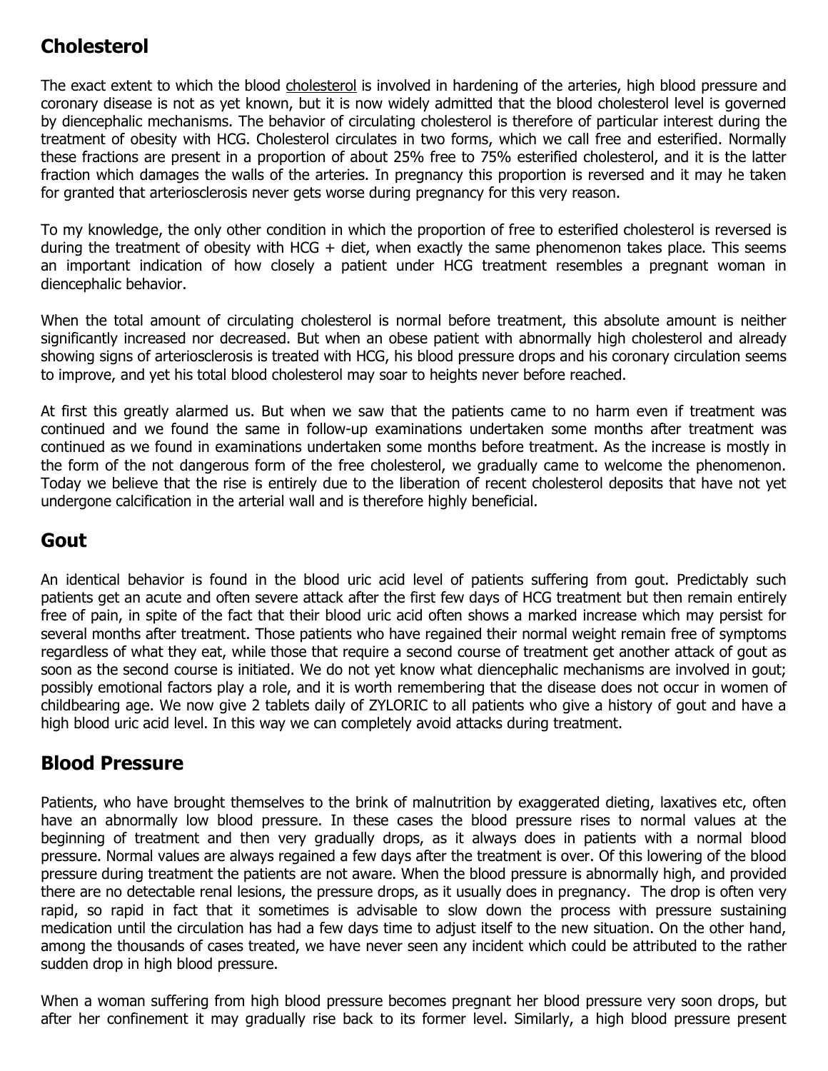## Cholesterol

The exact extent to which the blood cholesterol is involved in hardening of the arteries, high blood pressure and coronary disease is not as yet known, but it is now widely admitted that the blood cholesterol level is governed by diencephalic mechanisms. The behavior of circulating cholesterol is therefore of particular interest during the treatment of obesity with HCG. Cholesterol circulates in two forms, which we call free and esterified. Normally these fractions are present in a proportion of about 25% free to 75% esterified cholesterol, and it is the latter fraction which damages the walls of the arteries. In pregnancy this proportion is reversed and it may he taken for granted that arteriosclerosis never gets worse during pregnancy for this very reason.

To my knowledge, the only other condition in which the proportion of free to esterified cholesterol is reversed is during the treatment of obesity with HCG + diet, when exactly the same phenomenon takes place. This seems an important indication of how closely a patient under HCG treatment resembles a pregnant woman in diencephalic behavior.

When the total amount of circulating cholesterol is normal before treatment, this absolute amount is neither significantly increased nor decreased. But when an obese patient with abnormally high cholesterol and already showing signs of arteriosclerosis is treated with HCG, his blood pressure drops and his coronary circulation seems to improve, and yet his total blood cholesterol may soar to heights never before reached.

At first this greatly alarmed us. But when we saw that the patients came to no harm even if treatment was continued and we found the same in follow-up examinations undertaken some months after treatment was continued as we found in examinations undertaken some months before treatment. As the increase is mostly in the form of the not dangerous form of the free cholesterol, we gradually came to welcome the phenomenon. Today we believe that the rise is entirely due to the liberation of recent cholesterol deposits that have not yet undergone calcification in the arterial wall and is therefore highly beneficial.

## Gout

An identical behavior is found in the blood uric acid level of patients suffering from gout. Predictably such patients get an acute and often severe attack after the first few days of HCG treatment but then remain entirely free of pain, in spite of the fact that their blood uric acid often shows a marked increase which may persist for several months after treatment. Those patients who have regained their normal weight remain free of symptoms regardless of what they eat, while those that require a second course of treatment get another attack of gout as soon as the second course is initiated. We do not yet know what diencephalic mechanisms are involved in gout; possibly emotional factors play a role, and it is worth remembering that the disease does not occur in women of childbearing age. We now give 2 tablets daily of ZYLORIC to all patients who give a history of gout and have a high blood uric acid level. In this way we can completely avoid attacks during treatment.

## Blood Pressure

Patients, who have brought themselves to the brink of malnutrition by exaggerated dieting, laxatives etc, often have an abnormally low blood pressure. In these cases the blood pressure rises to normal values at the beginning of treatment and then very gradually drops, as it always does in patients with a normal blood pressure. Normal values are always regained a few days after the treatment is over. Of this lowering of the blood pressure during treatment the patients are not aware. When the blood pressure is abnormally high, and provided there are no detectable renal lesions, the pressure drops, as it usually does in pregnancy. The drop is often very rapid, so rapid in fact that it sometimes is advisable to slow down the process with pressure sustaining medication until the circulation has had a few days time to adjust itself to the new situation. On the other hand, among the thousands of cases treated, we have never seen any incident which could be attributed to the rather sudden drop in high blood pressure.

When a woman suffering from high blood pressure becomes pregnant her blood pressure very soon drops, but after her confinement it may gradually rise back to its former level. Similarly, a high blood pressure present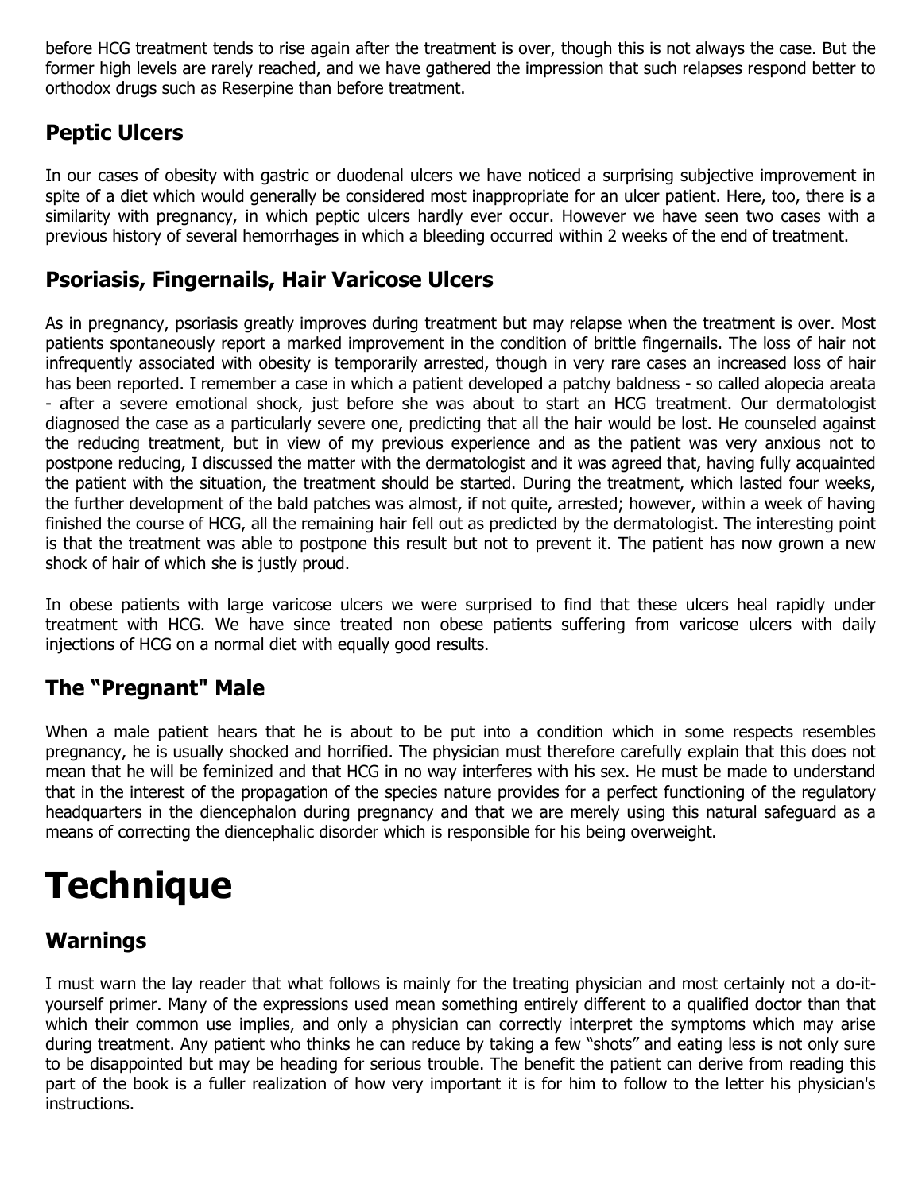before HCG treatment tends to rise again after the treatment is over, though this is not always the case. But the former high levels are rarely reached, and we have gathered the impression that such relapses respond better to orthodox drugs such as Reserpine than before treatment.

## Peptic Ulcers

In our cases of obesity with gastric or duodenal ulcers we have noticed a surprising subjective improvement in spite of a diet which would generally be considered most inappropriate for an ulcer patient. Here, too, there is a similarity with pregnancy, in which peptic ulcers hardly ever occur. However we have seen two cases with a previous history of several hemorrhages in which a bleeding occurred within 2 weeks of the end of treatment.

## Psoriasis, Fingernails, Hair Varicose Ulcers

As in pregnancy, psoriasis greatly improves during treatment but may relapse when the treatment is over. Most patients spontaneously report a marked improvement in the condition of brittle fingernails. The loss of hair not infrequently associated with obesity is temporarily arrested, though in very rare cases an increased loss of hair has been reported. I remember a case in which a patient developed a patchy baldness - so called alopecia areata - after a severe emotional shock, just before she was about to start an HCG treatment. Our dermatologist diagnosed the case as a particularly severe one, predicting that all the hair would be lost. He counseled against the reducing treatment, but in view of my previous experience and as the patient was very anxious not to postpone reducing, I discussed the matter with the dermatologist and it was agreed that, having fully acquainted the patient with the situation, the treatment should be started. During the treatment, which lasted four weeks, the further development of the bald patches was almost, if not quite, arrested; however, within a week of having finished the course of HCG, all the remaining hair fell out as predicted by the dermatologist. The interesting point is that the treatment was able to postpone this result but not to prevent it. The patient has now grown a new shock of hair of which she is justly proud.

In obese patients with large varicose ulcers we were surprised to find that these ulcers heal rapidly under treatment with HCG. We have since treated non obese patients suffering from varicose ulcers with daily injections of HCG on a normal diet with equally good results.

## The "Pregnant" Male

When a male patient hears that he is about to be put into a condition which in some respects resembles pregnancy, he is usually shocked and horrified. The physician must therefore carefully explain that this does not mean that he will be feminized and that HCG in no way interferes with his sex. He must be made to understand that in the interest of the propagation of the species nature provides for a perfect functioning of the regulatory headquarters in the diencephalon during pregnancy and that we are merely using this natural safeguard as a means of correcting the diencephalic disorder which is responsible for his being overweight.

# Technique

## Warnings

I must warn the lay reader that what follows is mainly for the treating physician and most certainly not a do-it-yourself primer. Many of the expressions used mean something entirely different to a qualified doctor than that which their common use implies, and only a physician can correctly interpret the symptoms which may arise during treatment. Any patient who thinks he can reduce by taking a few "shots" and eating less is not only sure to be disappointed but may be heading for serious trouble. The benefit the patient can derive from reading this part of the book is a fuller realization of how very important it is for him to follow to the letter his physician's instructions.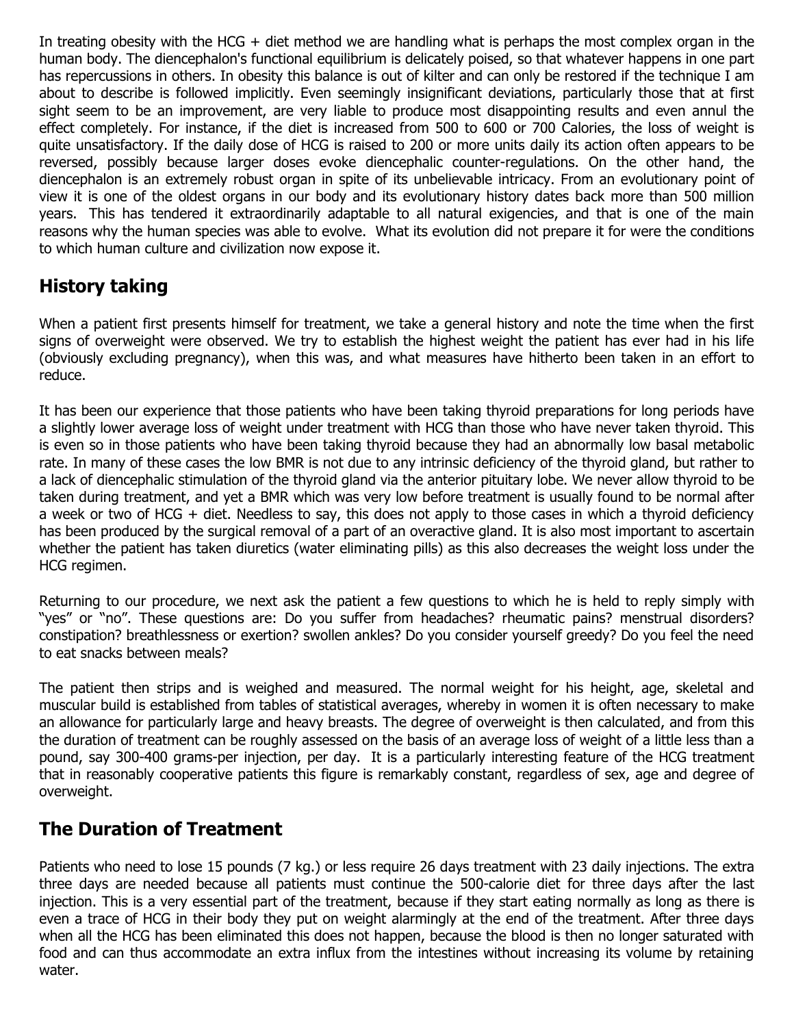In treating obesity with the HCG + diet method we are handling what is perhaps the most complex organ in the human body. The diencephalon's functional equilibrium is delicately poised, so that whatever happens in one part has repercussions in others. In obesity this balance is out of kilter and can only be restored if the technique I am about to describe is followed implicitly. Even seemingly insignificant deviations, particularly those that at first sight seem to be an improvement, are very liable to produce most disappointing results and even annul the effect completely. For instance, if the diet is increased from 500 to 600 or 700 Calories, the loss of weight is quite unsatisfactory. If the daily dose of HCG is raised to 200 or more units daily its action often appears to be reversed, possibly because larger doses evoke diencephalic counter-regulations. On the other hand, the diencephalon is an extremely robust organ in spite of its unbelievable intricacy. From an evolutionary point of view it is one of the oldest organs in our body and its evolutionary history dates back more than 500 million years. This has tendered it extraordinarily adaptable to all natural exigencies, and that is one of the main reasons why the human species was able to evolve. What its evolution did not prepare it for were the conditions to which human culture and civilization now expose it.

## History taking

When a patient first presents himself for treatment, we take a general history and note the time when the first signs of overweight were observed. We try to establish the highest weight the patient has ever had in his life (obviously excluding pregnancy), when this was, and what measures have hitherto been taken in an effort to reduce.

It has been our experience that those patients who have been taking thyroid preparations for long periods have a slightly lower average loss of weight under treatment with HCG than those who have never taken thyroid. This is even so in those patients who have been taking thyroid because they had an abnormally low basal metabolic rate. In many of these cases the low BMR is not due to any intrinsic deficiency of the thyroid gland, but rather to a lack of diencephalic stimulation of the thyroid gland via the anterior pituitary lobe. We never allow thyroid to be taken during treatment, and yet a BMR which was very low before treatment is usually found to be normal after a week or two of HCG + diet. Needless to say, this does not apply to those cases in which a thyroid deficiency has been produced by the surgical removal of a part of an overactive gland. It is also most important to ascertain whether the patient has taken diuretics (water eliminating pills) as this also decreases the weight loss under the HCG regimen.

Returning to our procedure, we next ask the patient a few questions to which he is held to reply simply with "yes" or "no". These questions are: Do you suffer from headaches? rheumatic pains? menstrual disorders? constipation? breathlessness or exertion? swollen ankles? Do you consider yourself greedy? Do you feel the need to eat snacks between meals?

The patient then strips and is weighed and measured. The normal weight for his height, age, skeletal and muscular build is established from tables of statistical averages, whereby in women it is often necessary to make an allowance for particularly large and heavy breasts. The degree of overweight is then calculated, and from this the duration of treatment can be roughly assessed on the basis of an average loss of weight of a little less than a pound, say 300-400 grams-per injection, per day. It is a particularly interesting feature of the HCG treatment that in reasonably cooperative patients this figure is remarkably constant, regardless of sex, age and degree of overweight.

## The Duration of Treatment

Patients who need to lose 15 pounds (7 kg.) or less require 26 days treatment with 23 daily injections. The extra three days are needed because all patients must continue the 500-calorie diet for three days after the last injection. This is a very essential part of the treatment, because if they start eating normally as long as there is even a trace of HCG in their body they put on weight alarmingly at the end of the treatment. After three days when all the HCG has been eliminated this does not happen, because the blood is then no longer saturated with food and can thus accommodate an extra influx from the intestines without increasing its volume by retaining water.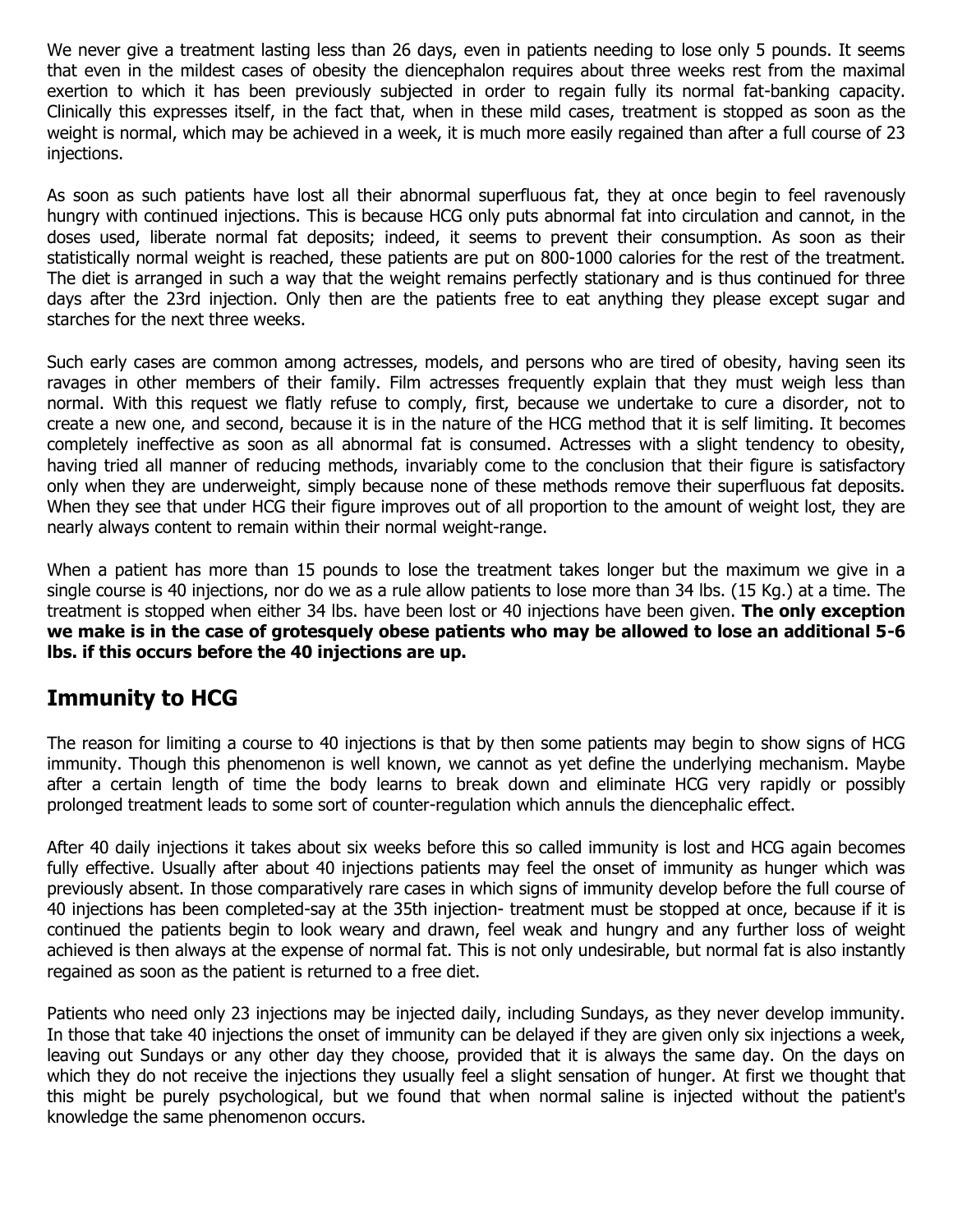We never give a treatment lasting less than 26 days, even in patients needing to lose only 5 pounds. It seems that even in the mildest cases of obesity the diencephalon requires about three weeks rest from the maximal exertion to which it has been previously subjected in order to regain fully its normal fat-banking capacity. Clinically this expresses itself, in the fact that, when in these mild cases, treatment is stopped as soon as the weight is normal, which may be achieved in a week, it is much more easily regained than after a full course of 23 injections.

As soon as such patients have lost all their abnormal superfluous fat, they at once begin to feel ravenously hungry with continued injections. This is because HCG only puts abnormal fat into circulation and cannot, in the doses used, liberate normal fat deposits; indeed, it seems to prevent their consumption. As soon as their statistically normal weight is reached, these patients are put on 800-1000 calories for the rest of the treatment. The diet is arranged in such a way that the weight remains perfectly stationary and is thus continued for three days after the 23rd injection. Only then are the patients free to eat anything they please except sugar and starches for the next three weeks.

Such early cases are common among actresses, models, and persons who are tired of obesity, having seen its ravages in other members of their family. Film actresses frequently explain that they must weigh less than normal. With this request we flatly refuse to comply, first, because we undertake to cure a disorder, not to create a new one, and second, because it is in the nature of the HCG method that it is self limiting. It becomes completely ineffective as soon as all abnormal fat is consumed. Actresses with a slight tendency to obesity, having tried all manner of reducing methods, invariably come to the conclusion that their figure is satisfactory only when they are underweight, simply because none of these methods remove their superfluous fat deposits. When they see that under HCG their figure improves out of all proportion to the amount of weight lost, they are nearly always content to remain within their normal weight-range.

When a patient has more than 15 pounds to lose the treatment takes longer but the maximum we give in a single course is 40 injections, nor do we as a rule allow patients to lose more than 34 lbs. (15 Kg.) at a time. The treatment is stopped when either 34 lbs. have been lost or 40 injections have been given. **The only exception we make is in the case of grotesquely obese patients who may be allowed to lose an additional 5-6 lbs. if this occurs before the 40 injections are up.**

## Immunity to HCG

The reason for limiting a course to 40 injections is that by then some patients may begin to show signs of HCG immunity. Though this phenomenon is well known, we cannot as yet define the underlying mechanism. Maybe after a certain length of time the body learns to break down and eliminate HCG very rapidly or possibly prolonged treatment leads to some sort of counter-regulation which annuls the diencephalic effect.

After 40 daily injections it takes about six weeks before this so called immunity is lost and HCG again becomes fully effective. Usually after about 40 injections patients may feel the onset of immunity as hunger which was previously absent. In those comparatively rare cases in which signs of immunity develop before the full course of 40 injections has been completed-say at the 35th injection- treatment must be stopped at once, because if it is continued the patients begin to look weary and drawn, feel weak and hungry and any further loss of weight achieved is then always at the expense of normal fat. This is not only undesirable, but normal fat is also instantly regained as soon as the patient is returned to a free diet.

Patients who need only 23 injections may be injected daily, including Sundays, as they never develop immunity. In those that take 40 injections the onset of immunity can be delayed if they are given only six injections a week, leaving out Sundays or any other day they choose, provided that it is always the same day. On the days on which they do not receive the injections they usually feel a slight sensation of hunger. At first we thought that this might be purely psychological, but we found that when normal saline is injected without the patient's knowledge the same phenomenon occurs.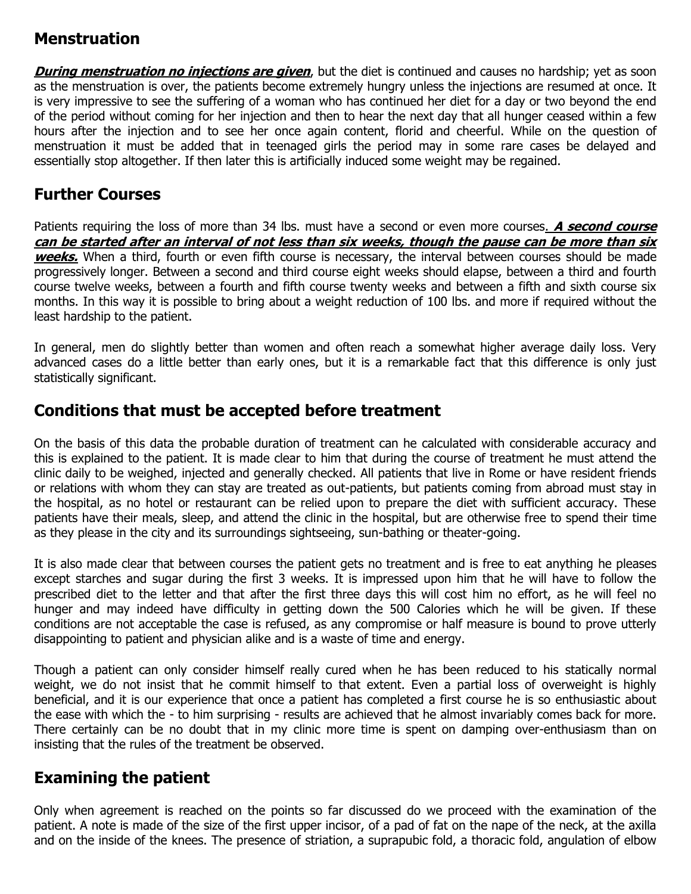## Menstruation

***During menstruation no injections are given***, but the diet is continued and causes no hardship; yet as soon as the menstruation is over, the patients become extremely hungry unless the injections are resumed at once. It is very impressive to see the suffering of a woman who has continued her diet for a day or two beyond the end of the period without coming for her injection and then to hear the next day that all hunger ceased within a few hours after the injection and to see her once again content, florid and cheerful. While on the question of menstruation it must be added that in teenaged girls the period may in some rare cases be delayed and essentially stop altogether. If then later this is artificially induced some weight may be regained.

## Further Courses

Patients requiring the loss of more than 34 lbs. must have a second or even more courses. ***A second course can be started after an interval of not less than six weeks, though the pause can be more than six weeks.*** When a third, fourth or even fifth course is necessary, the interval between courses should be made progressively longer. Between a second and third course eight weeks should elapse, between a third and fourth course twelve weeks, between a fourth and fifth course twenty weeks and between a fifth and sixth course six months. In this way it is possible to bring about a weight reduction of 100 lbs. and more if required without the least hardship to the patient.

In general, men do slightly better than women and often reach a somewhat higher average daily loss. Very advanced cases do a little better than early ones, but it is a remarkable fact that this difference is only just statistically significant.

## Conditions that must be accepted before treatment

On the basis of this data the probable duration of treatment can he calculated with considerable accuracy and this is explained to the patient. It is made clear to him that during the course of treatment he must attend the clinic daily to be weighed, injected and generally checked. All patients that live in Rome or have resident friends or relations with whom they can stay are treated as out-patients, but patients coming from abroad must stay in the hospital, as no hotel or restaurant can be relied upon to prepare the diet with sufficient accuracy. These patients have their meals, sleep, and attend the clinic in the hospital, but are otherwise free to spend their time as they please in the city and its surroundings sightseeing, sun-bathing or theater-going.

It is also made clear that between courses the patient gets no treatment and is free to eat anything he pleases except starches and sugar during the first 3 weeks. It is impressed upon him that he will have to follow the prescribed diet to the letter and that after the first three days this will cost him no effort, as he will feel no hunger and may indeed have difficulty in getting down the 500 Calories which he will be given. If these conditions are not acceptable the case is refused, as any compromise or half measure is bound to prove utterly disappointing to patient and physician alike and is a waste of time and energy.

Though a patient can only consider himself really cured when he has been reduced to his statically normal weight, we do not insist that he commit himself to that extent. Even a partial loss of overweight is highly beneficial, and it is our experience that once a patient has completed a first course he is so enthusiastic about the ease with which the - to him surprising - results are achieved that he almost invariably comes back for more. There certainly can be no doubt that in my clinic more time is spent on damping over-enthusiasm than on insisting that the rules of the treatment be observed.

## Examining the patient

Only when agreement is reached on the points so far discussed do we proceed with the examination of the patient. A note is made of the size of the first upper incisor, of a pad of fat on the nape of the neck, at the axilla and on the inside of the knees. The presence of striation, a suprapubic fold, a thoracic fold, angulation of elbow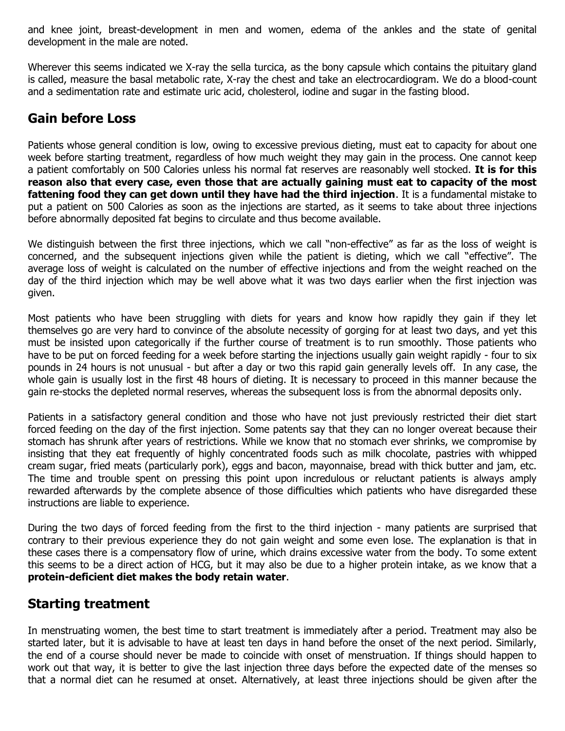and knee joint, breast-development in men and women, edema of the ankles and the state of genital development in the male are noted.

Wherever this seems indicated we X-ray the sella turcica, as the bony capsule which contains the pituitary gland is called, measure the basal metabolic rate, X-ray the chest and take an electrocardiogram. We do a blood-count and a sedimentation rate and estimate uric acid, cholesterol, iodine and sugar in the fasting blood.

## Gain before Loss

Patients whose general condition is low, owing to excessive previous dieting, must eat to capacity for about one week before starting treatment, regardless of how much weight they may gain in the process. One cannot keep a patient comfortably on 500 Calories unless his normal fat reserves are reasonably well stocked. **It is for this reason also that every case, even those that are actually gaining must eat to capacity of the most fattening food they can get down until they have had the third injection**. It is a fundamental mistake to put a patient on 500 Calories as soon as the injections are started, as it seems to take about three injections before abnormally deposited fat begins to circulate and thus become available.

We distinguish between the first three injections, which we call "non-effective" as far as the loss of weight is concerned, and the subsequent injections given while the patient is dieting, which we call "effective". The average loss of weight is calculated on the number of effective injections and from the weight reached on the day of the third injection which may be well above what it was two days earlier when the first injection was given.

Most patients who have been struggling with diets for years and know how rapidly they gain if they let themselves go are very hard to convince of the absolute necessity of gorging for at least two days, and yet this must be insisted upon categorically if the further course of treatment is to run smoothly. Those patients who have to be put on forced feeding for a week before starting the injections usually gain weight rapidly - four to six pounds in 24 hours is not unusual - but after a day or two this rapid gain generally levels off. In any case, the whole gain is usually lost in the first 48 hours of dieting. It is necessary to proceed in this manner because the gain re-stocks the depleted normal reserves, whereas the subsequent loss is from the abnormal deposits only.

Patients in a satisfactory general condition and those who have not just previously restricted their diet start forced feeding on the day of the first injection. Some patents say that they can no longer overeat because their stomach has shrunk after years of restrictions. While we know that no stomach ever shrinks, we compromise by insisting that they eat frequently of highly concentrated foods such as milk chocolate, pastries with whipped cream sugar, fried meats (particularly pork), eggs and bacon, mayonnaise, bread with thick butter and jam, etc. The time and trouble spent on pressing this point upon incredulous or reluctant patients is always amply rewarded afterwards by the complete absence of those difficulties which patients who have disregarded these instructions are liable to experience.

During the two days of forced feeding from the first to the third injection - many patients are surprised that contrary to their previous experience they do not gain weight and some even lose. The explanation is that in these cases there is a compensatory flow of urine, which drains excessive water from the body. To some extent this seems to be a direct action of HCG, but it may also be due to a higher protein intake, as we know that a **protein-deficient diet makes the body retain water**.

## Starting treatment

In menstruating women, the best time to start treatment is immediately after a period. Treatment may also be started later, but it is advisable to have at least ten days in hand before the onset of the next period. Similarly, the end of a course should never be made to coincide with onset of menstruation. If things should happen to work out that way, it is better to give the last injection three days before the expected date of the menses so that a normal diet can he resumed at onset. Alternatively, at least three injections should be given after the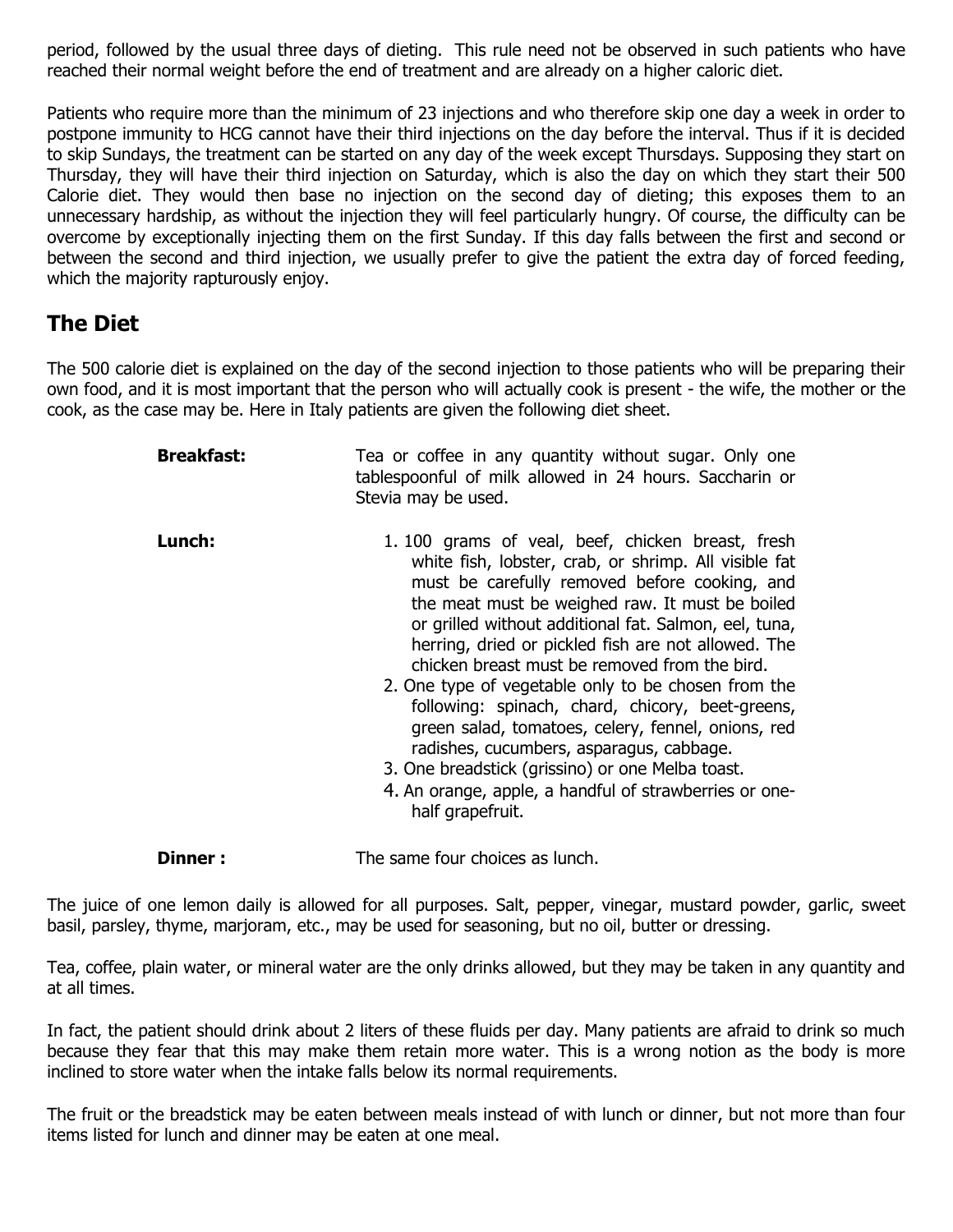period, followed by the usual three days of dieting. This rule need not be observed in such patients who have reached their normal weight before the end of treatment and are already on a higher caloric diet.

Patients who require more than the minimum of 23 injections and who therefore skip one day a week in order to postpone immunity to HCG cannot have their third injections on the day before the interval. Thus if it is decided to skip Sundays, the treatment can be started on any day of the week except Thursdays. Supposing they start on Thursday, they will have their third injection on Saturday, which is also the day on which they start their 500 Calorie diet. They would then base no injection on the second day of dieting; this exposes them to an unnecessary hardship, as without the injection they will feel particularly hungry. Of course, the difficulty can be overcome by exceptionally injecting them on the first Sunday. If this day falls between the first and second or between the second and third injection, we usually prefer to give the patient the extra day of forced feeding, which the majority rapturously enjoy.

## The Diet

The 500 calorie diet is explained on the day of the second injection to those patients who will be preparing their own food, and it is most important that the person who will actually cook is present - the wife, the mother or the cook, as the case may be. Here in Italy patients are given the following diet sheet.

**Breakfast:** Tea or coffee in any quantity without sugar. Only one tablespoonful of milk allowed in 24 hours. Saccharin or Stevia may be used.

**Lunch:**

1. 100 grams of veal, beef, chicken breast, fresh white fish, lobster, crab, or shrimp. All visible fat must be carefully removed before cooking, and the meat must be weighed raw. It must be boiled or grilled without additional fat. Salmon, eel, tuna, herring, dried or pickled fish are not allowed. The chicken breast must be removed from the bird.
2. One type of vegetable only to be chosen from the following: spinach, chard, chicory, beet-greens, green salad, tomatoes, celery, fennel, onions, red radishes, cucumbers, asparagus, cabbage.
3. One breadstick (grissino) or one Melba toast.
4. An orange, apple, a handful of strawberries or one-half grapefruit.

**Dinner :** The same four choices as lunch.

The juice of one lemon daily is allowed for all purposes. Salt, pepper, vinegar, mustard powder, garlic, sweet basil, parsley, thyme, marjoram, etc., may be used for seasoning, but no oil, butter or dressing.

Tea, coffee, plain water, or mineral water are the only drinks allowed, but they may be taken in any quantity and at all times.

In fact, the patient should drink about 2 liters of these fluids per day. Many patients are afraid to drink so much because they fear that this may make them retain more water. This is a wrong notion as the body is more inclined to store water when the intake falls below its normal requirements.

The fruit or the breadstick may be eaten between meals instead of with lunch or dinner, but not more than four items listed for lunch and dinner may be eaten at one meal.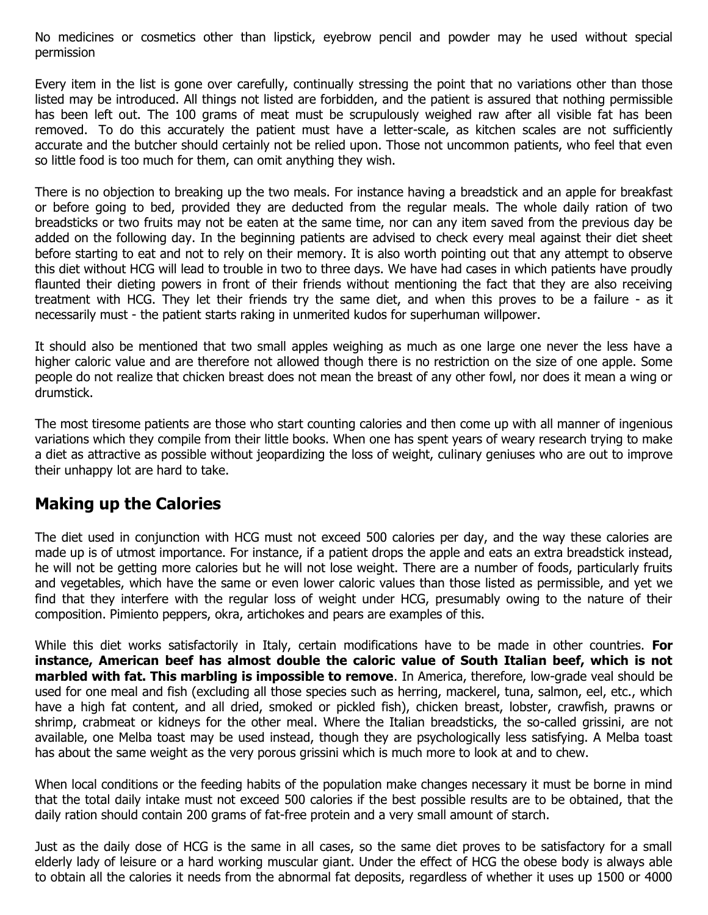No medicines or cosmetics other than lipstick, eyebrow pencil and powder may he used without special permission

Every item in the list is gone over carefully, continually stressing the point that no variations other than those listed may be introduced. All things not listed are forbidden, and the patient is assured that nothing permissible has been left out. The 100 grams of meat must be scrupulously weighed raw after all visible fat has been removed. To do this accurately the patient must have a letter-scale, as kitchen scales are not sufficiently accurate and the butcher should certainly not be relied upon. Those not uncommon patients, who feel that even so little food is too much for them, can omit anything they wish.

There is no objection to breaking up the two meals. For instance having a breadstick and an apple for breakfast or before going to bed, provided they are deducted from the regular meals. The whole daily ration of two breadsticks or two fruits may not be eaten at the same time, nor can any item saved from the previous day be added on the following day. In the beginning patients are advised to check every meal against their diet sheet before starting to eat and not to rely on their memory. It is also worth pointing out that any attempt to observe this diet without HCG will lead to trouble in two to three days. We have had cases in which patients have proudly flaunted their dieting powers in front of their friends without mentioning the fact that they are also receiving treatment with HCG. They let their friends try the same diet, and when this proves to be a failure - as it necessarily must - the patient starts raking in unmerited kudos for superhuman willpower.

It should also be mentioned that two small apples weighing as much as one large one never the less have a higher caloric value and are therefore not allowed though there is no restriction on the size of one apple. Some people do not realize that chicken breast does not mean the breast of any other fowl, nor does it mean a wing or drumstick.

The most tiresome patients are those who start counting calories and then come up with all manner of ingenious variations which they compile from their little books. When one has spent years of weary research trying to make a diet as attractive as possible without jeopardizing the loss of weight, culinary geniuses who are out to improve their unhappy lot are hard to take.

## Making up the Calories

The diet used in conjunction with HCG must not exceed 500 calories per day, and the way these calories are made up is of utmost importance. For instance, if a patient drops the apple and eats an extra breadstick instead, he will not be getting more calories but he will not lose weight. There are a number of foods, particularly fruits and vegetables, which have the same or even lower caloric values than those listed as permissible, and yet we find that they interfere with the regular loss of weight under HCG, presumably owing to the nature of their composition. Pimiento peppers, okra, artichokes and pears are examples of this.

While this diet works satisfactorily in Italy, certain modifications have to be made in other countries. **For instance, American beef has almost double the caloric value of South Italian beef, which is not marbled with fat. This marbling is impossible to remove**. In America, therefore, low-grade veal should be used for one meal and fish (excluding all those species such as herring, mackerel, tuna, salmon, eel, etc., which have a high fat content, and all dried, smoked or pickled fish), chicken breast, lobster, crawfish, prawns or shrimp, crabmeat or kidneys for the other meal. Where the Italian breadsticks, the so-called grissini, are not available, one Melba toast may be used instead, though they are psychologically less satisfying. A Melba toast has about the same weight as the very porous grissini which is much more to look at and to chew.

When local conditions or the feeding habits of the population make changes necessary it must be borne in mind that the total daily intake must not exceed 500 calories if the best possible results are to be obtained, that the daily ration should contain 200 grams of fat-free protein and a very small amount of starch.

Just as the daily dose of HCG is the same in all cases, so the same diet proves to be satisfactory for a small elderly lady of leisure or a hard working muscular giant. Under the effect of HCG the obese body is always able to obtain all the calories it needs from the abnormal fat deposits, regardless of whether it uses up 1500 or 4000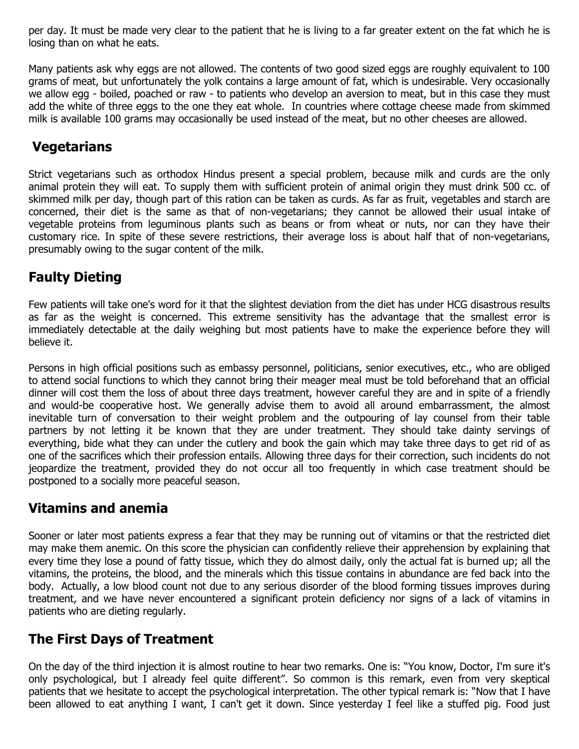per day. It must be made very clear to the patient that he is living to a far greater extent on the fat which he is losing than on what he eats.

Many patients ask why eggs are not allowed. The contents of two good sized eggs are roughly equivalent to 100 grams of meat, but unfortunately the yolk contains a large amount of fat, which is undesirable. Very occasionally we allow egg - boiled, poached or raw - to patients who develop an aversion to meat, but in this case they must add the white of three eggs to the one they eat whole. In countries where cottage cheese made from skimmed milk is available 100 grams may occasionally be used instead of the meat, but no other cheeses are allowed.

## Vegetarians

Strict vegetarians such as orthodox Hindus present a special problem, because milk and curds are the only animal protein they will eat. To supply them with sufficient protein of animal origin they must drink 500 cc. of skimmed milk per day, though part of this ration can be taken as curds. As far as fruit, vegetables and starch are concerned, their diet is the same as that of non-vegetarians; they cannot be allowed their usual intake of vegetable proteins from leguminous plants such as beans or from wheat or nuts, nor can they have their customary rice. In spite of these severe restrictions, their average loss is about half that of non-vegetarians, presumably owing to the sugar content of the milk.

## Faulty Dieting

Few patients will take one's word for it that the slightest deviation from the diet has under HCG disastrous results as far as the weight is concerned. This extreme sensitivity has the advantage that the smallest error is immediately detectable at the daily weighing but most patients have to make the experience before they will believe it.

Persons in high official positions such as embassy personnel, politicians, senior executives, etc., who are obliged to attend social functions to which they cannot bring their meager meal must be told beforehand that an official dinner will cost them the loss of about three days treatment, however careful they are and in spite of a friendly and would-be cooperative host. We generally advise them to avoid all around embarrassment, the almost inevitable turn of conversation to their weight problem and the outpouring of lay counsel from their table partners by not letting it be known that they are under treatment. They should take dainty servings of everything, bide what they can under the cutlery and book the gain which may take three days to get rid of as one of the sacrifices which their profession entails. Allowing three days for their correction, such incidents do not jeopardize the treatment, provided they do not occur all too frequently in which case treatment should be postponed to a socially more peaceful season.

## Vitamins and anemia

Sooner or later most patients express a fear that they may be running out of vitamins or that the restricted diet may make them anemic. On this score the physician can confidently relieve their apprehension by explaining that every time they lose a pound of fatty tissue, which they do almost daily, only the actual fat is burned up; all the vitamins, the proteins, the blood, and the minerals which this tissue contains in abundance are fed back into the body. Actually, a low blood count not due to any serious disorder of the blood forming tissues improves during treatment, and we have never encountered a significant protein deficiency nor signs of a lack of vitamins in patients who are dieting regularly.

## The First Days of Treatment

On the day of the third injection it is almost routine to hear two remarks. One is: "You know, Doctor, I'm sure it's only psychological, but I already feel quite different". So common is this remark, even from very skeptical patients that we hesitate to accept the psychological interpretation. The other typical remark is: "Now that I have been allowed to eat anything I want, I can't get it down. Since yesterday I feel like a stuffed pig. Food just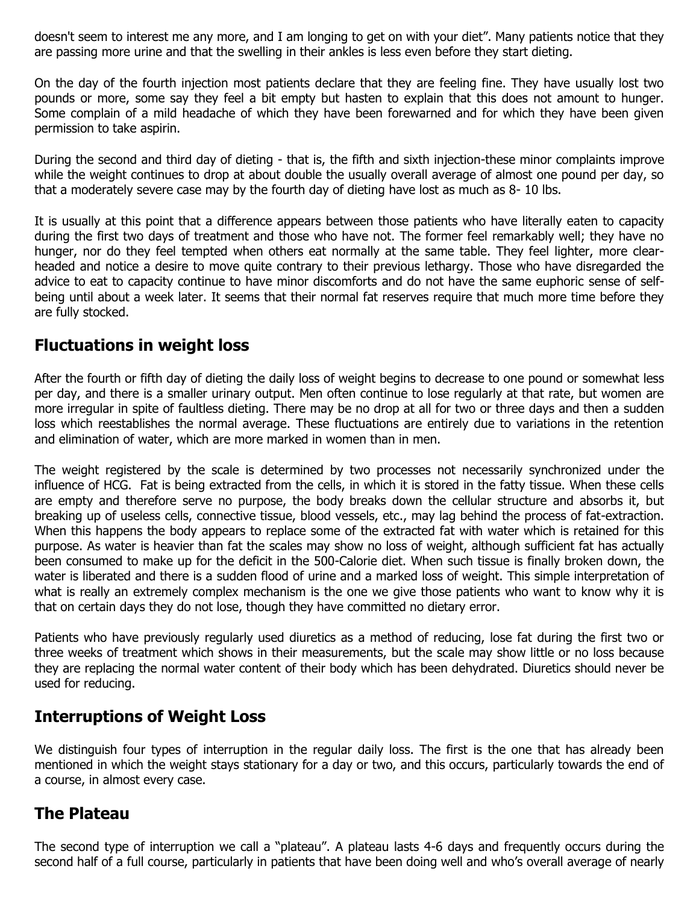doesn't seem to interest me any more, and I am longing to get on with your diet". Many patients notice that they are passing more urine and that the swelling in their ankles is less even before they start dieting.

On the day of the fourth injection most patients declare that they are feeling fine. They have usually lost two pounds or more, some say they feel a bit empty but hasten to explain that this does not amount to hunger. Some complain of a mild headache of which they have been forewarned and for which they have been given permission to take aspirin.

During the second and third day of dieting - that is, the fifth and sixth injection-these minor complaints improve while the weight continues to drop at about double the usually overall average of almost one pound per day, so that a moderately severe case may by the fourth day of dieting have lost as much as 8- 10 lbs.

It is usually at this point that a difference appears between those patients who have literally eaten to capacity during the first two days of treatment and those who have not. The former feel remarkably well; they have no hunger, nor do they feel tempted when others eat normally at the same table. They feel lighter, more clear-headed and notice a desire to move quite contrary to their previous lethargy. Those who have disregarded the advice to eat to capacity continue to have minor discomforts and do not have the same euphoric sense of self-being until about a week later. It seems that their normal fat reserves require that much more time before they are fully stocked.

## Fluctuations in weight loss

After the fourth or fifth day of dieting the daily loss of weight begins to decrease to one pound or somewhat less per day, and there is a smaller urinary output. Men often continue to lose regularly at that rate, but women are more irregular in spite of faultless dieting. There may be no drop at all for two or three days and then a sudden loss which reestablishes the normal average. These fluctuations are entirely due to variations in the retention and elimination of water, which are more marked in women than in men.

The weight registered by the scale is determined by two processes not necessarily synchronized under the influence of HCG. Fat is being extracted from the cells, in which it is stored in the fatty tissue. When these cells are empty and therefore serve no purpose, the body breaks down the cellular structure and absorbs it, but breaking up of useless cells, connective tissue, blood vessels, etc., may lag behind the process of fat-extraction. When this happens the body appears to replace some of the extracted fat with water which is retained for this purpose. As water is heavier than fat the scales may show no loss of weight, although sufficient fat has actually been consumed to make up for the deficit in the 500-Calorie diet. When such tissue is finally broken down, the water is liberated and there is a sudden flood of urine and a marked loss of weight. This simple interpretation of what is really an extremely complex mechanism is the one we give those patients who want to know why it is that on certain days they do not lose, though they have committed no dietary error.

Patients who have previously regularly used diuretics as a method of reducing, lose fat during the first two or three weeks of treatment which shows in their measurements, but the scale may show little or no loss because they are replacing the normal water content of their body which has been dehydrated. Diuretics should never be used for reducing.

## Interruptions of Weight Loss

We distinguish four types of interruption in the regular daily loss. The first is the one that has already been mentioned in which the weight stays stationary for a day or two, and this occurs, particularly towards the end of a course, in almost every case.

## The Plateau

The second type of interruption we call a "plateau". A plateau lasts 4-6 days and frequently occurs during the second half of a full course, particularly in patients that have been doing well and who's overall average of nearly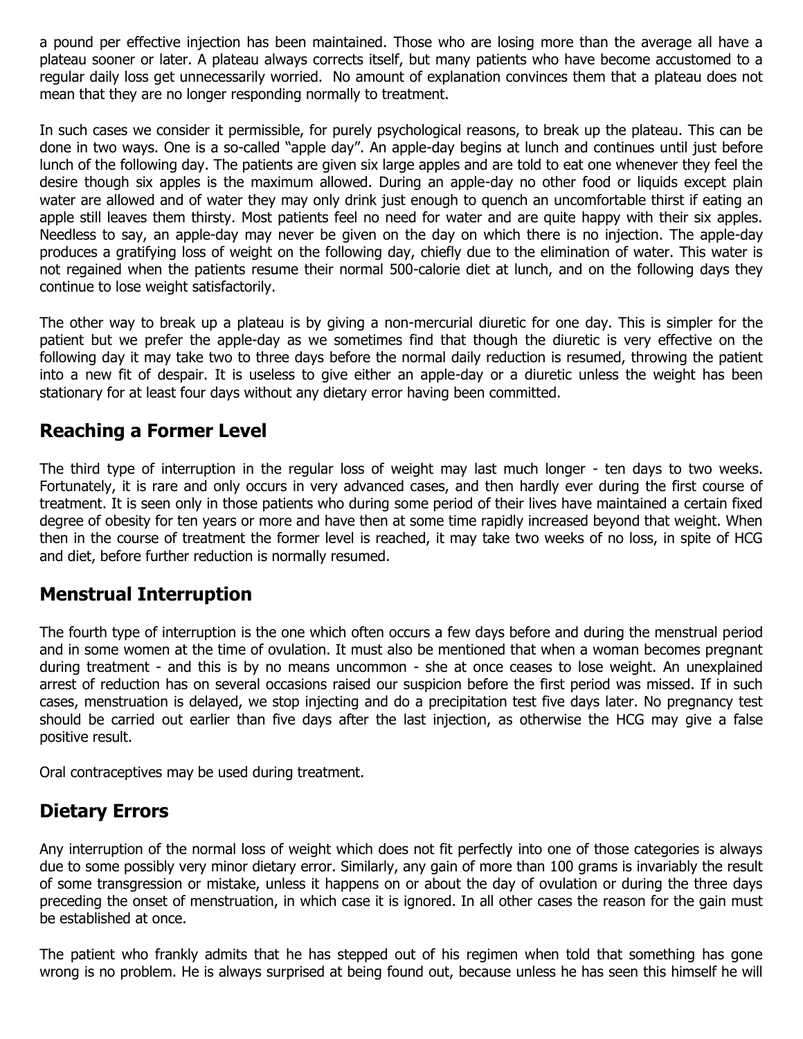a pound per effective injection has been maintained. Those who are losing more than the average all have a plateau sooner or later. A plateau always corrects itself, but many patients who have become accustomed to a regular daily loss get unnecessarily worried. No amount of explanation convinces them that a plateau does not mean that they are no longer responding normally to treatment.

In such cases we consider it permissible, for purely psychological reasons, to break up the plateau. This can be done in two ways. One is a so-called "apple day". An apple-day begins at lunch and continues until just before lunch of the following day. The patients are given six large apples and are told to eat one whenever they feel the desire though six apples is the maximum allowed. During an apple-day no other food or liquids except plain water are allowed and of water they may only drink just enough to quench an uncomfortable thirst if eating an apple still leaves them thirsty. Most patients feel no need for water and are quite happy with their six apples. Needless to say, an apple-day may never be given on the day on which there is no injection. The apple-day produces a gratifying loss of weight on the following day, chiefly due to the elimination of water. This water is not regained when the patients resume their normal 500-calorie diet at lunch, and on the following days they continue to lose weight satisfactorily.

The other way to break up a plateau is by giving a non-mercurial diuretic for one day. This is simpler for the patient but we prefer the apple-day as we sometimes find that though the diuretic is very effective on the following day it may take two to three days before the normal daily reduction is resumed, throwing the patient into a new fit of despair. It is useless to give either an apple-day or a diuretic unless the weight has been stationary for at least four days without any dietary error having been committed.

## Reaching a Former Level

The third type of interruption in the regular loss of weight may last much longer - ten days to two weeks. Fortunately, it is rare and only occurs in very advanced cases, and then hardly ever during the first course of treatment. It is seen only in those patients who during some period of their lives have maintained a certain fixed degree of obesity for ten years or more and have then at some time rapidly increased beyond that weight. When then in the course of treatment the former level is reached, it may take two weeks of no loss, in spite of HCG and diet, before further reduction is normally resumed.

## Menstrual Interruption

The fourth type of interruption is the one which often occurs a few days before and during the menstrual period and in some women at the time of ovulation. It must also be mentioned that when a woman becomes pregnant during treatment - and this is by no means uncommon - she at once ceases to lose weight. An unexplained arrest of reduction has on several occasions raised our suspicion before the first period was missed. If in such cases, menstruation is delayed, we stop injecting and do a precipitation test five days later. No pregnancy test should be carried out earlier than five days after the last injection, as otherwise the HCG may give a false positive result.

Oral contraceptives may be used during treatment.

## Dietary Errors

Any interruption of the normal loss of weight which does not fit perfectly into one of those categories is always due to some possibly very minor dietary error. Similarly, any gain of more than 100 grams is invariably the result of some transgression or mistake, unless it happens on or about the day of ovulation or during the three days preceding the onset of menstruation, in which case it is ignored. In all other cases the reason for the gain must be established at once.

The patient who frankly admits that he has stepped out of his regimen when told that something has gone wrong is no problem. He is always surprised at being found out, because unless he has seen this himself he will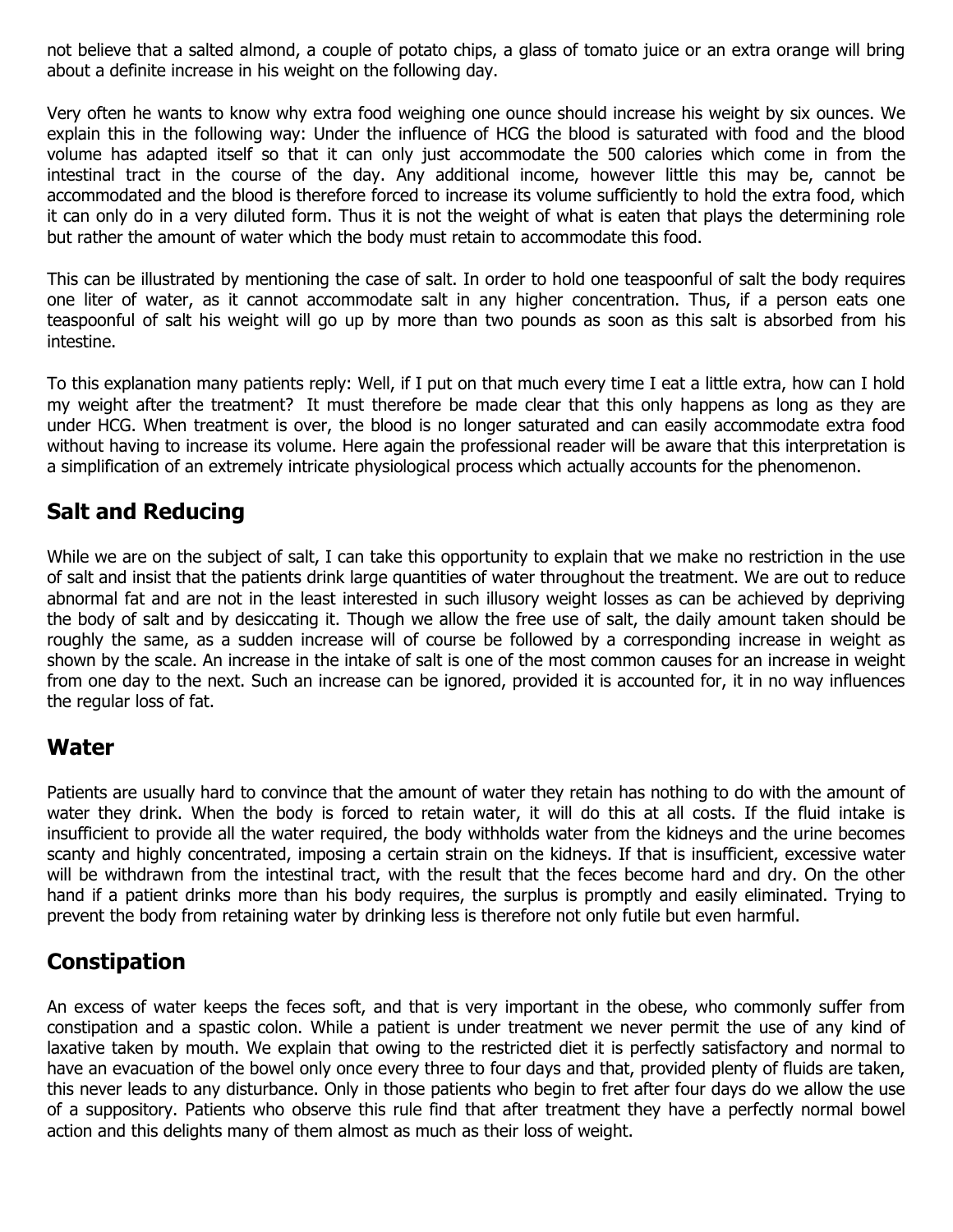not believe that a salted almond, a couple of potato chips, a glass of tomato juice or an extra orange will bring about a definite increase in his weight on the following day.

Very often he wants to know why extra food weighing one ounce should increase his weight by six ounces. We explain this in the following way: Under the influence of HCG the blood is saturated with food and the blood volume has adapted itself so that it can only just accommodate the 500 calories which come in from the intestinal tract in the course of the day. Any additional income, however little this may be, cannot be accommodated and the blood is therefore forced to increase its volume sufficiently to hold the extra food, which it can only do in a very diluted form. Thus it is not the weight of what is eaten that plays the determining role but rather the amount of water which the body must retain to accommodate this food.

This can be illustrated by mentioning the case of salt. In order to hold one teaspoonful of salt the body requires one liter of water, as it cannot accommodate salt in any higher concentration. Thus, if a person eats one teaspoonful of salt his weight will go up by more than two pounds as soon as this salt is absorbed from his intestine.

To this explanation many patients reply: Well, if I put on that much every time I eat a little extra, how can I hold my weight after the treatment? It must therefore be made clear that this only happens as long as they are under HCG. When treatment is over, the blood is no longer saturated and can easily accommodate extra food without having to increase its volume. Here again the professional reader will be aware that this interpretation is a simplification of an extremely intricate physiological process which actually accounts for the phenomenon.

## Salt and Reducing

While we are on the subject of salt, I can take this opportunity to explain that we make no restriction in the use of salt and insist that the patients drink large quantities of water throughout the treatment. We are out to reduce abnormal fat and are not in the least interested in such illusory weight losses as can be achieved by depriving the body of salt and by desiccating it. Though we allow the free use of salt, the daily amount taken should be roughly the same, as a sudden increase will of course be followed by a corresponding increase in weight as shown by the scale. An increase in the intake of salt is one of the most common causes for an increase in weight from one day to the next. Such an increase can be ignored, provided it is accounted for, it in no way influences the regular loss of fat.

## Water

Patients are usually hard to convince that the amount of water they retain has nothing to do with the amount of water they drink. When the body is forced to retain water, it will do this at all costs. If the fluid intake is insufficient to provide all the water required, the body withholds water from the kidneys and the urine becomes scanty and highly concentrated, imposing a certain strain on the kidneys. If that is insufficient, excessive water will be withdrawn from the intestinal tract, with the result that the feces become hard and dry. On the other hand if a patient drinks more than his body requires, the surplus is promptly and easily eliminated. Trying to prevent the body from retaining water by drinking less is therefore not only futile but even harmful.

## Constipation

An excess of water keeps the feces soft, and that is very important in the obese, who commonly suffer from constipation and a spastic colon. While a patient is under treatment we never permit the use of any kind of laxative taken by mouth. We explain that owing to the restricted diet it is perfectly satisfactory and normal to have an evacuation of the bowel only once every three to four days and that, provided plenty of fluids are taken, this never leads to any disturbance. Only in those patients who begin to fret after four days do we allow the use of a suppository. Patients who observe this rule find that after treatment they have a perfectly normal bowel action and this delights many of them almost as much as their loss of weight.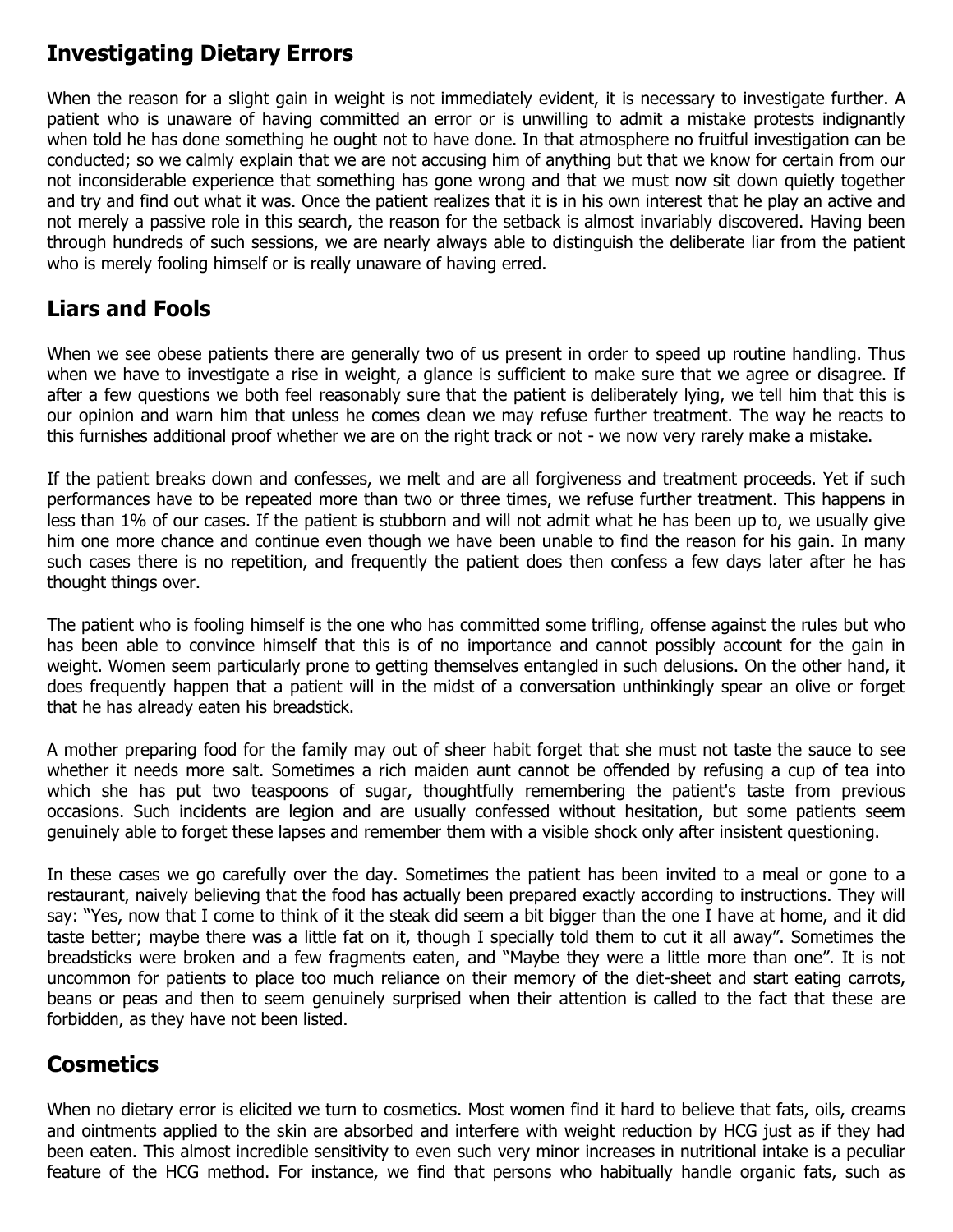## Investigating Dietary Errors

When the reason for a slight gain in weight is not immediately evident, it is necessary to investigate further. A patient who is unaware of having committed an error or is unwilling to admit a mistake protests indignantly when told he has done something he ought not to have done. In that atmosphere no fruitful investigation can be conducted; so we calmly explain that we are not accusing him of anything but that we know for certain from our not inconsiderable experience that something has gone wrong and that we must now sit down quietly together and try and find out what it was. Once the patient realizes that it is in his own interest that he play an active and not merely a passive role in this search, the reason for the setback is almost invariably discovered. Having been through hundreds of such sessions, we are nearly always able to distinguish the deliberate liar from the patient who is merely fooling himself or is really unaware of having erred.

## Liars and Fools

When we see obese patients there are generally two of us present in order to speed up routine handling. Thus when we have to investigate a rise in weight, a glance is sufficient to make sure that we agree or disagree. If after a few questions we both feel reasonably sure that the patient is deliberately lying, we tell him that this is our opinion and warn him that unless he comes clean we may refuse further treatment. The way he reacts to this furnishes additional proof whether we are on the right track or not - we now very rarely make a mistake.

If the patient breaks down and confesses, we melt and are all forgiveness and treatment proceeds. Yet if such performances have to be repeated more than two or three times, we refuse further treatment. This happens in less than 1% of our cases. If the patient is stubborn and will not admit what he has been up to, we usually give him one more chance and continue even though we have been unable to find the reason for his gain. In many such cases there is no repetition, and frequently the patient does then confess a few days later after he has thought things over.

The patient who is fooling himself is the one who has committed some trifling, offense against the rules but who has been able to convince himself that this is of no importance and cannot possibly account for the gain in weight. Women seem particularly prone to getting themselves entangled in such delusions. On the other hand, it does frequently happen that a patient will in the midst of a conversation unthinkingly spear an olive or forget that he has already eaten his breadstick.

A mother preparing food for the family may out of sheer habit forget that she must not taste the sauce to see whether it needs more salt. Sometimes a rich maiden aunt cannot be offended by refusing a cup of tea into which she has put two teaspoons of sugar, thoughtfully remembering the patient's taste from previous occasions. Such incidents are legion and are usually confessed without hesitation, but some patients seem genuinely able to forget these lapses and remember them with a visible shock only after insistent questioning.

In these cases we go carefully over the day. Sometimes the patient has been invited to a meal or gone to a restaurant, naively believing that the food has actually been prepared exactly according to instructions. They will say: "Yes, now that I come to think of it the steak did seem a bit bigger than the one I have at home, and it did taste better; maybe there was a little fat on it, though I specially told them to cut it all away". Sometimes the breadsticks were broken and a few fragments eaten, and "Maybe they were a little more than one". It is not uncommon for patients to place too much reliance on their memory of the diet-sheet and start eating carrots, beans or peas and then to seem genuinely surprised when their attention is called to the fact that these are forbidden, as they have not been listed.

## Cosmetics

When no dietary error is elicited we turn to cosmetics. Most women find it hard to believe that fats, oils, creams and ointments applied to the skin are absorbed and interfere with weight reduction by HCG just as if they had been eaten. This almost incredible sensitivity to even such very minor increases in nutritional intake is a peculiar feature of the HCG method. For instance, we find that persons who habitually handle organic fats, such as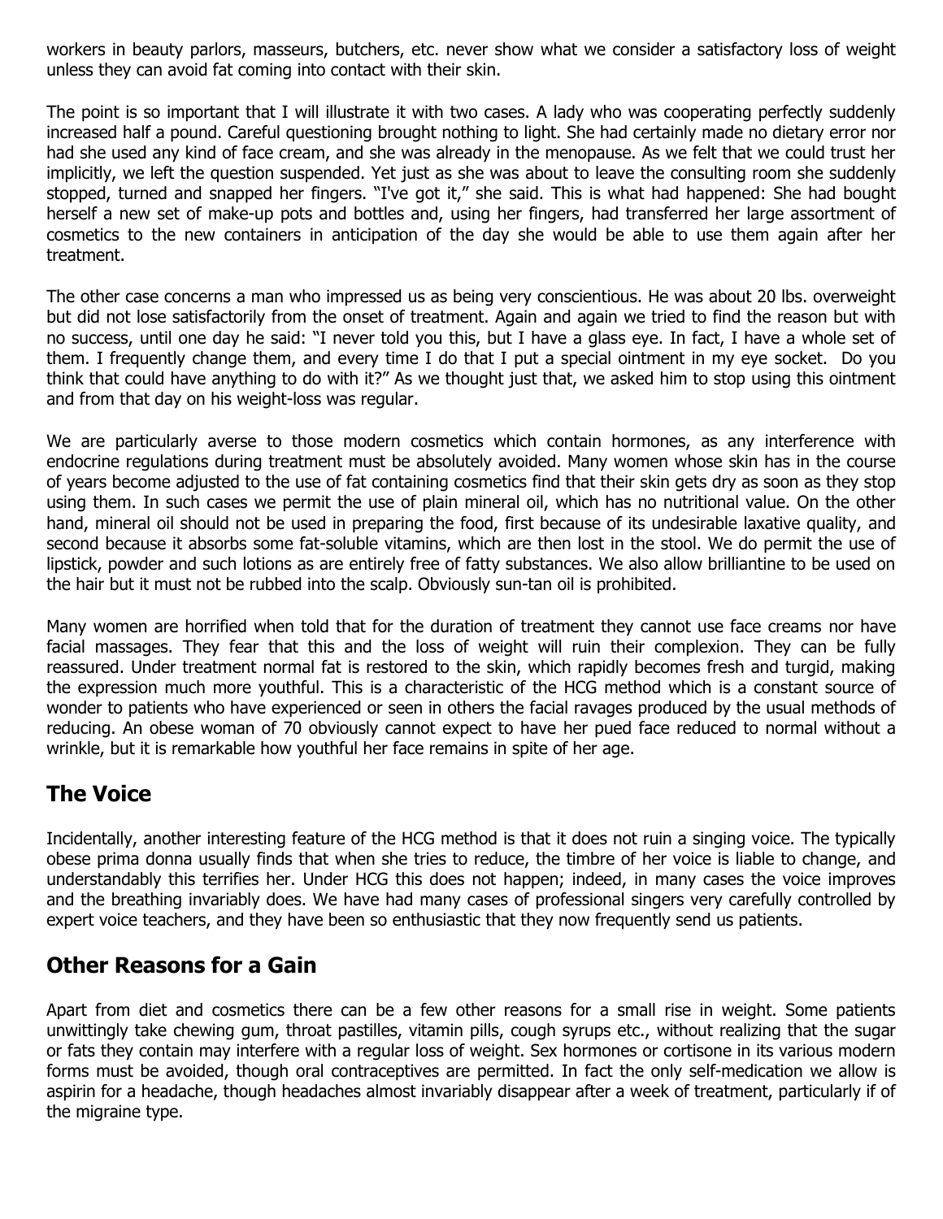workers in beauty parlors, masseurs, butchers, etc. never show what we consider a satisfactory loss of weight unless they can avoid fat coming into contact with their skin.

The point is so important that I will illustrate it with two cases. A lady who was cooperating perfectly suddenly increased half a pound. Careful questioning brought nothing to light. She had certainly made no dietary error nor had she used any kind of face cream, and she was already in the menopause. As we felt that we could trust her implicitly, we left the question suspended. Yet just as she was about to leave the consulting room she suddenly stopped, turned and snapped her fingers. "I've got it," she said. This is what had happened: She had bought herself a new set of make-up pots and bottles and, using her fingers, had transferred her large assortment of cosmetics to the new containers in anticipation of the day she would be able to use them again after her treatment.

The other case concerns a man who impressed us as being very conscientious. He was about 20 lbs. overweight but did not lose satisfactorily from the onset of treatment. Again and again we tried to find the reason but with no success, until one day he said: "I never told you this, but I have a glass eye. In fact, I have a whole set of them. I frequently change them, and every time I do that I put a special ointment in my eye socket. Do you think that could have anything to do with it?" As we thought just that, we asked him to stop using this ointment and from that day on his weight-loss was regular.

We are particularly averse to those modern cosmetics which contain hormones, as any interference with endocrine regulations during treatment must be absolutely avoided. Many women whose skin has in the course of years become adjusted to the use of fat containing cosmetics find that their skin gets dry as soon as they stop using them. In such cases we permit the use of plain mineral oil, which has no nutritional value. On the other hand, mineral oil should not be used in preparing the food, first because of its undesirable laxative quality, and second because it absorbs some fat-soluble vitamins, which are then lost in the stool. We do permit the use of lipstick, powder and such lotions as are entirely free of fatty substances. We also allow brilliantine to be used on the hair but it must not be rubbed into the scalp. Obviously sun-tan oil is prohibited.

Many women are horrified when told that for the duration of treatment they cannot use face creams nor have facial massages. They fear that this and the loss of weight will ruin their complexion. They can be fully reassured. Under treatment normal fat is restored to the skin, which rapidly becomes fresh and turgid, making the expression much more youthful. This is a characteristic of the HCG method which is a constant source of wonder to patients who have experienced or seen in others the facial ravages produced by the usual methods of reducing. An obese woman of 70 obviously cannot expect to have her pued face reduced to normal without a wrinkle, but it is remarkable how youthful her face remains in spite of her age.

## The Voice

Incidentally, another interesting feature of the HCG method is that it does not ruin a singing voice. The typically obese prima donna usually finds that when she tries to reduce, the timbre of her voice is liable to change, and understandably this terrifies her. Under HCG this does not happen; indeed, in many cases the voice improves and the breathing invariably does. We have had many cases of professional singers very carefully controlled by expert voice teachers, and they have been so enthusiastic that they now frequently send us patients.

## Other Reasons for a Gain

Apart from diet and cosmetics there can be a few other reasons for a small rise in weight. Some patients unwittingly take chewing gum, throat pastilles, vitamin pills, cough syrups etc., without realizing that the sugar or fats they contain may interfere with a regular loss of weight. Sex hormones or cortisone in its various modern forms must be avoided, though oral contraceptives are permitted. In fact the only self-medication we allow is aspirin for a headache, though headaches almost invariably disappear after a week of treatment, particularly if of the migraine type.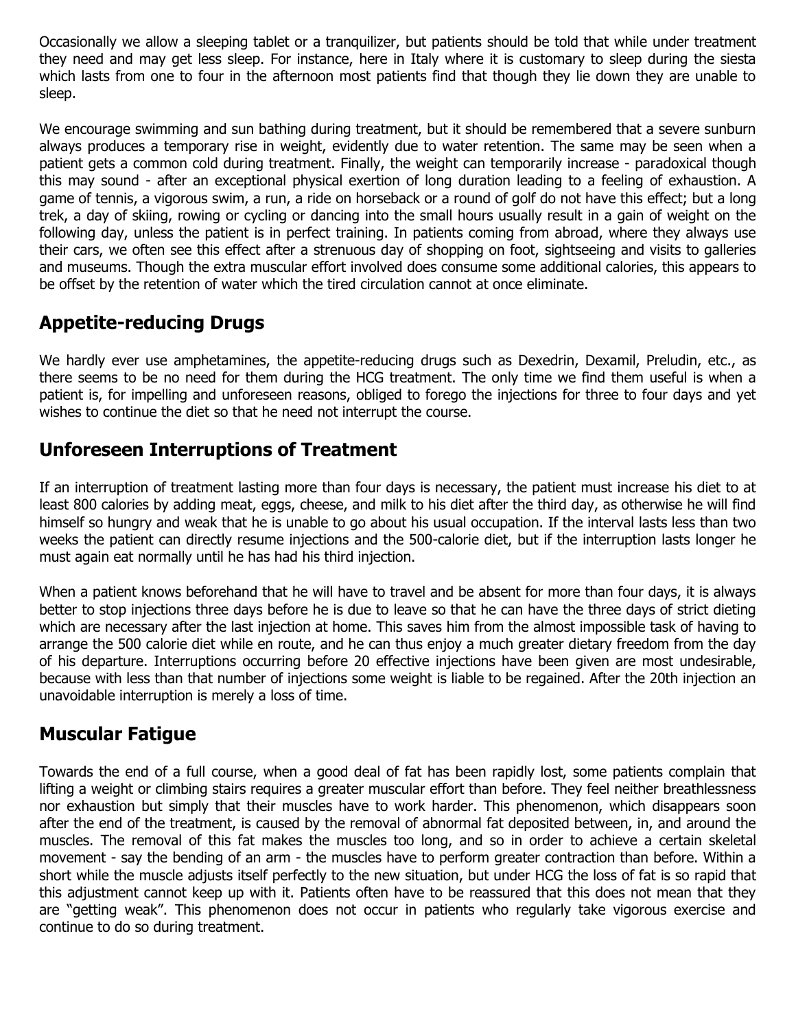Occasionally we allow a sleeping tablet or a tranquilizer, but patients should be told that while under treatment they need and may get less sleep. For instance, here in Italy where it is customary to sleep during the siesta which lasts from one to four in the afternoon most patients find that though they lie down they are unable to sleep.

We encourage swimming and sun bathing during treatment, but it should be remembered that a severe sunburn always produces a temporary rise in weight, evidently due to water retention. The same may be seen when a patient gets a common cold during treatment. Finally, the weight can temporarily increase - paradoxical though this may sound - after an exceptional physical exertion of long duration leading to a feeling of exhaustion. A game of tennis, a vigorous swim, a run, a ride on horseback or a round of golf do not have this effect; but a long trek, a day of skiing, rowing or cycling or dancing into the small hours usually result in a gain of weight on the following day, unless the patient is in perfect training. In patients coming from abroad, where they always use their cars, we often see this effect after a strenuous day of shopping on foot, sightseeing and visits to galleries and museums. Though the extra muscular effort involved does consume some additional calories, this appears to be offset by the retention of water which the tired circulation cannot at once eliminate.

## Appetite-reducing Drugs

We hardly ever use amphetamines, the appetite-reducing drugs such as Dexedrin, Dexamil, Preludin, etc., as there seems to be no need for them during the HCG treatment. The only time we find them useful is when a patient is, for impelling and unforeseen reasons, obliged to forego the injections for three to four days and yet wishes to continue the diet so that he need not interrupt the course.

## Unforeseen Interruptions of Treatment

If an interruption of treatment lasting more than four days is necessary, the patient must increase his diet to at least 800 calories by adding meat, eggs, cheese, and milk to his diet after the third day, as otherwise he will find himself so hungry and weak that he is unable to go about his usual occupation. If the interval lasts less than two weeks the patient can directly resume injections and the 500-calorie diet, but if the interruption lasts longer he must again eat normally until he has had his third injection.

When a patient knows beforehand that he will have to travel and be absent for more than four days, it is always better to stop injections three days before he is due to leave so that he can have the three days of strict dieting which are necessary after the last injection at home. This saves him from the almost impossible task of having to arrange the 500 calorie diet while en route, and he can thus enjoy a much greater dietary freedom from the day of his departure. Interruptions occurring before 20 effective injections have been given are most undesirable, because with less than that number of injections some weight is liable to be regained. After the 20th injection an unavoidable interruption is merely a loss of time.

## Muscular Fatigue

Towards the end of a full course, when a good deal of fat has been rapidly lost, some patients complain that lifting a weight or climbing stairs requires a greater muscular effort than before. They feel neither breathlessness nor exhaustion but simply that their muscles have to work harder. This phenomenon, which disappears soon after the end of the treatment, is caused by the removal of abnormal fat deposited between, in, and around the muscles. The removal of this fat makes the muscles too long, and so in order to achieve a certain skeletal movement - say the bending of an arm - the muscles have to perform greater contraction than before. Within a short while the muscle adjusts itself perfectly to the new situation, but under HCG the loss of fat is so rapid that this adjustment cannot keep up with it. Patients often have to be reassured that this does not mean that they are "getting weak". This phenomenon does not occur in patients who regularly take vigorous exercise and continue to do so during treatment.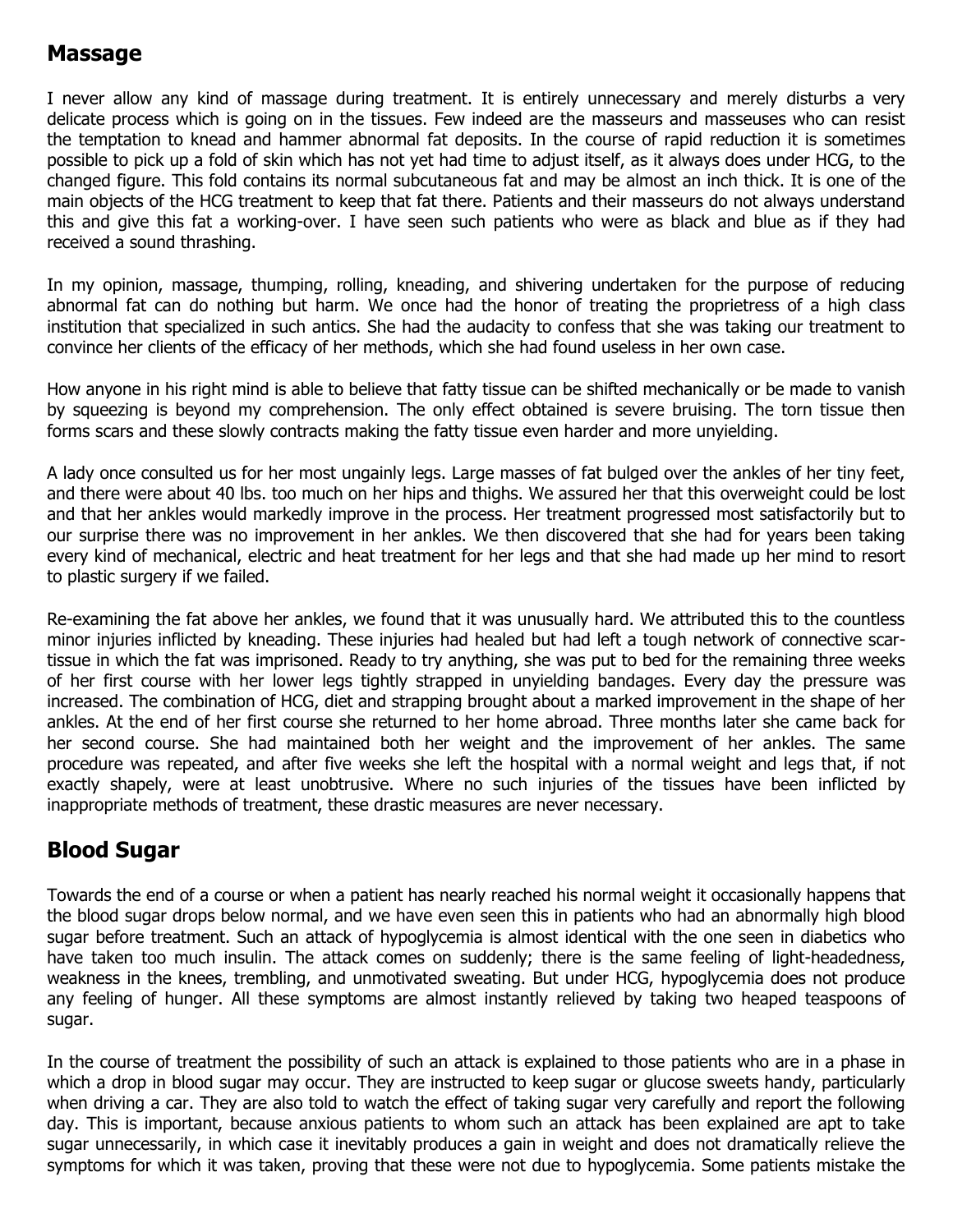## Massage

I never allow any kind of massage during treatment. It is entirely unnecessary and merely disturbs a very delicate process which is going on in the tissues. Few indeed are the masseurs and masseuses who can resist the temptation to knead and hammer abnormal fat deposits. In the course of rapid reduction it is sometimes possible to pick up a fold of skin which has not yet had time to adjust itself, as it always does under HCG, to the changed figure. This fold contains its normal subcutaneous fat and may be almost an inch thick. It is one of the main objects of the HCG treatment to keep that fat there. Patients and their masseurs do not always understand this and give this fat a working-over. I have seen such patients who were as black and blue as if they had received a sound thrashing.

In my opinion, massage, thumping, rolling, kneading, and shivering undertaken for the purpose of reducing abnormal fat can do nothing but harm. We once had the honor of treating the proprietress of a high class institution that specialized in such antics. She had the audacity to confess that she was taking our treatment to convince her clients of the efficacy of her methods, which she had found useless in her own case.

How anyone in his right mind is able to believe that fatty tissue can be shifted mechanically or be made to vanish by squeezing is beyond my comprehension. The only effect obtained is severe bruising. The torn tissue then forms scars and these slowly contracts making the fatty tissue even harder and more unyielding.

A lady once consulted us for her most ungainly legs. Large masses of fat bulged over the ankles of her tiny feet, and there were about 40 lbs. too much on her hips and thighs. We assured her that this overweight could be lost and that her ankles would markedly improve in the process. Her treatment progressed most satisfactorily but to our surprise there was no improvement in her ankles. We then discovered that she had for years been taking every kind of mechanical, electric and heat treatment for her legs and that she had made up her mind to resort to plastic surgery if we failed.

Re-examining the fat above her ankles, we found that it was unusually hard. We attributed this to the countless minor injuries inflicted by kneading. These injuries had healed but had left a tough network of connective scar-tissue in which the fat was imprisoned. Ready to try anything, she was put to bed for the remaining three weeks of her first course with her lower legs tightly strapped in unyielding bandages. Every day the pressure was increased. The combination of HCG, diet and strapping brought about a marked improvement in the shape of her ankles. At the end of her first course she returned to her home abroad. Three months later she came back for her second course. She had maintained both her weight and the improvement of her ankles. The same procedure was repeated, and after five weeks she left the hospital with a normal weight and legs that, if not exactly shapely, were at least unobtrusive. Where no such injuries of the tissues have been inflicted by inappropriate methods of treatment, these drastic measures are never necessary.

## Blood Sugar

Towards the end of a course or when a patient has nearly reached his normal weight it occasionally happens that the blood sugar drops below normal, and we have even seen this in patients who had an abnormally high blood sugar before treatment. Such an attack of hypoglycemia is almost identical with the one seen in diabetics who have taken too much insulin. The attack comes on suddenly; there is the same feeling of light-headedness, weakness in the knees, trembling, and unmotivated sweating. But under HCG, hypoglycemia does not produce any feeling of hunger. All these symptoms are almost instantly relieved by taking two heaped teaspoons of sugar.

In the course of treatment the possibility of such an attack is explained to those patients who are in a phase in which a drop in blood sugar may occur. They are instructed to keep sugar or glucose sweets handy, particularly when driving a car. They are also told to watch the effect of taking sugar very carefully and report the following day. This is important, because anxious patients to whom such an attack has been explained are apt to take sugar unnecessarily, in which case it inevitably produces a gain in weight and does not dramatically relieve the symptoms for which it was taken, proving that these were not due to hypoglycemia. Some patients mistake the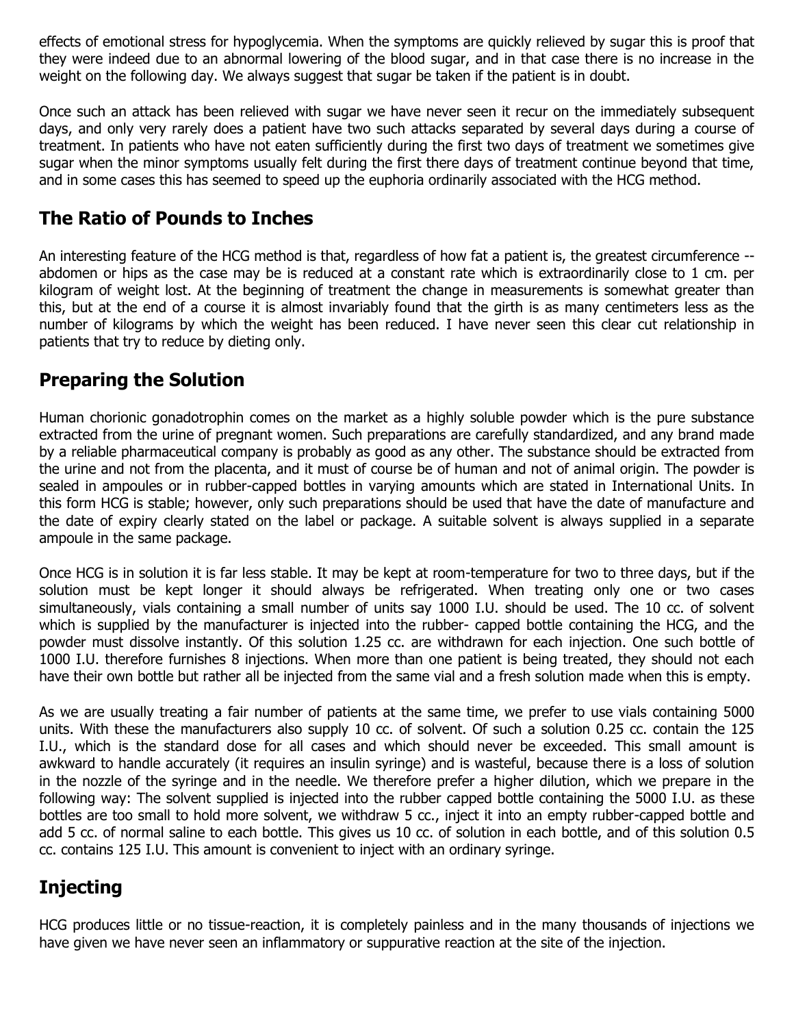effects of emotional stress for hypoglycemia. When the symptoms are quickly relieved by sugar this is proof that they were indeed due to an abnormal lowering of the blood sugar, and in that case there is no increase in the weight on the following day. We always suggest that sugar be taken if the patient is in doubt.

Once such an attack has been relieved with sugar we have never seen it recur on the immediately subsequent days, and only very rarely does a patient have two such attacks separated by several days during a course of treatment. In patients who have not eaten sufficiently during the first two days of treatment we sometimes give sugar when the minor symptoms usually felt during the first there days of treatment continue beyond that time, and in some cases this has seemed to speed up the euphoria ordinarily associated with the HCG method.

## The Ratio of Pounds to Inches

An interesting feature of the HCG method is that, regardless of how fat a patient is, the greatest circumference -- abdomen or hips as the case may be is reduced at a constant rate which is extraordinarily close to 1 cm. per kilogram of weight lost. At the beginning of treatment the change in measurements is somewhat greater than this, but at the end of a course it is almost invariably found that the girth is as many centimeters less as the number of kilograms by which the weight has been reduced. I have never seen this clear cut relationship in patients that try to reduce by dieting only.

## Preparing the Solution

Human chorionic gonadotrophin comes on the market as a highly soluble powder which is the pure substance extracted from the urine of pregnant women. Such preparations are carefully standardized, and any brand made by a reliable pharmaceutical company is probably as good as any other. The substance should be extracted from the urine and not from the placenta, and it must of course be of human and not of animal origin. The powder is sealed in ampoules or in rubber-capped bottles in varying amounts which are stated in International Units. In this form HCG is stable; however, only such preparations should be used that have the date of manufacture and the date of expiry clearly stated on the label or package. A suitable solvent is always supplied in a separate ampoule in the same package.

Once HCG is in solution it is far less stable. It may be kept at room-temperature for two to three days, but if the solution must be kept longer it should always be refrigerated. When treating only one or two cases simultaneously, vials containing a small number of units say 1000 I.U. should be used. The 10 cc. of solvent which is supplied by the manufacturer is injected into the rubber- capped bottle containing the HCG, and the powder must dissolve instantly. Of this solution 1.25 cc. are withdrawn for each injection. One such bottle of 1000 I.U. therefore furnishes 8 injections. When more than one patient is being treated, they should not each have their own bottle but rather all be injected from the same vial and a fresh solution made when this is empty.

As we are usually treating a fair number of patients at the same time, we prefer to use vials containing 5000 units. With these the manufacturers also supply 10 cc. of solvent. Of such a solution 0.25 cc. contain the 125 I.U., which is the standard dose for all cases and which should never be exceeded. This small amount is awkward to handle accurately (it requires an insulin syringe) and is wasteful, because there is a loss of solution in the nozzle of the syringe and in the needle. We therefore prefer a higher dilution, which we prepare in the following way: The solvent supplied is injected into the rubber capped bottle containing the 5000 I.U. as these bottles are too small to hold more solvent, we withdraw 5 cc., inject it into an empty rubber-capped bottle and add 5 cc. of normal saline to each bottle. This gives us 10 cc. of solution in each bottle, and of this solution 0.5 cc. contains 125 I.U. This amount is convenient to inject with an ordinary syringe.

## Injecting

HCG produces little or no tissue-reaction, it is completely painless and in the many thousands of injections we have given we have never seen an inflammatory or suppurative reaction at the site of the injection.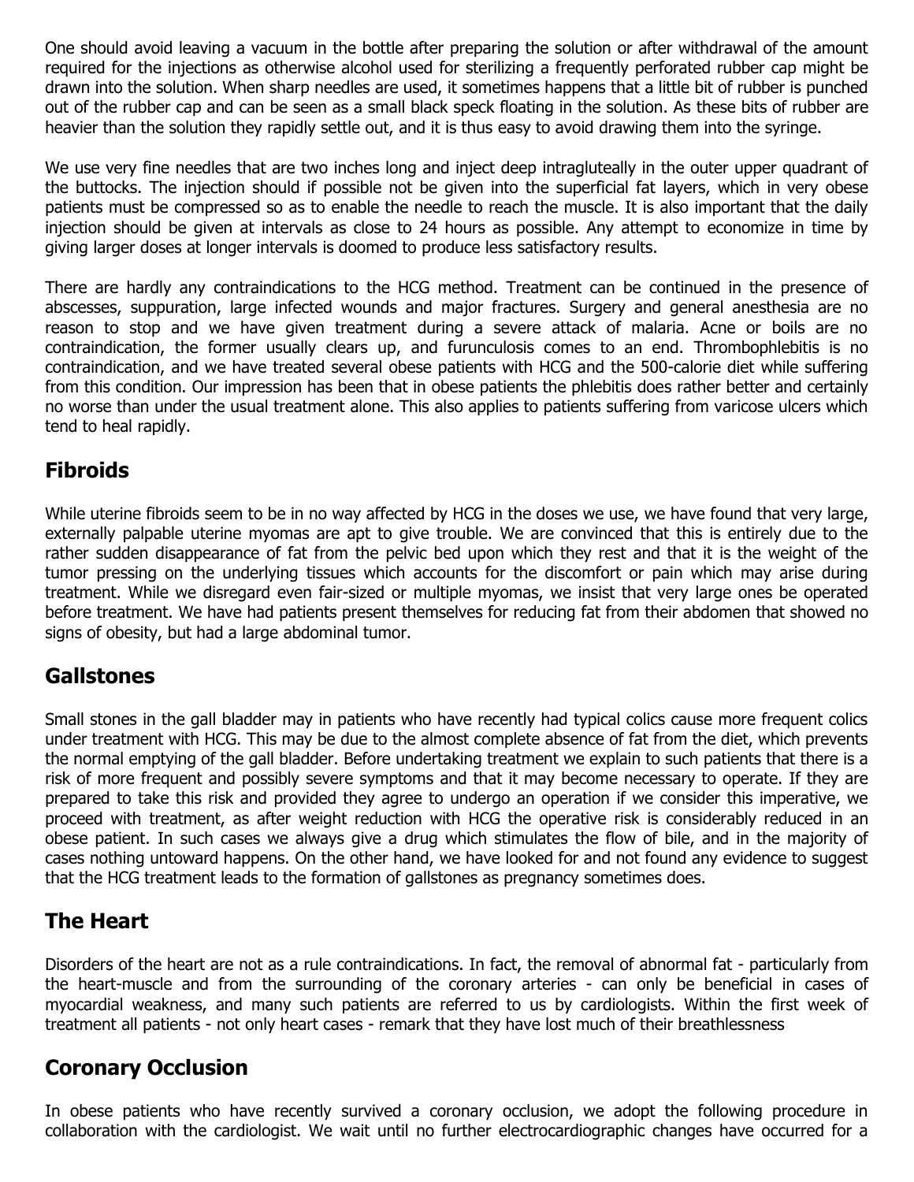One should avoid leaving a vacuum in the bottle after preparing the solution or after withdrawal of the amount required for the injections as otherwise alcohol used for sterilizing a frequently perforated rubber cap might be drawn into the solution. When sharp needles are used, it sometimes happens that a little bit of rubber is punched out of the rubber cap and can be seen as a small black speck floating in the solution. As these bits of rubber are heavier than the solution they rapidly settle out, and it is thus easy to avoid drawing them into the syringe.

We use very fine needles that are two inches long and inject deep intragluteally in the outer upper quadrant of the buttocks. The injection should if possible not be given into the superficial fat layers, which in very obese patients must be compressed so as to enable the needle to reach the muscle. It is also important that the daily injection should be given at intervals as close to 24 hours as possible. Any attempt to economize in time by giving larger doses at longer intervals is doomed to produce less satisfactory results.

There are hardly any contraindications to the HCG method. Treatment can be continued in the presence of abscesses, suppuration, large infected wounds and major fractures. Surgery and general anesthesia are no reason to stop and we have given treatment during a severe attack of malaria. Acne or boils are no contraindication, the former usually clears up, and furunculosis comes to an end. Thrombophlebitis is no contraindication, and we have treated several obese patients with HCG and the 500-calorie diet while suffering from this condition. Our impression has been that in obese patients the phlebitis does rather better and certainly no worse than under the usual treatment alone. This also applies to patients suffering from varicose ulcers which tend to heal rapidly.

## Fibroids

While uterine fibroids seem to be in no way affected by HCG in the doses we use, we have found that very large, externally palpable uterine myomas are apt to give trouble. We are convinced that this is entirely due to the rather sudden disappearance of fat from the pelvic bed upon which they rest and that it is the weight of the tumor pressing on the underlying tissues which accounts for the discomfort or pain which may arise during treatment. While we disregard even fair-sized or multiple myomas, we insist that very large ones be operated before treatment. We have had patients present themselves for reducing fat from their abdomen that showed no signs of obesity, but had a large abdominal tumor.

## Gallstones

Small stones in the gall bladder may in patients who have recently had typical colics cause more frequent colics under treatment with HCG. This may be due to the almost complete absence of fat from the diet, which prevents the normal emptying of the gall bladder. Before undertaking treatment we explain to such patients that there is a risk of more frequent and possibly severe symptoms and that it may become necessary to operate. If they are prepared to take this risk and provided they agree to undergo an operation if we consider this imperative, we proceed with treatment, as after weight reduction with HCG the operative risk is considerably reduced in an obese patient. In such cases we always give a drug which stimulates the flow of bile, and in the majority of cases nothing untoward happens. On the other hand, we have looked for and not found any evidence to suggest that the HCG treatment leads to the formation of gallstones as pregnancy sometimes does.

## The Heart

Disorders of the heart are not as a rule contraindications. In fact, the removal of abnormal fat - particularly from the heart-muscle and from the surrounding of the coronary arteries - can only be beneficial in cases of myocardial weakness, and many such patients are referred to us by cardiologists. Within the first week of treatment all patients - not only heart cases - remark that they have lost much of their breathlessness

## Coronary Occlusion

In obese patients who have recently survived a coronary occlusion, we adopt the following procedure in collaboration with the cardiologist. We wait until no further electrocardiographic changes have occurred for a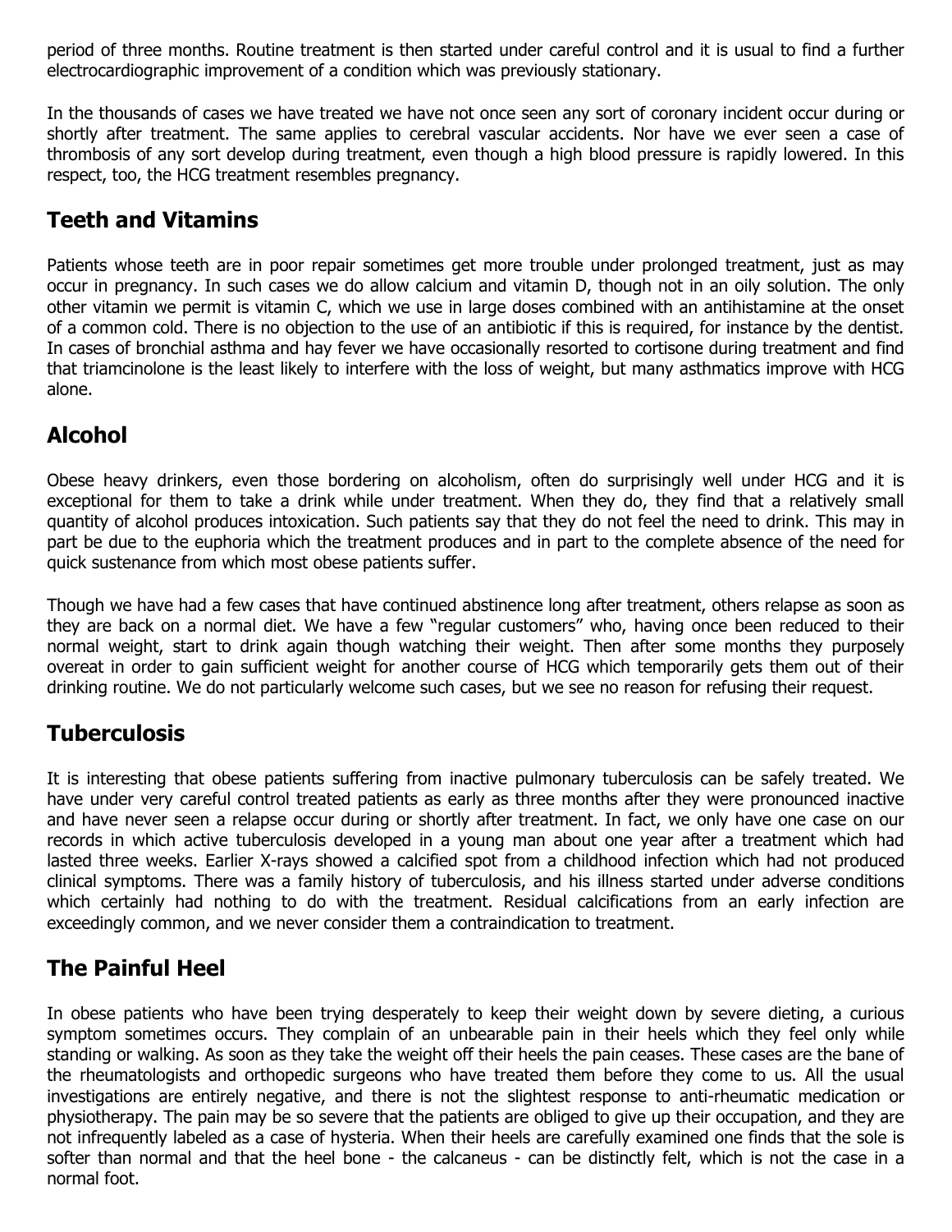period of three months. Routine treatment is then started under careful control and it is usual to find a further electrocardiographic improvement of a condition which was previously stationary.

In the thousands of cases we have treated we have not once seen any sort of coronary incident occur during or shortly after treatment. The same applies to cerebral vascular accidents. Nor have we ever seen a case of thrombosis of any sort develop during treatment, even though a high blood pressure is rapidly lowered. In this respect, too, the HCG treatment resembles pregnancy.

## Teeth and Vitamins

Patients whose teeth are in poor repair sometimes get more trouble under prolonged treatment, just as may occur in pregnancy. In such cases we do allow calcium and vitamin D, though not in an oily solution. The only other vitamin we permit is vitamin C, which we use in large doses combined with an antihistamine at the onset of a common cold. There is no objection to the use of an antibiotic if this is required, for instance by the dentist. In cases of bronchial asthma and hay fever we have occasionally resorted to cortisone during treatment and find that triamcinolone is the least likely to interfere with the loss of weight, but many asthmatics improve with HCG alone.

## Alcohol

Obese heavy drinkers, even those bordering on alcoholism, often do surprisingly well under HCG and it is exceptional for them to take a drink while under treatment. When they do, they find that a relatively small quantity of alcohol produces intoxication. Such patients say that they do not feel the need to drink. This may in part be due to the euphoria which the treatment produces and in part to the complete absence of the need for quick sustenance from which most obese patients suffer.

Though we have had a few cases that have continued abstinence long after treatment, others relapse as soon as they are back on a normal diet. We have a few "regular customers" who, having once been reduced to their normal weight, start to drink again though watching their weight. Then after some months they purposely overeat in order to gain sufficient weight for another course of HCG which temporarily gets them out of their drinking routine. We do not particularly welcome such cases, but we see no reason for refusing their request.

## Tuberculosis

It is interesting that obese patients suffering from inactive pulmonary tuberculosis can be safely treated. We have under very careful control treated patients as early as three months after they were pronounced inactive and have never seen a relapse occur during or shortly after treatment. In fact, we only have one case on our records in which active tuberculosis developed in a young man about one year after a treatment which had lasted three weeks. Earlier X-rays showed a calcified spot from a childhood infection which had not produced clinical symptoms. There was a family history of tuberculosis, and his illness started under adverse conditions which certainly had nothing to do with the treatment. Residual calcifications from an early infection are exceedingly common, and we never consider them a contraindication to treatment.

## The Painful Heel

In obese patients who have been trying desperately to keep their weight down by severe dieting, a curious symptom sometimes occurs. They complain of an unbearable pain in their heels which they feel only while standing or walking. As soon as they take the weight off their heels the pain ceases. These cases are the bane of the rheumatologists and orthopedic surgeons who have treated them before they come to us. All the usual investigations are entirely negative, and there is not the slightest response to anti-rheumatic medication or physiotherapy. The pain may be so severe that the patients are obliged to give up their occupation, and they are not infrequently labeled as a case of hysteria. When their heels are carefully examined one finds that the sole is softer than normal and that the heel bone - the calcaneus - can be distinctly felt, which is not the case in a normal foot.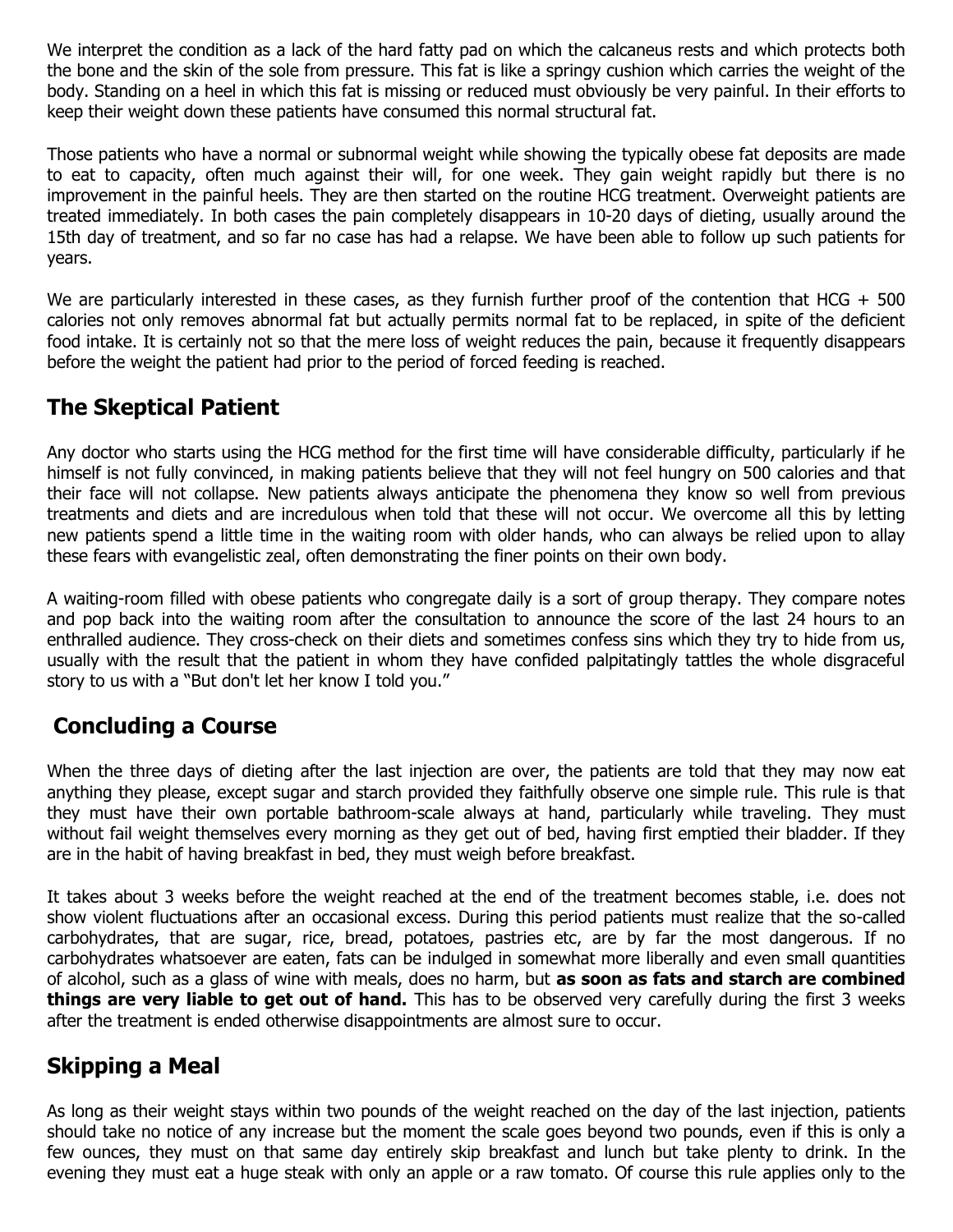We interpret the condition as a lack of the hard fatty pad on which the calcaneus rests and which protects both the bone and the skin of the sole from pressure. This fat is like a springy cushion which carries the weight of the body. Standing on a heel in which this fat is missing or reduced must obviously be very painful. In their efforts to keep their weight down these patients have consumed this normal structural fat.

Those patients who have a normal or subnormal weight while showing the typically obese fat deposits are made to eat to capacity, often much against their will, for one week. They gain weight rapidly but there is no improvement in the painful heels. They are then started on the routine HCG treatment. Overweight patients are treated immediately. In both cases the pain completely disappears in 10-20 days of dieting, usually around the 15th day of treatment, and so far no case has had a relapse. We have been able to follow up such patients for years.

We are particularly interested in these cases, as they furnish further proof of the contention that HCG + 500 calories not only removes abnormal fat but actually permits normal fat to be replaced, in spite of the deficient food intake. It is certainly not so that the mere loss of weight reduces the pain, because it frequently disappears before the weight the patient had prior to the period of forced feeding is reached.

## The Skeptical Patient

Any doctor who starts using the HCG method for the first time will have considerable difficulty, particularly if he himself is not fully convinced, in making patients believe that they will not feel hungry on 500 calories and that their face will not collapse. New patients always anticipate the phenomena they know so well from previous treatments and diets and are incredulous when told that these will not occur. We overcome all this by letting new patients spend a little time in the waiting room with older hands, who can always be relied upon to allay these fears with evangelistic zeal, often demonstrating the finer points on their own body.

A waiting-room filled with obese patients who congregate daily is a sort of group therapy. They compare notes and pop back into the waiting room after the consultation to announce the score of the last 24 hours to an enthralled audience. They cross-check on their diets and sometimes confess sins which they try to hide from us, usually with the result that the patient in whom they have confided palpitatingly tattles the whole disgraceful story to us with a "But don't let her know I told you."

## Concluding a Course

When the three days of dieting after the last injection are over, the patients are told that they may now eat anything they please, except sugar and starch provided they faithfully observe one simple rule. This rule is that they must have their own portable bathroom-scale always at hand, particularly while traveling. They must without fail weight themselves every morning as they get out of bed, having first emptied their bladder. If they are in the habit of having breakfast in bed, they must weigh before breakfast.

It takes about 3 weeks before the weight reached at the end of the treatment becomes stable, i.e. does not show violent fluctuations after an occasional excess. During this period patients must realize that the so-called carbohydrates, that are sugar, rice, bread, potatoes, pastries etc, are by far the most dangerous. If no carbohydrates whatsoever are eaten, fats can be indulged in somewhat more liberally and even small quantities of alcohol, such as a glass of wine with meals, does no harm, but **as soon as fats and starch are combined things are very liable to get out of hand.** This has to be observed very carefully during the first 3 weeks after the treatment is ended otherwise disappointments are almost sure to occur.

## Skipping a Meal

As long as their weight stays within two pounds of the weight reached on the day of the last injection, patients should take no notice of any increase but the moment the scale goes beyond two pounds, even if this is only a few ounces, they must on that same day entirely skip breakfast and lunch but take plenty to drink. In the evening they must eat a huge steak with only an apple or a raw tomato. Of course this rule applies only to the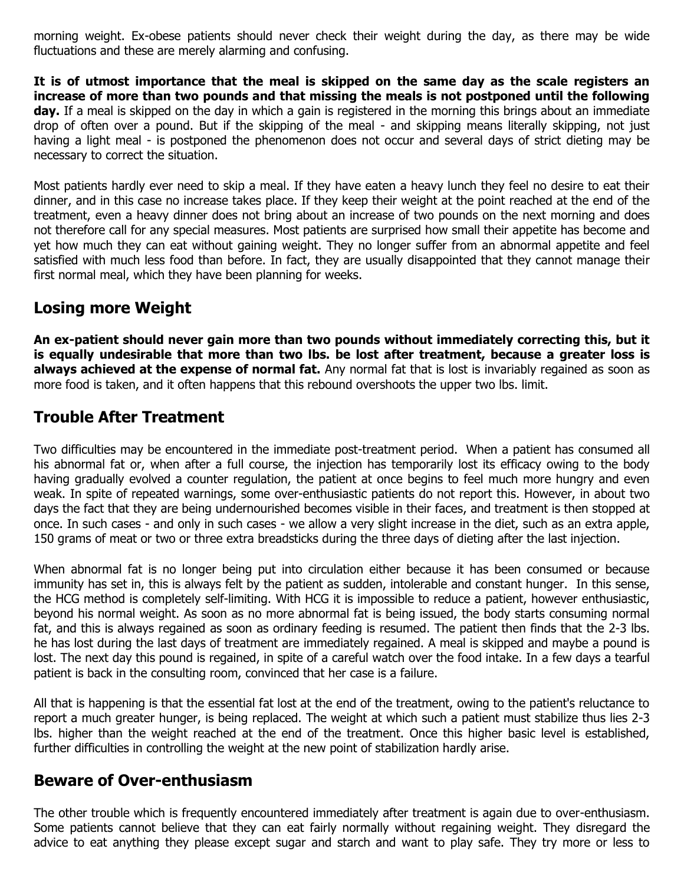morning weight. Ex-obese patients should never check their weight during the day, as there may be wide fluctuations and these are merely alarming and confusing.

**It is of utmost importance that the meal is skipped on the same day as the scale registers an increase of more than two pounds and that missing the meals is not postponed until the following day.** If a meal is skipped on the day in which a gain is registered in the morning this brings about an immediate drop of often over a pound. But if the skipping of the meal - and skipping means literally skipping, not just having a light meal - is postponed the phenomenon does not occur and several days of strict dieting may be necessary to correct the situation.

Most patients hardly ever need to skip a meal. If they have eaten a heavy lunch they feel no desire to eat their dinner, and in this case no increase takes place. If they keep their weight at the point reached at the end of the treatment, even a heavy dinner does not bring about an increase of two pounds on the next morning and does not therefore call for any special measures. Most patients are surprised how small their appetite has become and yet how much they can eat without gaining weight. They no longer suffer from an abnormal appetite and feel satisfied with much less food than before. In fact, they are usually disappointed that they cannot manage their first normal meal, which they have been planning for weeks.

## Losing more Weight

**An ex-patient should never gain more than two pounds without immediately correcting this, but it is equally undesirable that more than two lbs. be lost after treatment, because a greater loss is always achieved at the expense of normal fat.** Any normal fat that is lost is invariably regained as soon as more food is taken, and it often happens that this rebound overshoots the upper two lbs. limit.

## Trouble After Treatment

Two difficulties may be encountered in the immediate post-treatment period. When a patient has consumed all his abnormal fat or, when after a full course, the injection has temporarily lost its efficacy owing to the body having gradually evolved a counter regulation, the patient at once begins to feel much more hungry and even weak. In spite of repeated warnings, some over-enthusiastic patients do not report this. However, in about two days the fact that they are being undernourished becomes visible in their faces, and treatment is then stopped at once. In such cases - and only in such cases - we allow a very slight increase in the diet, such as an extra apple, 150 grams of meat or two or three extra breadsticks during the three days of dieting after the last injection.

When abnormal fat is no longer being put into circulation either because it has been consumed or because immunity has set in, this is always felt by the patient as sudden, intolerable and constant hunger. In this sense, the HCG method is completely self-limiting. With HCG it is impossible to reduce a patient, however enthusiastic, beyond his normal weight. As soon as no more abnormal fat is being issued, the body starts consuming normal fat, and this is always regained as soon as ordinary feeding is resumed. The patient then finds that the 2-3 lbs. he has lost during the last days of treatment are immediately regained. A meal is skipped and maybe a pound is lost. The next day this pound is regained, in spite of a careful watch over the food intake. In a few days a tearful patient is back in the consulting room, convinced that her case is a failure.

All that is happening is that the essential fat lost at the end of the treatment, owing to the patient's reluctance to report a much greater hunger, is being replaced. The weight at which such a patient must stabilize thus lies 2-3 lbs. higher than the weight reached at the end of the treatment. Once this higher basic level is established, further difficulties in controlling the weight at the new point of stabilization hardly arise.

## Beware of Over-enthusiasm

The other trouble which is frequently encountered immediately after treatment is again due to over-enthusiasm. Some patients cannot believe that they can eat fairly normally without regaining weight. They disregard the advice to eat anything they please except sugar and starch and want to play safe. They try more or less to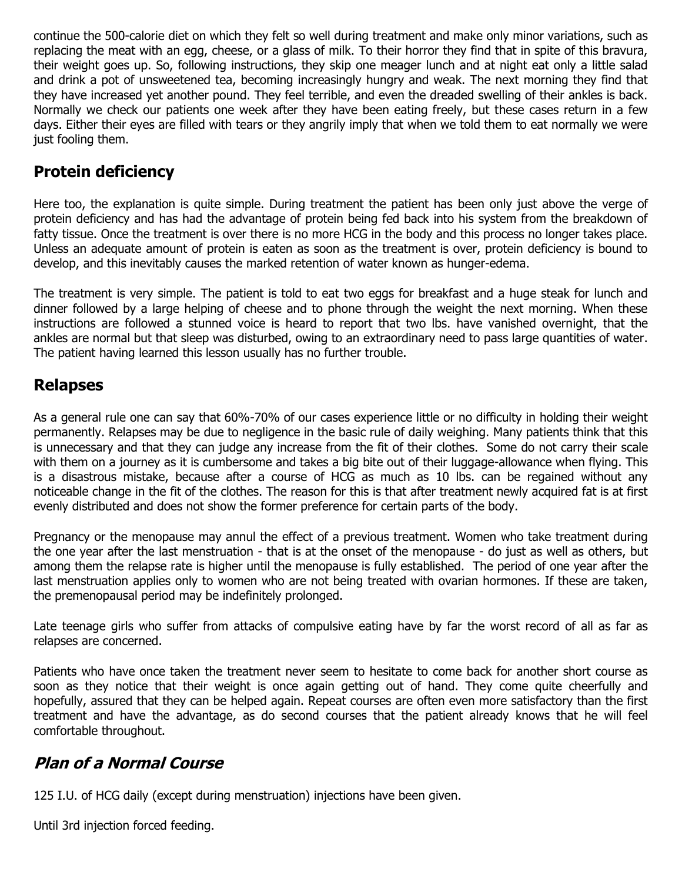continue the 500-calorie diet on which they felt so well during treatment and make only minor variations, such as replacing the meat with an egg, cheese, or a glass of milk. To their horror they find that in spite of this bravura, their weight goes up. So, following instructions, they skip one meager lunch and at night eat only a little salad and drink a pot of unsweetened tea, becoming increasingly hungry and weak. The next morning they find that they have increased yet another pound. They feel terrible, and even the dreaded swelling of their ankles is back. Normally we check our patients one week after they have been eating freely, but these cases return in a few days. Either their eyes are filled with tears or they angrily imply that when we told them to eat normally we were just fooling them.

## Protein deficiency

Here too, the explanation is quite simple. During treatment the patient has been only just above the verge of protein deficiency and has had the advantage of protein being fed back into his system from the breakdown of fatty tissue. Once the treatment is over there is no more HCG in the body and this process no longer takes place. Unless an adequate amount of protein is eaten as soon as the treatment is over, protein deficiency is bound to develop, and this inevitably causes the marked retention of water known as hunger-edema.

The treatment is very simple. The patient is told to eat two eggs for breakfast and a huge steak for lunch and dinner followed by a large helping of cheese and to phone through the weight the next morning. When these instructions are followed a stunned voice is heard to report that two lbs. have vanished overnight, that the ankles are normal but that sleep was disturbed, owing to an extraordinary need to pass large quantities of water. The patient having learned this lesson usually has no further trouble.

## Relapses

As a general rule one can say that 60%-70% of our cases experience little or no difficulty in holding their weight permanently. Relapses may be due to negligence in the basic rule of daily weighing. Many patients think that this is unnecessary and that they can judge any increase from the fit of their clothes. Some do not carry their scale with them on a journey as it is cumbersome and takes a big bite out of their luggage-allowance when flying. This is a disastrous mistake, because after a course of HCG as much as 10 lbs. can be regained without any noticeable change in the fit of the clothes. The reason for this is that after treatment newly acquired fat is at first evenly distributed and does not show the former preference for certain parts of the body.

Pregnancy or the menopause may annul the effect of a previous treatment. Women who take treatment during the one year after the last menstruation - that is at the onset of the menopause - do just as well as others, but among them the relapse rate is higher until the menopause is fully established. The period of one year after the last menstruation applies only to women who are not being treated with ovarian hormones. If these are taken, the premenopausal period may be indefinitely prolonged.

Late teenage girls who suffer from attacks of compulsive eating have by far the worst record of all as far as relapses are concerned.

Patients who have once taken the treatment never seem to hesitate to come back for another short course as soon as they notice that their weight is once again getting out of hand. They come quite cheerfully and hopefully, assured that they can be helped again. Repeat courses are often even more satisfactory than the first treatment and have the advantage, as do second courses that the patient already knows that he will feel comfortable throughout.

## *Plan of a Normal Course*

125 I.U. of HCG daily (except during menstruation) injections have been given.

Until 3rd injection forced feeding.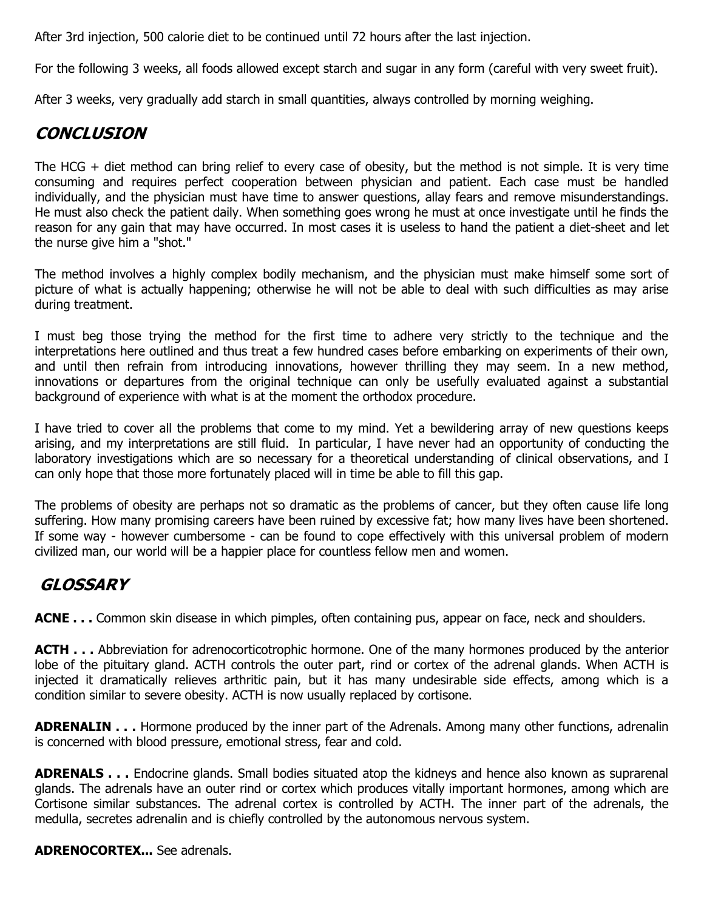After 3rd injection, 500 calorie diet to be continued until 72 hours after the last injection.

For the following 3 weeks, all foods allowed except starch and sugar in any form (careful with very sweet fruit).

After 3 weeks, very gradually add starch in small quantities, always controlled by morning weighing.

## *CONCLUSION*

The HCG + diet method can bring relief to every case of obesity, but the method is not simple. It is very time consuming and requires perfect cooperation between physician and patient. Each case must be handled individually, and the physician must have time to answer questions, allay fears and remove misunderstandings. He must also check the patient daily. When something goes wrong he must at once investigate until he finds the reason for any gain that may have occurred. In most cases it is useless to hand the patient a diet-sheet and let the nurse give him a "shot."

The method involves a highly complex bodily mechanism, and the physician must make himself some sort of picture of what is actually happening; otherwise he will not be able to deal with such difficulties as may arise during treatment.

I must beg those trying the method for the first time to adhere very strictly to the technique and the interpretations here outlined and thus treat a few hundred cases before embarking on experiments of their own, and until then refrain from introducing innovations, however thrilling they may seem. In a new method, innovations or departures from the original technique can only be usefully evaluated against a substantial background of experience with what is at the moment the orthodox procedure.

I have tried to cover all the problems that come to my mind. Yet a bewildering array of new questions keeps arising, and my interpretations are still fluid. In particular, I have never had an opportunity of conducting the laboratory investigations which are so necessary for a theoretical understanding of clinical observations, and I can only hope that those more fortunately placed will in time be able to fill this gap.

The problems of obesity are perhaps not so dramatic as the problems of cancer, but they often cause life long suffering. How many promising careers have been ruined by excessive fat; how many lives have been shortened. If some way - however cumbersome - can be found to cope effectively with this universal problem of modern civilized man, our world will be a happier place for countless fellow men and women.

## *GLOSSARY*

**ACNE . . .** Common skin disease in which pimples, often containing pus, appear on face, neck and shoulders.

**ACTH . . .** Abbreviation for adrenocorticotrophic hormone. One of the many hormones produced by the anterior lobe of the pituitary gland. ACTH controls the outer part, rind or cortex of the adrenal glands. When ACTH is injected it dramatically relieves arthritic pain, but it has many undesirable side effects, among which is a condition similar to severe obesity. ACTH is now usually replaced by cortisone.

**ADRENALIN . . .** Hormone produced by the inner part of the Adrenals. Among many other functions, adrenalin is concerned with blood pressure, emotional stress, fear and cold.

**ADRENALS . . .** Endocrine glands. Small bodies situated atop the kidneys and hence also known as suprarenal glands. The adrenals have an outer rind or cortex which produces vitally important hormones, among which are Cortisone similar substances. The adrenal cortex is controlled by ACTH. The inner part of the adrenals, the medulla, secretes adrenalin and is chiefly controlled by the autonomous nervous system.

**ADRENOCORTEX...** See adrenals.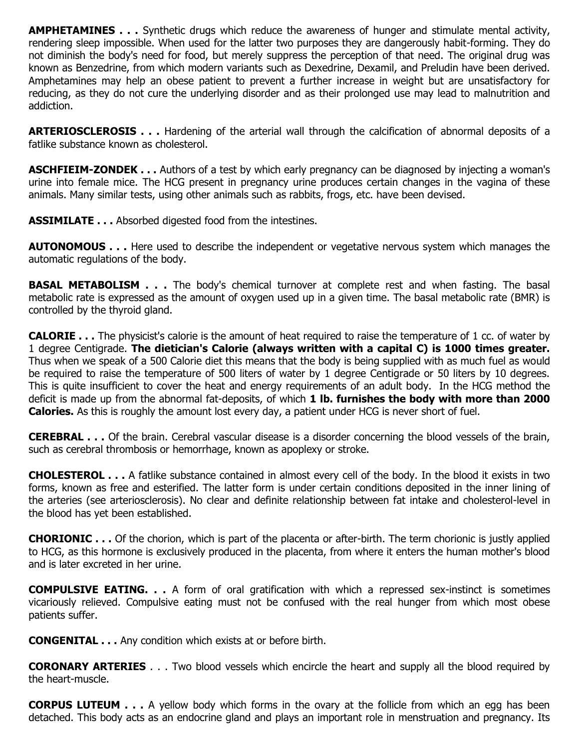**AMPHETAMINES . . .** Synthetic drugs which reduce the awareness of hunger and stimulate mental activity, rendering sleep impossible. When used for the latter two purposes they are dangerously habit-forming. They do not diminish the body's need for food, but merely suppress the perception of that need. The original drug was known as Benzedrine, from which modern variants such as Dexedrine, Dexamil, and Preludin have been derived. Amphetamines may help an obese patient to prevent a further increase in weight but are unsatisfactory for reducing, as they do not cure the underlying disorder and as their prolonged use may lead to malnutrition and addiction.

**ARTERIOSCLEROSIS . . .** Hardening of the arterial wall through the calcification of abnormal deposits of a fatlike substance known as cholesterol.

**ASCHFIEIM-ZONDEK . . .** Authors of a test by which early pregnancy can be diagnosed by injecting a woman's urine into female mice. The HCG present in pregnancy urine produces certain changes in the vagina of these animals. Many similar tests, using other animals such as rabbits, frogs, etc. have been devised.

**ASSIMILATE . . .** Absorbed digested food from the intestines.

**AUTONOMOUS . . .** Here used to describe the independent or vegetative nervous system which manages the automatic regulations of the body.

**BASAL METABOLISM . . .** The body's chemical turnover at complete rest and when fasting. The basal metabolic rate is expressed as the amount of oxygen used up in a given time. The basal metabolic rate (BMR) is controlled by the thyroid gland.

**CALORIE . . .** The physicist's calorie is the amount of heat required to raise the temperature of 1 cc. of water by 1 degree Centigrade. **The dietician's Calorie (always written with a capital C) is 1000 times greater.** Thus when we speak of a 500 Calorie diet this means that the body is being supplied with as much fuel as would be required to raise the temperature of 500 liters of water by 1 degree Centigrade or 50 liters by 10 degrees. This is quite insufficient to cover the heat and energy requirements of an adult body. In the HCG method the deficit is made up from the abnormal fat-deposits, of which **1 lb. furnishes the body with more than 2000 Calories.** As this is roughly the amount lost every day, a patient under HCG is never short of fuel.

**CEREBRAL . . .** Of the brain. Cerebral vascular disease is a disorder concerning the blood vessels of the brain, such as cerebral thrombosis or hemorrhage, known as apoplexy or stroke.

**CHOLESTEROL . . .** A fatlike substance contained in almost every cell of the body. In the blood it exists in two forms, known as free and esterified. The latter form is under certain conditions deposited in the inner lining of the arteries (see arteriosclerosis). No clear and definite relationship between fat intake and cholesterol-level in the blood has yet been established.

**CHORIONIC . . .** Of the chorion, which is part of the placenta or after-birth. The term chorionic is justly applied to HCG, as this hormone is exclusively produced in the placenta, from where it enters the human mother's blood and is later excreted in her urine.

**COMPULSIVE EATING. . .** A form of oral gratification with which a repressed sex-instinct is sometimes vicariously relieved. Compulsive eating must not be confused with the real hunger from which most obese patients suffer.

**CONGENITAL . . .** Any condition which exists at or before birth.

**CORONARY ARTERIES** . . . Two blood vessels which encircle the heart and supply all the blood required by the heart-muscle.

**CORPUS LUTEUM . . .** A yellow body which forms in the ovary at the follicle from which an egg has been detached. This body acts as an endocrine gland and plays an important role in menstruation and pregnancy. Its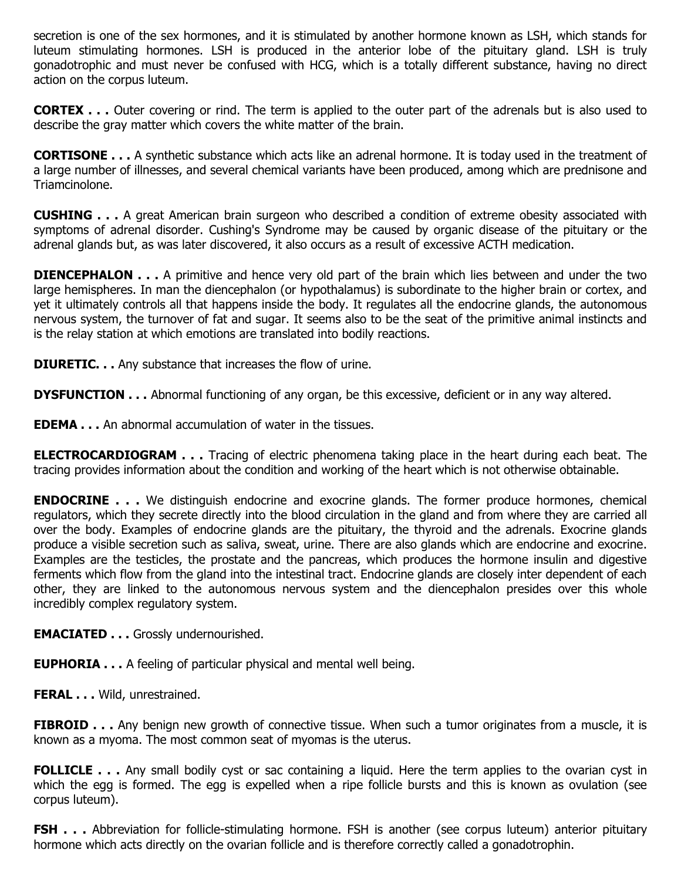secretion is one of the sex hormones, and it is stimulated by another hormone known as LSH, which stands for luteum stimulating hormones. LSH is produced in the anterior lobe of the pituitary gland. LSH is truly gonadotrophic and must never be confused with HCG, which is a totally different substance, having no direct action on the corpus luteum.

**CORTEX . . .** Outer covering or rind. The term is applied to the outer part of the adrenals but is also used to describe the gray matter which covers the white matter of the brain.

**CORTISONE . . .** A synthetic substance which acts like an adrenal hormone. It is today used in the treatment of a large number of illnesses, and several chemical variants have been produced, among which are prednisone and Triamcinolone.

**CUSHING . . .** A great American brain surgeon who described a condition of extreme obesity associated with symptoms of adrenal disorder. Cushing's Syndrome may be caused by organic disease of the pituitary or the adrenal glands but, as was later discovered, it also occurs as a result of excessive ACTH medication.

**DIENCEPHALON . . .** A primitive and hence very old part of the brain which lies between and under the two large hemispheres. In man the diencephalon (or hypothalamus) is subordinate to the higher brain or cortex, and yet it ultimately controls all that happens inside the body. It regulates all the endocrine glands, the autonomous nervous system, the turnover of fat and sugar. It seems also to be the seat of the primitive animal instincts and is the relay station at which emotions are translated into bodily reactions.

**DIURETIC. . .** Any substance that increases the flow of urine.

**DYSFUNCTION . . .** Abnormal functioning of any organ, be this excessive, deficient or in any way altered.

**EDEMA . . .** An abnormal accumulation of water in the tissues.

**ELECTROCARDIOGRAM . . .** Tracing of electric phenomena taking place in the heart during each beat. The tracing provides information about the condition and working of the heart which is not otherwise obtainable.

**ENDOCRINE . . .** We distinguish endocrine and exocrine glands. The former produce hormones, chemical regulators, which they secrete directly into the blood circulation in the gland and from where they are carried all over the body. Examples of endocrine glands are the pituitary, the thyroid and the adrenals. Exocrine glands produce a visible secretion such as saliva, sweat, urine. There are also glands which are endocrine and exocrine. Examples are the testicles, the prostate and the pancreas, which produces the hormone insulin and digestive ferments which flow from the gland into the intestinal tract. Endocrine glands are closely inter dependent of each other, they are linked to the autonomous nervous system and the diencephalon presides over this whole incredibly complex regulatory system.

**EMACIATED . . .** Grossly undernourished.

**EUPHORIA . . .** A feeling of particular physical and mental well being.

**FERAL . . .** Wild, unrestrained.

**FIBROID . . .** Any benign new growth of connective tissue. When such a tumor originates from a muscle, it is known as a myoma. The most common seat of myomas is the uterus.

**FOLLICLE . . .** Any small bodily cyst or sac containing a liquid. Here the term applies to the ovarian cyst in which the egg is formed. The egg is expelled when a ripe follicle bursts and this is known as ovulation (see corpus luteum).

**FSH . . .** Abbreviation for follicle-stimulating hormone. FSH is another (see corpus luteum) anterior pituitary hormone which acts directly on the ovarian follicle and is therefore correctly called a gonadotrophin.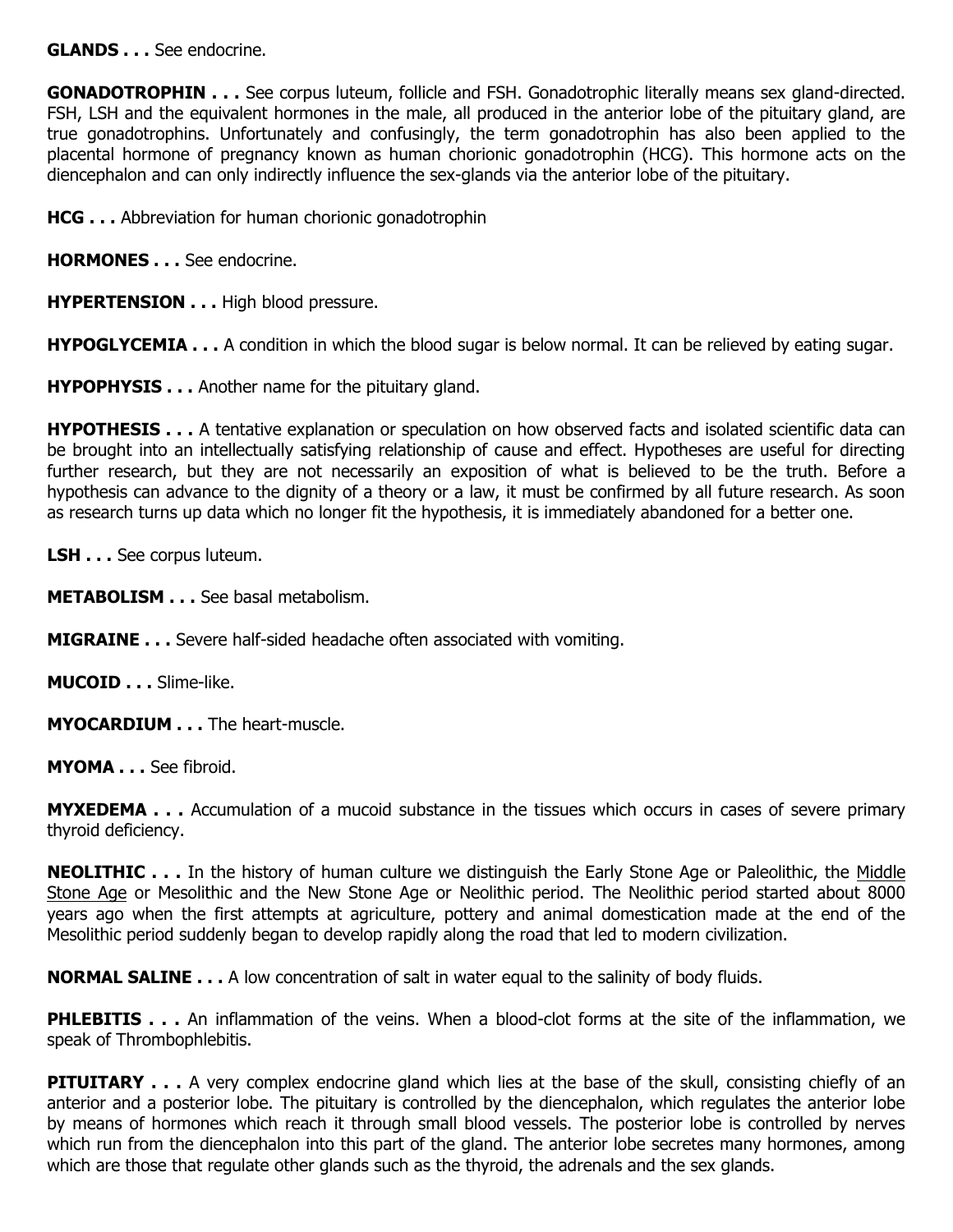**GLANDS . . .** See endocrine.

**GONADOTROPHIN . . .** See corpus luteum, follicle and FSH. Gonadotrophic literally means sex gland-directed. FSH, LSH and the equivalent hormones in the male, all produced in the anterior lobe of the pituitary gland, are true gonadotrophins. Unfortunately and confusingly, the term gonadotrophin has also been applied to the placental hormone of pregnancy known as human chorionic gonadotrophin (HCG). This hormone acts on the diencephalon and can only indirectly influence the sex-glands via the anterior lobe of the pituitary.

**HCG . . .** Abbreviation for human chorionic gonadotrophin

**HORMONES . . .** See endocrine.

**HYPERTENSION . . .** High blood pressure.

**HYPOGLYCEMIA . . .** A condition in which the blood sugar is below normal. It can be relieved by eating sugar.

**HYPOPHYSIS . . .** Another name for the pituitary gland.

**HYPOTHESIS . . .** A tentative explanation or speculation on how observed facts and isolated scientific data can be brought into an intellectually satisfying relationship of cause and effect. Hypotheses are useful for directing further research, but they are not necessarily an exposition of what is believed to be the truth. Before a hypothesis can advance to the dignity of a theory or a law, it must be confirmed by all future research. As soon as research turns up data which no longer fit the hypothesis, it is immediately abandoned for a better one.

**LSH . . .** See corpus luteum.

**METABOLISM . . .** See basal metabolism.

**MIGRAINE . . .** Severe half-sided headache often associated with vomiting.

**MUCOID . . .** Slime-like.

**MYOCARDIUM . . .** The heart-muscle.

**MYOMA . . .** See fibroid.

**MYXEDEMA . . .** Accumulation of a mucoid substance in the tissues which occurs in cases of severe primary thyroid deficiency.

**NEOLITHIC . . .** In the history of human culture we distinguish the Early Stone Age or Paleolithic, the Middle Stone Age or Mesolithic and the New Stone Age or Neolithic period. The Neolithic period started about 8000 years ago when the first attempts at agriculture, pottery and animal domestication made at the end of the Mesolithic period suddenly began to develop rapidly along the road that led to modern civilization.

**NORMAL SALINE . . .** A low concentration of salt in water equal to the salinity of body fluids.

**PHLEBITIS . . .** An inflammation of the veins. When a blood-clot forms at the site of the inflammation, we speak of Thrombophlebitis.

**PITUITARY . . .** A very complex endocrine gland which lies at the base of the skull, consisting chiefly of an anterior and a posterior lobe. The pituitary is controlled by the diencephalon, which regulates the anterior lobe by means of hormones which reach it through small blood vessels. The posterior lobe is controlled by nerves which run from the diencephalon into this part of the gland. The anterior lobe secretes many hormones, among which are those that regulate other glands such as the thyroid, the adrenals and the sex glands.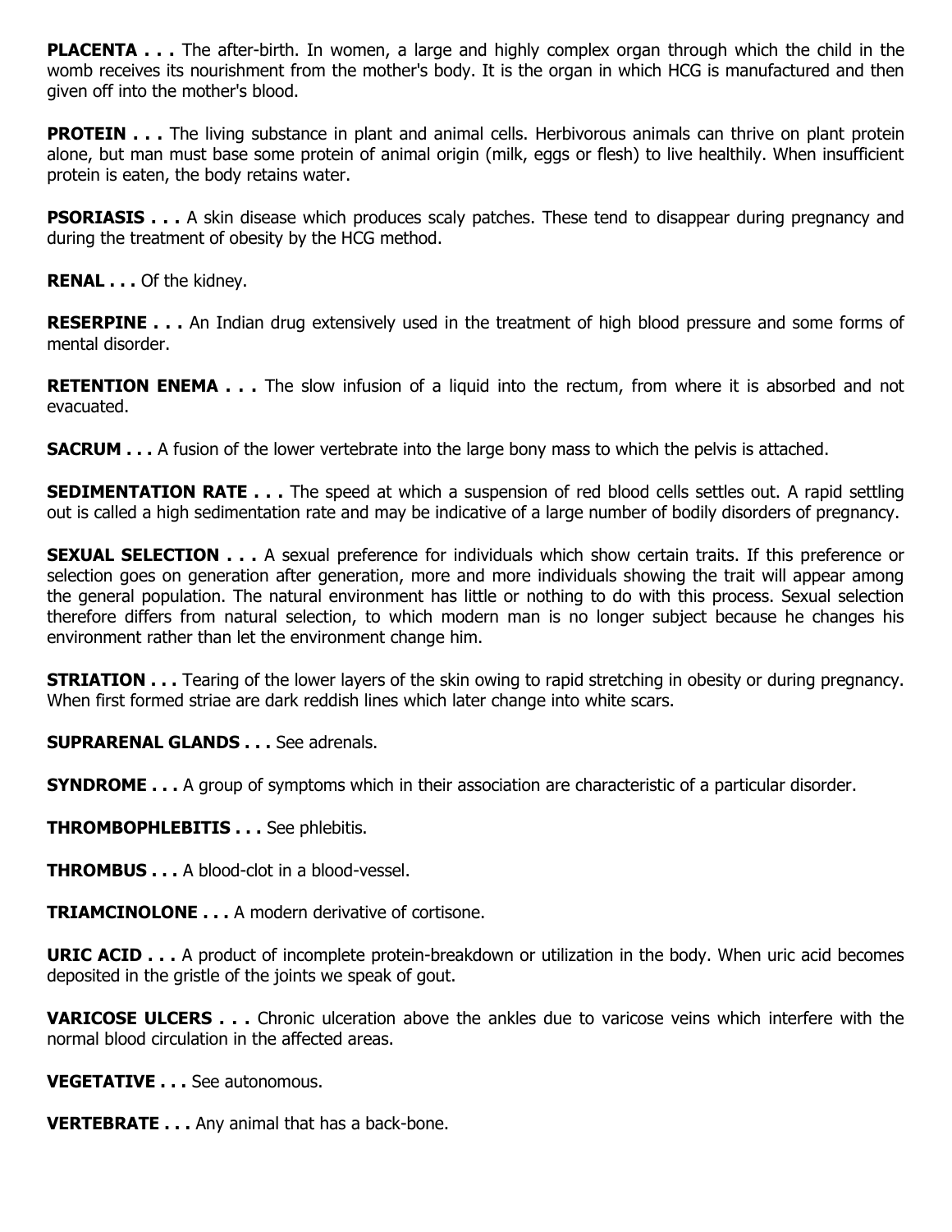**PLACENTA . . .** The after-birth. In women, a large and highly complex organ through which the child in the womb receives its nourishment from the mother's body. It is the organ in which HCG is manufactured and then given off into the mother's blood.

**PROTEIN . . .** The living substance in plant and animal cells. Herbivorous animals can thrive on plant protein alone, but man must base some protein of animal origin (milk, eggs or flesh) to live healthily. When insufficient protein is eaten, the body retains water.

**PSORIASIS . . .** A skin disease which produces scaly patches. These tend to disappear during pregnancy and during the treatment of obesity by the HCG method.

**RENAL . . .** Of the kidney.

**RESERPINE . . .** An Indian drug extensively used in the treatment of high blood pressure and some forms of mental disorder.

**RETENTION ENEMA . . .** The slow infusion of a liquid into the rectum, from where it is absorbed and not evacuated.

**SACRUM . . .** A fusion of the lower vertebrate into the large bony mass to which the pelvis is attached.

**SEDIMENTATION RATE . . .** The speed at which a suspension of red blood cells settles out. A rapid settling out is called a high sedimentation rate and may be indicative of a large number of bodily disorders of pregnancy.

**SEXUAL SELECTION . . .** A sexual preference for individuals which show certain traits. If this preference or selection goes on generation after generation, more and more individuals showing the trait will appear among the general population. The natural environment has little or nothing to do with this process. Sexual selection therefore differs from natural selection, to which modern man is no longer subject because he changes his environment rather than let the environment change him.

**STRIATION . . .** Tearing of the lower layers of the skin owing to rapid stretching in obesity or during pregnancy. When first formed striae are dark reddish lines which later change into white scars.

**SUPRARENAL GLANDS . . .** See adrenals.

**SYNDROME . . .** A group of symptoms which in their association are characteristic of a particular disorder.

**THROMBOPHLEBITIS . . .** See phlebitis.

**THROMBUS . . .** A blood-clot in a blood-vessel.

**TRIAMCINOLONE . . .** A modern derivative of cortisone.

**URIC ACID . . .** A product of incomplete protein-breakdown or utilization in the body. When uric acid becomes deposited in the gristle of the joints we speak of gout.

**VARICOSE ULCERS . . .** Chronic ulceration above the ankles due to varicose veins which interfere with the normal blood circulation in the affected areas.

**VEGETATIVE . . .** See autonomous.

**VERTEBRATE . . .** Any animal that has a back-bone.